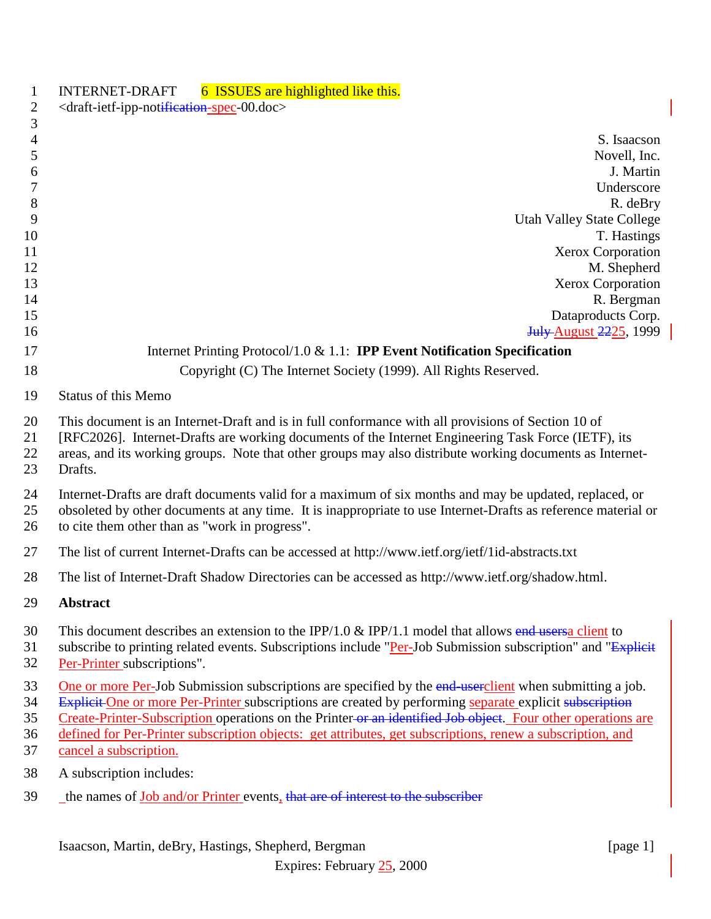INTERNET-DRAFT 6 ISSUES are highlighted like this.
<draft-ietf-ipp-notification-spec-00.doc>

S. Isaacson
Novell, Inc.
J. Martin
Underscore
R. deBry
Utah Valley State College
T. Hastings
Xerox Corporation
M. Shepherd
Xerox Corporation
R. Bergman
Dataproducts Corp.
July August 2225, 1999

Internet Printing Protocol/1.0 & 1.1: **IPP Event Notification Specification**

Copyright (C) The Internet Society (1999). All Rights Reserved.

Status of this Memo

This document is an Internet-Draft and is in full conformance with all provisions of Section 10 of [RFC2026]. Internet-Drafts are working documents of the Internet Engineering Task Force (IETF), its areas, and its working groups. Note that other groups may also distribute working documents as Internet-Drafts.

Internet-Drafts are draft documents valid for a maximum of six months and may be updated, replaced, or obsoleted by other documents at any time. It is inappropriate to use Internet-Drafts as reference material or to cite them other than as "work in progress".

The list of current Internet-Drafts can be accessed at http://www.ietf.org/ietf/1id-abstracts.txt

The list of Internet-Draft Shadow Directories can be accessed as http://www.ietf.org/shadow.html.

**Abstract**

This document describes an extension to the IPP/1.0 & IPP/1.1 model that allows end usersa client to subscribe to printing related events. Subscriptions include "Per-Job Submission subscription" and "Explicit Per-Printer subscriptions".

One or more Per-Job Submission subscriptions are specified by the end-userclient when submitting a job. Explicit One or more Per-Printer subscriptions are created by performing separate explicit subscription Create-Printer-Subscription operations on the Printer or an identified Job object. Four other operations are defined for Per-Printer subscription objects: get attributes, get subscriptions, renew a subscription, and cancel a subscription.

A subscription includes:

_the names of Job and/or Printer events, that are of interest to the subscriber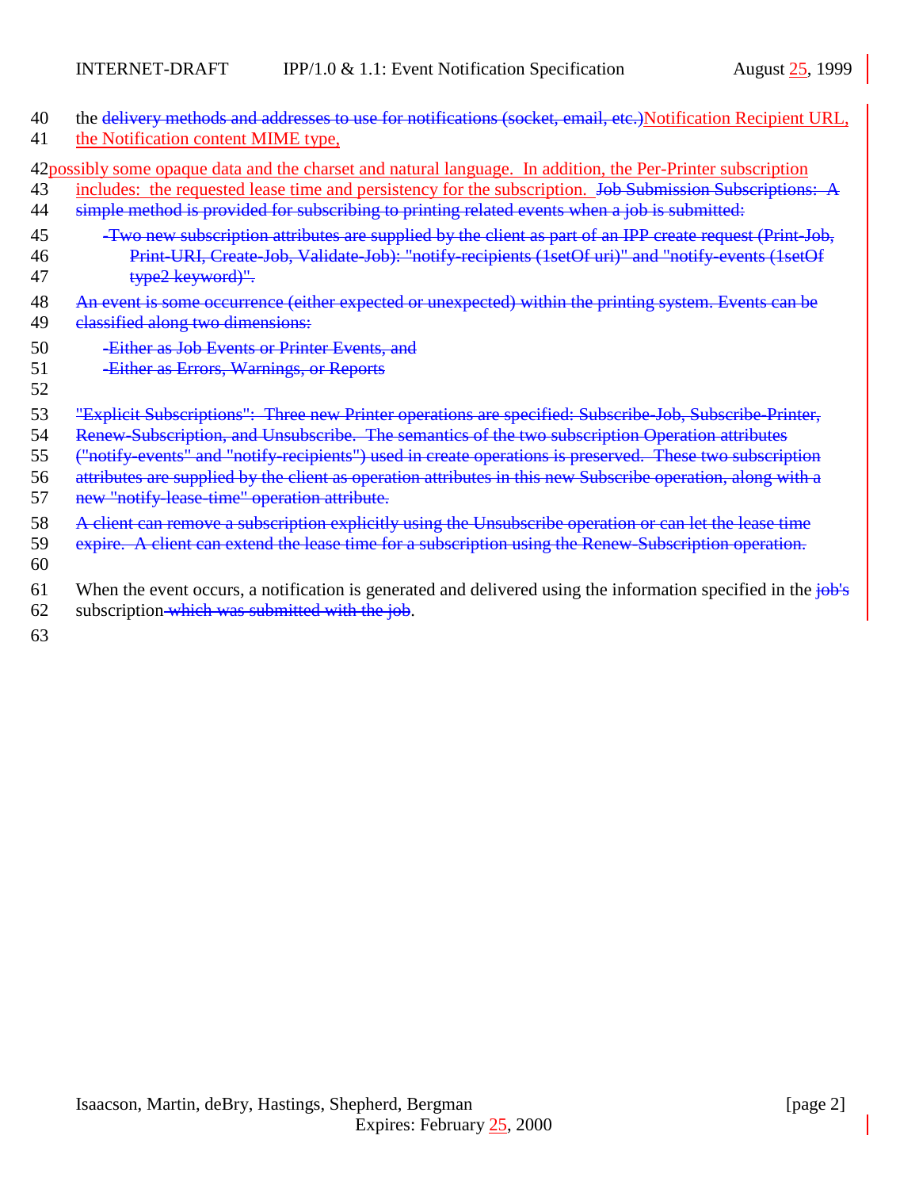the ~~delivery methods and addresses to use for notifications (socket, email, etc.)~~Notification Recipient URL, the Notification content MIME type,

possibly some opaque data and the charset and natural language. In addition, the Per-Printer subscription includes: the requested lease time and persistency for the subscription. ~~Job Submission Subscriptions: A simple method is provided for subscribing to printing related events when a job is submitted:~~

- ~~Two new subscription attributes are supplied by the client as part of an IPP create request (Print-Job, Print-URI, Create-Job, Validate-Job): "notify-recipients (1setOf uri)" and "notify-events (1setOf type2 keyword)".~~

~~An event is some occurrence (either expected or unexpected) within the printing system. Events can be classified along two dimensions:~~

- ~~Either as Job Events or Printer Events, and~~
- ~~Either as Errors, Warnings, or Reports~~

~~"Explicit Subscriptions": Three new Printer operations are specified: Subscribe-Job, Subscribe-Printer, Renew-Subscription, and Unsubscribe. The semantics of the two subscription Operation attributes ("notify-events" and "notify-recipients") used in create operations is preserved. These two subscription attributes are supplied by the client as operation attributes in this new Subscribe operation, along with a new "notify-lease-time" operation attribute.~~

~~A client can remove a subscription explicitly using the Unsubscribe operation or can let the lease time expire. A client can extend the lease time for a subscription using the Renew-Subscription operation.~~

When the event occurs, a notification is generated and delivered using the information specified in the ~~job's~~ subscription ~~which was submitted with the job~~.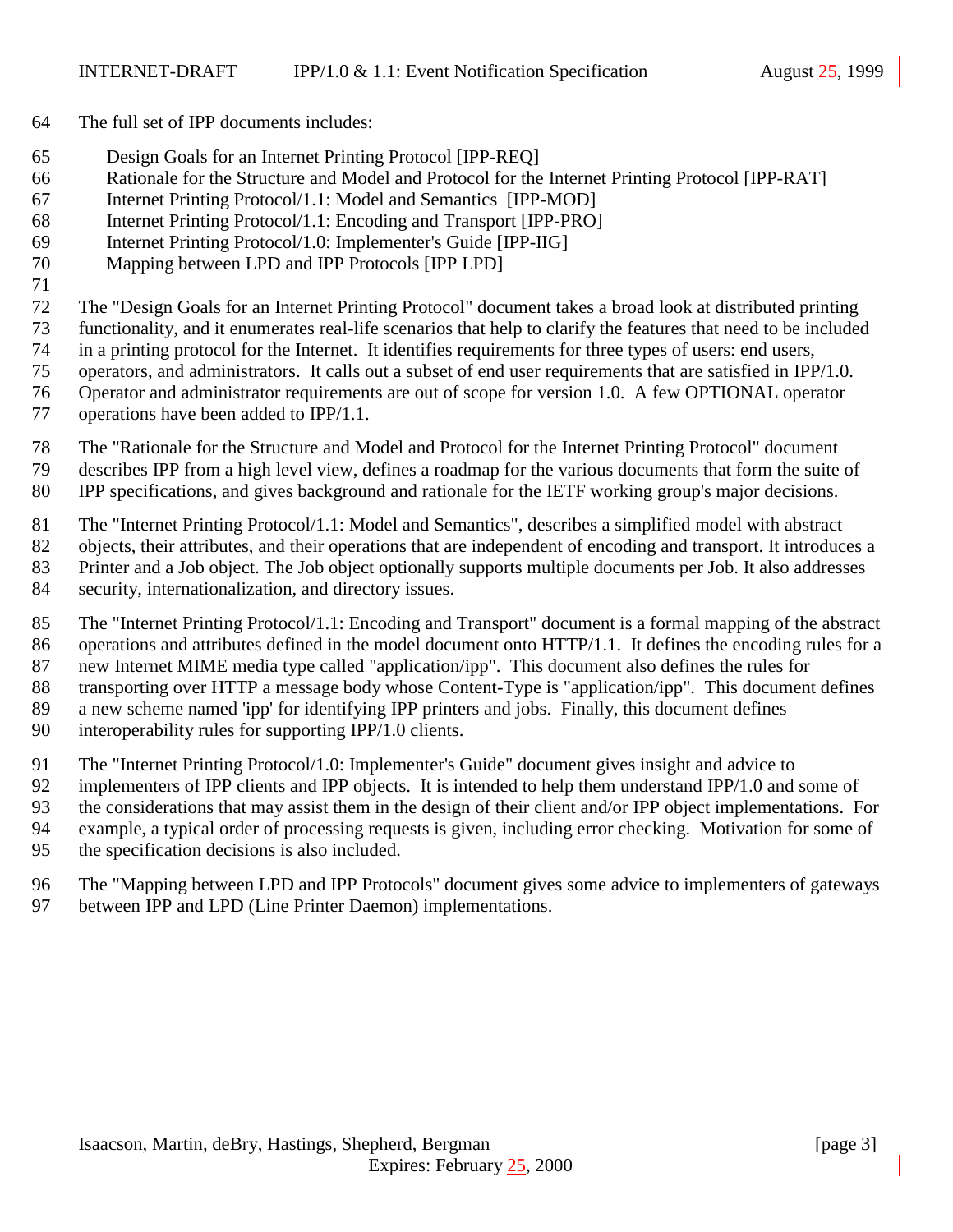The full set of IPP documents includes:

Design Goals for an Internet Printing Protocol [IPP-REQ]
Rationale for the Structure and Model and Protocol for the Internet Printing Protocol [IPP-RAT]
Internet Printing Protocol/1.1: Model and Semantics [IPP-MOD]
Internet Printing Protocol/1.1: Encoding and Transport [IPP-PRO]
Internet Printing Protocol/1.0: Implementer's Guide [IPP-IIG]
Mapping between LPD and IPP Protocols [IPP LPD]

The "Design Goals for an Internet Printing Protocol" document takes a broad look at distributed printing functionality, and it enumerates real-life scenarios that help to clarify the features that need to be included in a printing protocol for the Internet. It identifies requirements for three types of users: end users, operators, and administrators. It calls out a subset of end user requirements that are satisfied in IPP/1.0. Operator and administrator requirements are out of scope for version 1.0. A few OPTIONAL operator operations have been added to IPP/1.1.

The "Rationale for the Structure and Model and Protocol for the Internet Printing Protocol" document describes IPP from a high level view, defines a roadmap for the various documents that form the suite of IPP specifications, and gives background and rationale for the IETF working group's major decisions.

The "Internet Printing Protocol/1.1: Model and Semantics", describes a simplified model with abstract objects, their attributes, and their operations that are independent of encoding and transport. It introduces a Printer and a Job object. The Job object optionally supports multiple documents per Job. It also addresses security, internationalization, and directory issues.

The "Internet Printing Protocol/1.1: Encoding and Transport" document is a formal mapping of the abstract operations and attributes defined in the model document onto HTTP/1.1. It defines the encoding rules for a new Internet MIME media type called "application/ipp". This document also defines the rules for transporting over HTTP a message body whose Content-Type is "application/ipp". This document defines a new scheme named 'ipp' for identifying IPP printers and jobs. Finally, this document defines interoperability rules for supporting IPP/1.0 clients.

The "Internet Printing Protocol/1.0: Implementer's Guide" document gives insight and advice to implementers of IPP clients and IPP objects. It is intended to help them understand IPP/1.0 and some of the considerations that may assist them in the design of their client and/or IPP object implementations. For example, a typical order of processing requests is given, including error checking. Motivation for some of the specification decisions is also included.

The "Mapping between LPD and IPP Protocols" document gives some advice to implementers of gateways between IPP and LPD (Line Printer Daemon) implementations.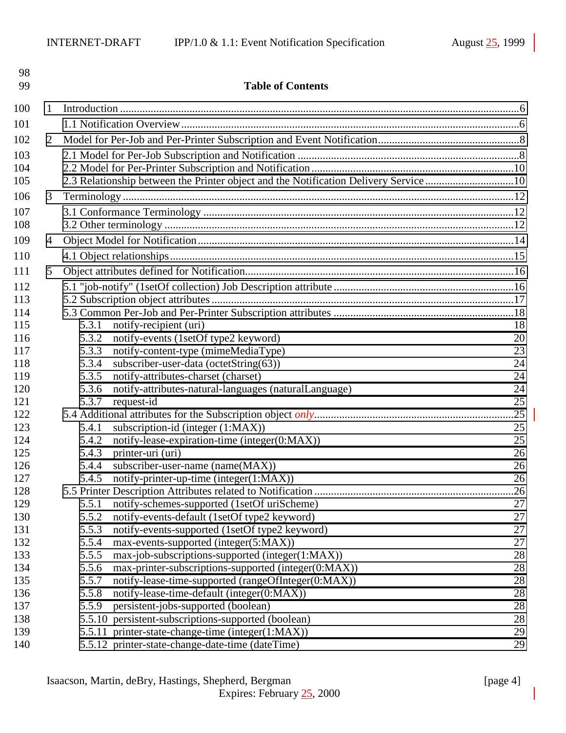**Table of Contents**

1 Introduction ....................................................................................................................................6

1.1 Notification Overview.............................................................................................................6

2 Model for Per-Job and Per-Printer Subscription and Event Notification..................................................8

2.1 Model for Per-Job Subscription and Notification ................................................................................8

2.2 Model for Per-Printer Subscription and Notification .........................................................................10

2.3 Relationship between the Printer object and the Notification Delivery Service ................................10

3 Terminology ..................................................................................................................................12

3.1 Conformance Terminology ..............................................................................................................12

3.2 Other terminology ............................................................................................................................12

4 Object Model for Notification ..............................................................................................................14

4.1 Object relationships............................................................................................................................15

5 Object attributes defined for Notification.................................................................................................16

5.1 "job-notify" (1setOf collection) Job Description attribute ..................................................................16

5.2 Subscription object attributes .............................................................................................................17

5.3 Common Per-Job and Per-Printer Subscription attributes .................................................................18

5.3.1 notify-recipient (uri) 18

5.3.2 notify-events (1setOf type2 keyword) 20

5.3.3 notify-content-type (mimeMediaType) 23

5.3.4 subscriber-user-data (octetString(63)) 24

5.3.5 notify-attributes-charset (charset) 24

5.3.6 notify-attributes-natural-languages (naturalLanguage) 24

5.3.7 request-id 25

5.4 Additional attributes for the Subscription object *only*.........................................................................25

5.4.1 subscription-id (integer (1:MAX)) 25

5.4.2 notify-lease-expiration-time (integer(0:MAX)) 25

5.4.3 printer-uri (uri) 26

5.4.4 subscriber-user-name (name(MAX)) 26

5.4.5 notify-printer-up-time (integer(1:MAX)) 26

5.5 Printer Description Attributes related to Notification .........................................................................26

5.5.1 notify-schemes-supported (1setOf uriScheme) 27

5.5.2 notify-events-default (1setOf type2 keyword) 27

5.5.3 notify-events-supported (1setOf type2 keyword) 27

5.5.4 max-events-supported (integer(5:MAX)) 27

5.5.5 max-job-subscriptions-supported (integer(1:MAX)) 28

5.5.6 max-printer-subscriptions-supported (integer(0:MAX)) 28

5.5.7 notify-lease-time-supported (rangeOfInteger(0:MAX)) 28

5.5.8 notify-lease-time-default (integer(0:MAX)) 28

5.5.9 persistent-jobs-supported (boolean) 28

5.5.10 persistent-subscriptions-supported (boolean) 28

5.5.11 printer-state-change-time (integer(1:MAX)) 29

5.5.12 printer-state-change-date-time (dateTime) 29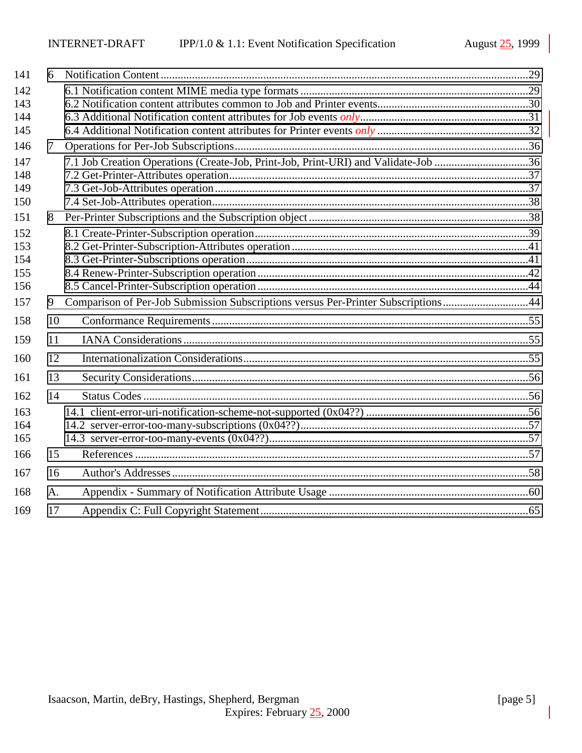141 6 Notification Content ........................................................................................................................29

142 6.1 Notification content MIME media type formats ...............................................................................29

143 6.2 Notification content attributes common to Job and Printer events....................................................30

144 6.3 Additional Notification content attributes for Job events *only*..........................................................31

145 6.4 Additional Notification content attributes for Printer events *only* .....................................................32

146 7 Operations for Per-Job Subscriptions.......................................................................................................36

147 7.1 Job Creation Operations (Create-Job, Print-Job, Print-URI) and Validate-Job .................................36

148 7.2 Get-Printer-Attributes operation........................................................................................................37

149 7.3 Get-Job-Attributes operation.............................................................................................................37

150 7.4 Set-Job-Attributes operation..............................................................................................................38

151 8 Per-Printer Subscriptions and the Subscription object ............................................................................38

152 8.1 Create-Printer-Subscription operation...............................................................................................39

153 8.2 Get-Printer-Subscription-Attributes operation ..................................................................................41

154 8.3 Get-Printer-Subscriptions operation..................................................................................................41

155 8.4 Renew-Printer-Subscription operation ..............................................................................................42

156 8.5 Cancel-Printer-Subscription operation ..............................................................................................44

157 9 Comparison of Per-Job Submission Subscriptions versus Per-Printer Subscriptions.............................44

158 10 Conformance Requirements ..............................................................................................................55

159 11 IANA Considerations ........................................................................................................................55

160 12 Internationalization Considerations...................................................................................................55

161 13 Security Considerations.....................................................................................................................56

162 14 Status Codes ......................................................................................................................................56

163 14.1 client-error-uri-notification-scheme-not-supported (0x04??) .........................................................56

164 14.2 server-error-too-many-subscriptions (0x04??)...............................................................................57

165 14.3 server-error-too-many-events (0x04??)..........................................................................................57

166 15 References .........................................................................................................................................57

167 16 Author's Addresses ............................................................................................................................58

168 A. Appendix - Summary of Notification Attribute Usage .....................................................................60

169 17 Appendix C: Full Copyright Statement..............................................................................................65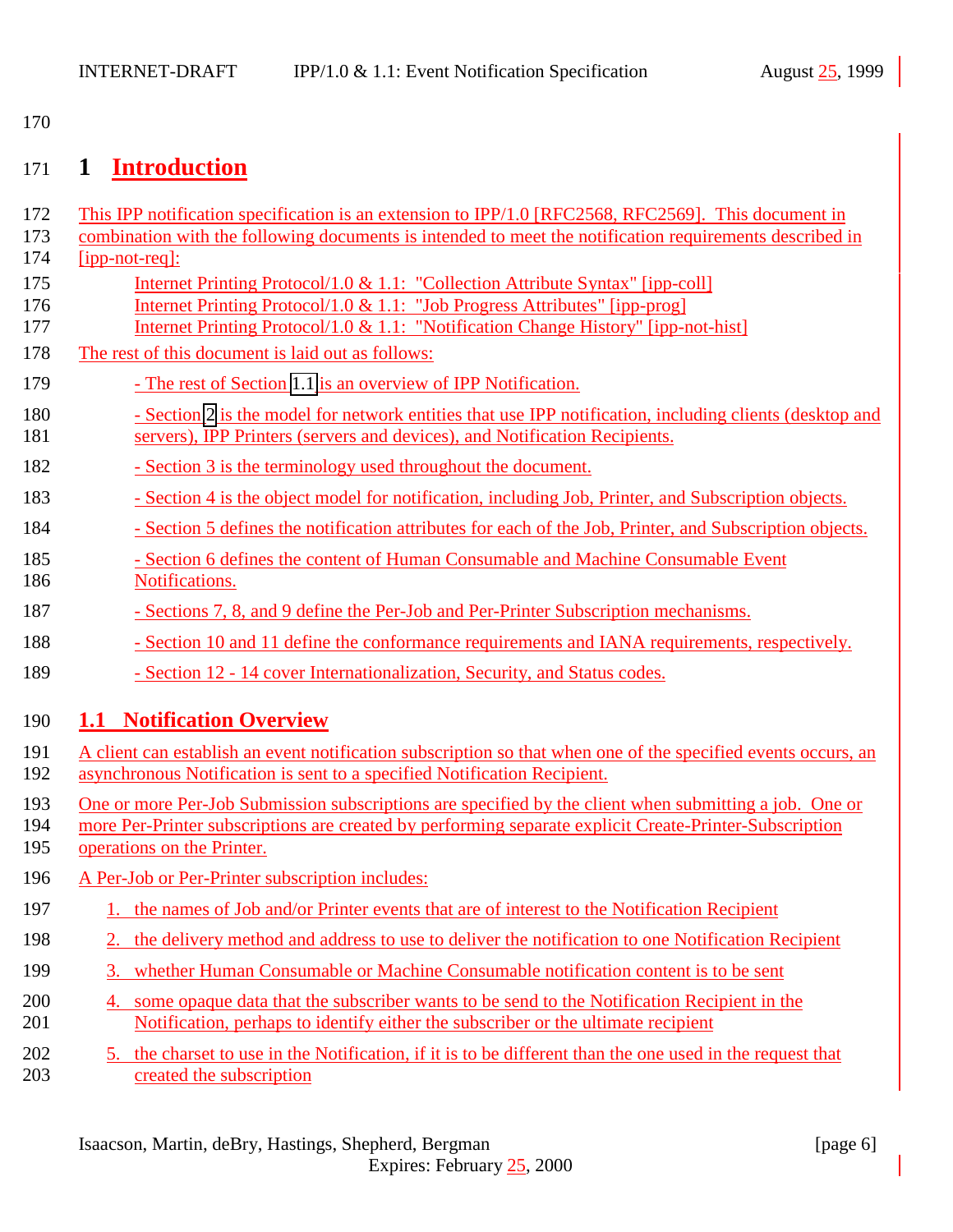# 1 Introduction

This IPP notification specification is an extension to IPP/1.0 [RFC2568, RFC2569]. This document in combination with the following documents is intended to meet the notification requirements described in [ipp-not-req]:

Internet Printing Protocol/1.0 & 1.1: "Collection Attribute Syntax" [ipp-coll]
Internet Printing Protocol/1.0 & 1.1: "Job Progress Attributes" [ipp-prog]
Internet Printing Protocol/1.0 & 1.1: "Notification Change History" [ipp-not-hist]

The rest of this document is laid out as follows:

- The rest of Section 1.1 is an overview of IPP Notification.
- Section 2 is the model for network entities that use IPP notification, including clients (desktop and servers), IPP Printers (servers and devices), and Notification Recipients.
- Section 3 is the terminology used throughout the document.
- Section 4 is the object model for notification, including Job, Printer, and Subscription objects.
- Section 5 defines the notification attributes for each of the Job, Printer, and Subscription objects.
- Section 6 defines the content of Human Consumable and Machine Consumable Event Notifications.
- Sections 7, 8, and 9 define the Per-Job and Per-Printer Subscription mechanisms.
- Section 10 and 11 define the conformance requirements and IANA requirements, respectively.
- Section 12 - 14 cover Internationalization, Security, and Status codes.

## 1.1 Notification Overview

A client can establish an event notification subscription so that when one of the specified events occurs, an asynchronous Notification is sent to a specified Notification Recipient.

One or more Per-Job Submission subscriptions are specified by the client when submitting a job. One or more Per-Printer subscriptions are created by performing separate explicit Create-Printer-Subscription operations on the Printer.

A Per-Job or Per-Printer subscription includes:

1. the names of Job and/or Printer events that are of interest to the Notification Recipient
2. the delivery method and address to use to deliver the notification to one Notification Recipient
3. whether Human Consumable or Machine Consumable notification content is to be sent
4. some opaque data that the subscriber wants to be send to the Notification Recipient in the Notification, perhaps to identify either the subscriber or the ultimate recipient
5. the charset to use in the Notification, if it is to be different than the one used in the request that created the subscription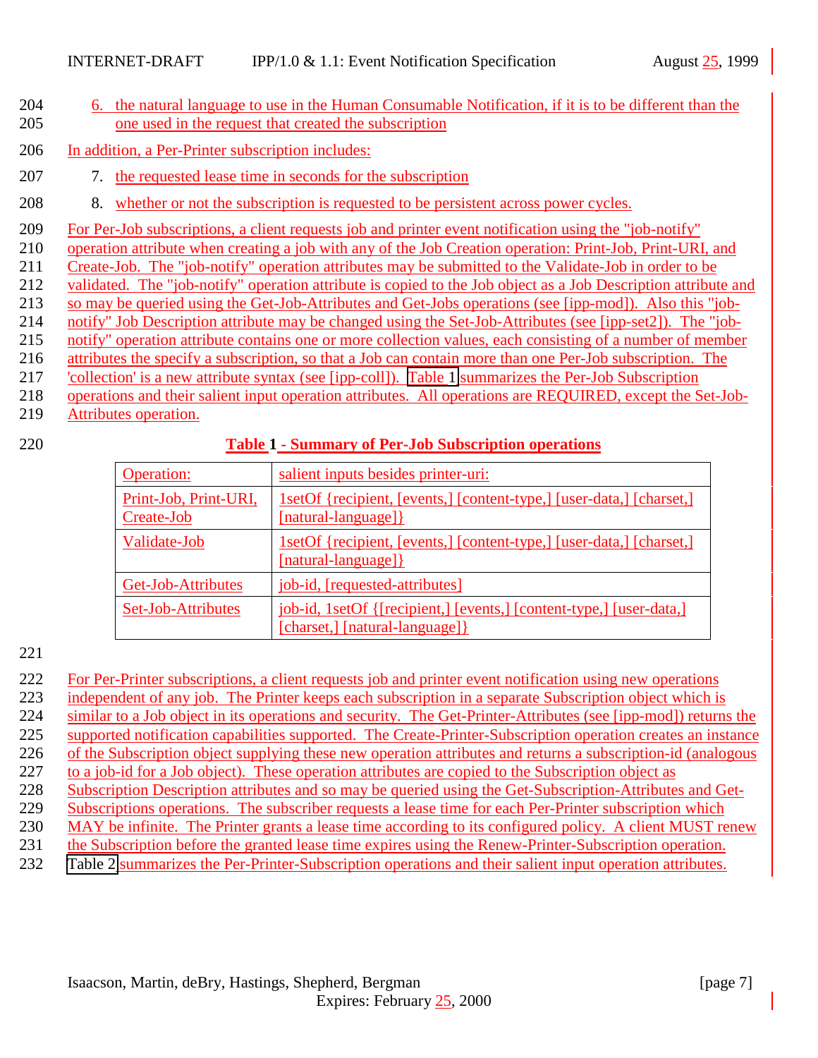6. the natural language to use in the Human Consumable Notification, if it is to be different than the one used in the request that created the subscription

In addition, a Per-Printer subscription includes:

7. the requested lease time in seconds for the subscription

8. whether or not the subscription is requested to be persistent across power cycles.

For Per-Job subscriptions, a client requests job and printer event notification using the "job-notify" operation attribute when creating a job with any of the Job Creation operation: Print-Job, Print-URI, and Create-Job. The "job-notify" operation attributes may be submitted to the Validate-Job in order to be validated. The "job-notify" operation attribute is copied to the Job object as a Job Description attribute and so may be queried using the Get-Job-Attributes and Get-Jobs operations (see [ipp-mod]). Also this "job-notify" Job Description attribute may be changed using the Set-Job-Attributes (see [ipp-set2]). The "job-notify" operation attribute contains one or more collection values, each consisting of a number of member attributes the specify a subscription, so that a Job can contain more than one Per-Job subscription. The 'collection' is a new attribute syntax (see [ipp-coll]). Table 1 summarizes the Per-Job Subscription operations and their salient input operation attributes. All operations are REQUIRED, except the Set-Job-Attributes operation.

**Table 1 - Summary of Per-Job Subscription operations**

| Operation: | salient inputs besides printer-uri: |
|---|---|
| Print-Job, Print-URI, Create-Job | 1setOf {recipient, [events,] [content-type,] [user-data,] [charset,] [natural-language]} |
| Validate-Job | 1setOf {recipient, [events,] [content-type,] [user-data,] [charset,] [natural-language]} |
| Get-Job-Attributes | job-id, [requested-attributes] |
| Set-Job-Attributes | job-id, 1setOf {[recipient,] [events,] [content-type,] [user-data,] [charset,] [natural-language]} |

For Per-Printer subscriptions, a client requests job and printer event notification using new operations independent of any job. The Printer keeps each subscription in a separate Subscription object which is similar to a Job object in its operations and security. The Get-Printer-Attributes (see [ipp-mod]) returns the supported notification capabilities supported. The Create-Printer-Subscription operation creates an instance of the Subscription object supplying these new operation attributes and returns a subscription-id (analogous to a job-id for a Job object). These operation attributes are copied to the Subscription object as Subscription Description attributes and so may be queried using the Get-Subscription-Attributes and Get-Subscriptions operations. The subscriber requests a lease time for each Per-Printer subscription which MAY be infinite. The Printer grants a lease time according to its configured policy. A client MUST renew the Subscription before the granted lease time expires using the Renew-Printer-Subscription operation. Table 2 summarizes the Per-Printer-Subscription operations and their salient input operation attributes.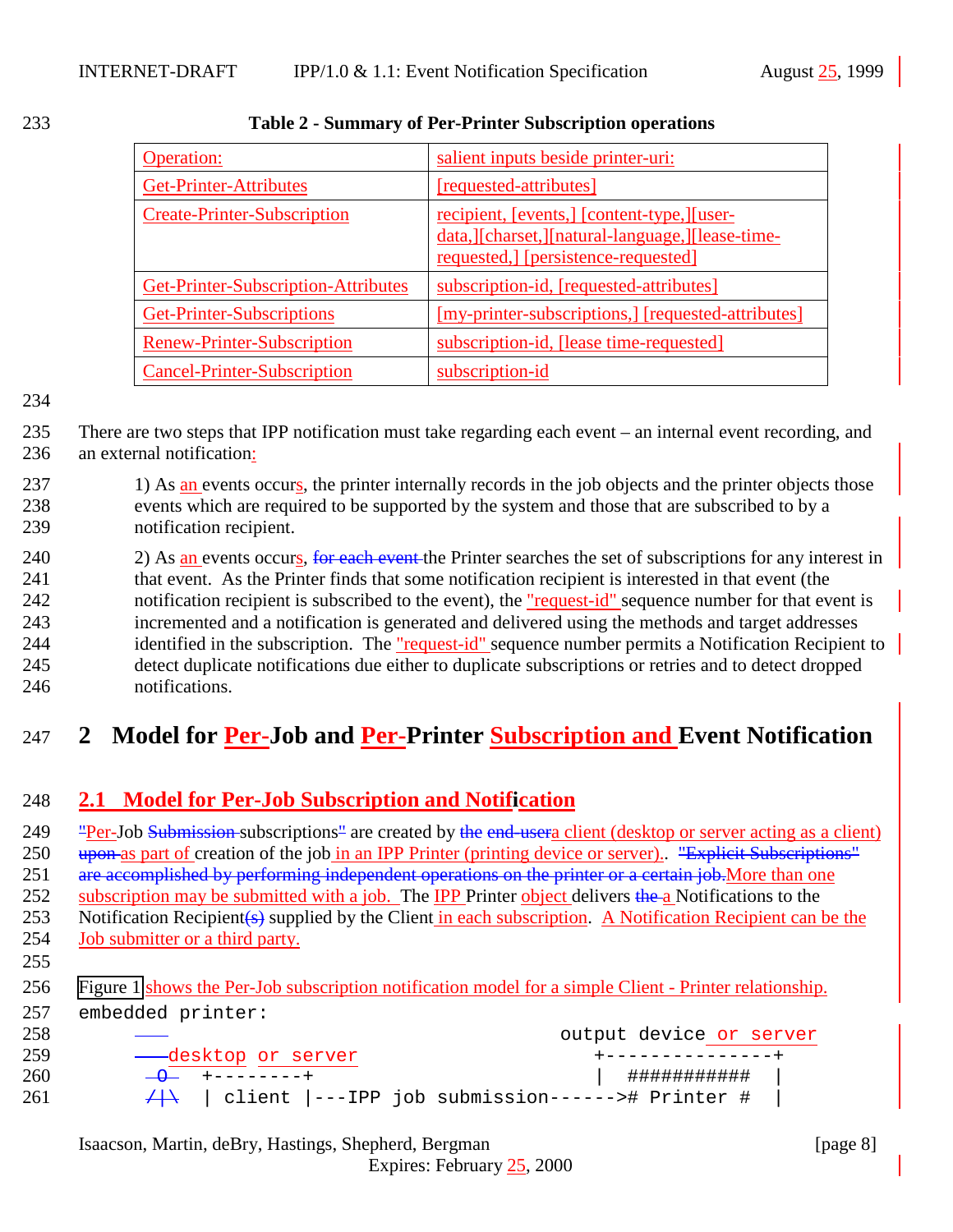**Table 2 - Summary of Per-Printer Subscription operations**

| Operation: | salient inputs beside printer-uri: |
|---|---|
| Get-Printer-Attributes | [requested-attributes] |
| Create-Printer-Subscription | recipient, [events,] [content-type,][user-data,][charset,][natural-language,][lease-time-requested,] [persistence-requested] |
| Get-Printer-Subscription-Attributes | subscription-id, [requested-attributes] |
| Get-Printer-Subscriptions | [my-printer-subscriptions,] [requested-attributes] |
| Renew-Printer-Subscription | subscription-id, [lease time-requested] |
| Cancel-Printer-Subscription | subscription-id |

There are two steps that IPP notification must take regarding each event – an internal event recording, and an external notification:

1) As an events occurs, the printer internally records in the job objects and the printer objects those events which are required to be supported by the system and those that are subscribed to by a notification recipient.

2) As an events occurs, for each event the Printer searches the set of subscriptions for any interest in that event. As the Printer finds that some notification recipient is interested in that event (the notification recipient is subscribed to the event), the "request-id" sequence number for that event is incremented and a notification is generated and delivered using the methods and target addresses identified in the subscription. The "request-id" sequence number permits a Notification Recipient to detect duplicate notifications due either to duplicate subscriptions or retries and to detect dropped notifications.

# 2 Model for Per-Job and Per-Printer Subscription and Event Notification

## 2.1 Model for Per-Job Subscription and Notification

"Per-Job Submission subscriptions" are created by the end-usera client (desktop or server acting as a client) upon as part of creation of the job in an IPP Printer (printing device or server).. "Explicit Subscriptions" are accomplished by performing independent operations on the printer or a certain job.More than one subscription may be submitted with a job. The IPP Printer object delivers the a Notifications to the Notification Recipient(s) supplied by the Client in each subscription. A Notification Recipient can be the Job submitter or a third party.

Figure 1 shows the Per-Job subscription notification model for a simple Client - Printer relationship.

```
embedded printer:
                                                 output device or server
      ——desktop or server                          +---------------+
        O    +--------+                            |  ###########  |
       /|\   | client |---IPP job submission------># Printer #   |
```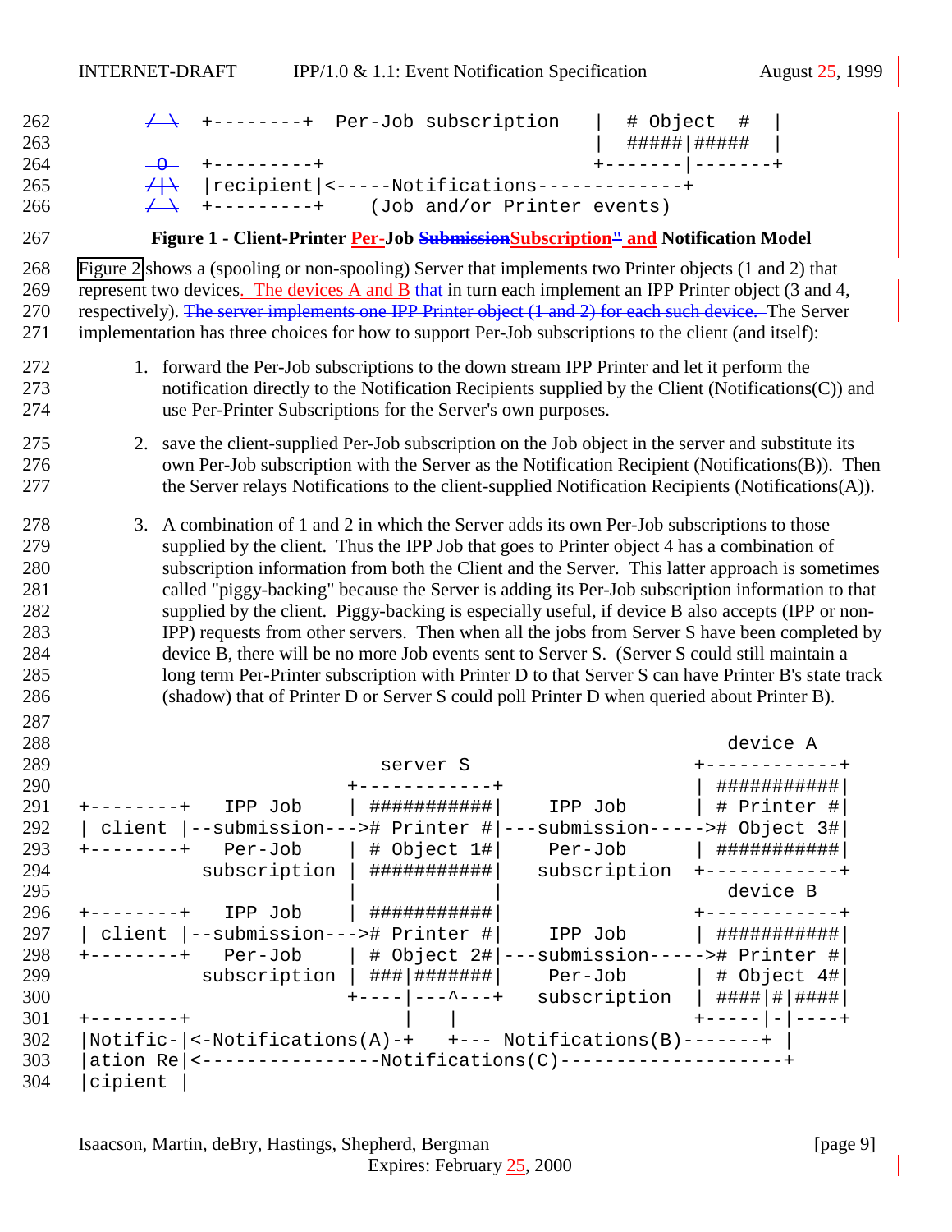```
  / \    +--------+  Per-Job subscription   |  # Object  #  |
  ___                                       |  #####|#####  |
   O     +---------+                        +-------|-------+
  /|\    |recipient|<-----Notifications-------------+
  / \    +---------+    (Job and/or Printer events)
```

**Figure 1 - Client-Printer Per-Job SubmissionSubscription" and Notification Model**

Figure 2 shows a (spooling or non-spooling) Server that implements two Printer objects (1 and 2) that represent two devices. The devices A and B that in turn each implement an IPP Printer object (3 and 4, respectively). ~~The server implements one IPP Printer object (1 and 2) for each such device.~~ The Server implementation has three choices for how to support Per-Job subscriptions to the client (and itself):

1. forward the Per-Job subscriptions to the down stream IPP Printer and let it perform the notification directly to the Notification Recipients supplied by the Client (Notifications(C)) and use Per-Printer Subscriptions for the Server's own purposes.

2. save the client-supplied Per-Job subscription on the Job object in the server and substitute its own Per-Job subscription with the Server as the Notification Recipient (Notifications(B)). Then the Server relays Notifications to the client-supplied Notification Recipients (Notifications(A)).

3. A combination of 1 and 2 in which the Server adds its own Per-Job subscriptions to those supplied by the client. Thus the IPP Job that goes to Printer object 4 has a combination of subscription information from both the Client and the Server. This latter approach is sometimes called "piggy-backing" because the Server is adding its Per-Job subscription information to that supplied by the client. Piggy-backing is especially useful, if device B also accepts (IPP or non-IPP) requests from other servers. Then when all the jobs from Server S have been completed by device B, there will be no more Job events sent to Server S. (Server S could still maintain a long term Per-Printer subscription with Printer D to that Server S can have Printer B's state track (shadow) that of Printer D or Server S could poll Printer D when queried about Printer B).

```
                                                                 device A
                                   server S                   +------------+
                                +------------+                | ###########|
+--------+   IPP Job            | ###########|    IPP Job     | # Printer #|
| client |--submission--->      # Printer #|---submission----->#  Object 3#|
+--------+   Per-Job            | # Object 1#|    Per-Job     | ###########|
           subscription         | ###########|  subscription  +------------+
                                |            |                   device B
+--------+   IPP Job            | ###########|                +------------+
| client |--submission--->      # Printer #|    IPP Job       | ###########|
+--------+   Per-Job            | # Object 2#|---submission----->#  Printer #|
           subscription         | ###|#######|    Per-Job     | # Object 4#|
                                +----|---^---+  subscription  | ####|#|####|
+--------+                           |   |                    +-----|-|----+
|Notific-|<-Notifications(A)-+   +--- Notifications(B)-------+ |
|ation Re|<----------------Notifications(C)--------------------+
|cipient |
```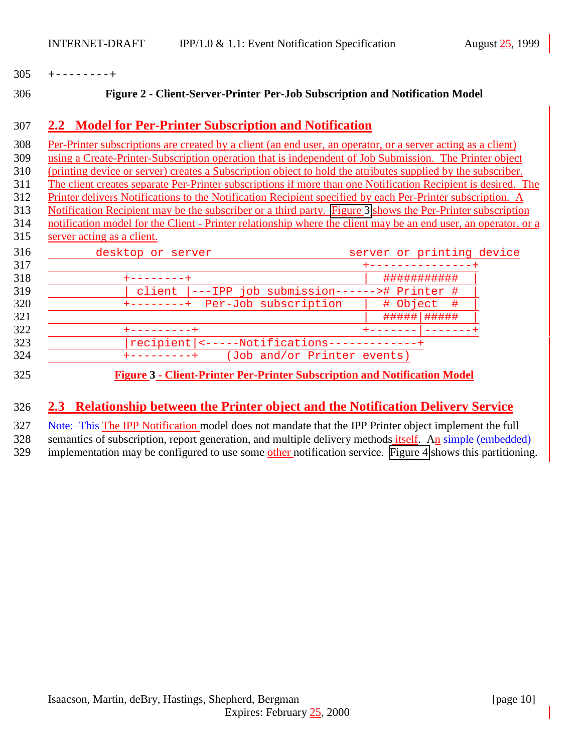```
+--------+
```

**Figure 2 - Client-Server-Printer Per-Job Subscription and Notification Model**

## 2.2 Model for Per-Printer Subscription and Notification

Per-Printer subscriptions are created by a client (an end user, an operator, or a server acting as a client) using a Create-Printer-Subscription operation that is independent of Job Submission. The Printer object (printing device or server) creates a Subscription object to hold the attributes supplied by the subscriber. The client creates separate Per-Printer subscriptions if more than one Notification Recipient is desired. The Printer delivers Notifications to the Notification Recipient specified by each Per-Printer subscription. A Notification Recipient may be the subscriber or a third party. Figure 3 shows the Per-Printer subscription notification model for the Client - Printer relationship where the client may be an end user, an operator, or a server acting as a client.

```
       desktop or server                      server or printing device
                                               +---------------+
           +--------+                          |  ###########  |
           | client |---IPP job submission------># Printer #  |
           +--------+  Per-Job subscription    |  # Object  #  |
                                               |  #####|#####  |
           +---------+                         +-------|-------+
           |recipient|<-----Notifications-------------+
           +---------+    (Job and/or Printer events)
```

**Figure 3 - Client-Printer Per-Printer Subscription and Notification Model**

## 2.3 Relationship between the Printer object and the Notification Delivery Service

~~Note: This~~ The IPP Notification model does not mandate that the IPP Printer object implement the full semantics of subscription, report generation, and multiple delivery methods itself. An ~~simple (embedded)~~ implementation may be configured to use some other notification service. Figure 4 shows this partitioning.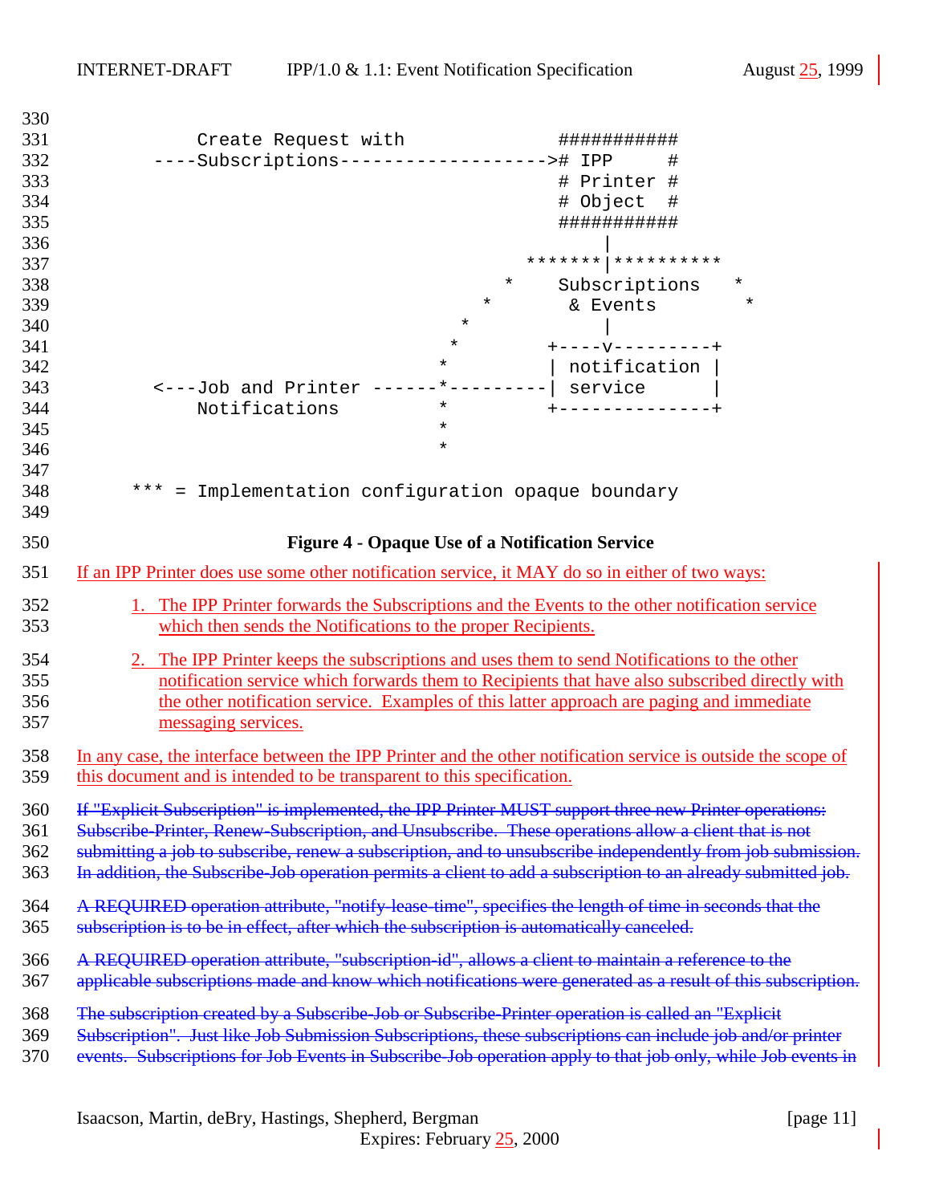```
        Create Request with              ###########
    ----Subscriptions------------------># IPP     #
                                         # Printer #
                                         # Object  #
                                         ###########
                                              |
                                      *******|**********
                                    *    Subscriptions    *
                                  *       & Events         *
                                *             |
                               *         +----v---------+
                              *          | notification |
    <---Job and Printer ------*----------| service      |
        Notifications         *          +--------------+
                              *
                              *

      *** = Implementation configuration opaque boundary
```

**Figure 4 - Opaque Use of a Notification Service**

If an IPP Printer does use some other notification service, it MAY do so in either of two ways:

1. The IPP Printer forwards the Subscriptions and the Events to the other notification service which then sends the Notifications to the proper Recipients.

2. The IPP Printer keeps the subscriptions and uses them to send Notifications to the other notification service which forwards them to Recipients that have also subscribed directly with the other notification service. Examples of this latter approach are paging and immediate messaging services.

In any case, the interface between the IPP Printer and the other notification service is outside the scope of this document and is intended to be transparent to this specification.

~~If "Explicit Subscription" is implemented, the IPP Printer MUST support three new Printer operations: Subscribe-Printer, Renew-Subscription, and Unsubscribe. These operations allow a client that is not submitting a job to subscribe, renew a subscription, and to unsubscribe independently from job submission. In addition, the Subscribe-Job operation permits a client to add a subscription to an already submitted job.~~

~~A REQUIRED operation attribute, "notify-lease-time", specifies the length of time in seconds that the subscription is to be in effect, after which the subscription is automatically canceled.~~

~~A REQUIRED operation attribute, "subscription-id", allows a client to maintain a reference to the applicable subscriptions made and know which notifications were generated as a result of this subscription.~~

~~The subscription created by a Subscribe-Job or Subscribe-Printer operation is called an "Explicit Subscription". Just like Job Submission Subscriptions, these subscriptions can include job and/or printer events. Subscriptions for Job Events in Subscribe-Job operation apply to that job only, while Job events in~~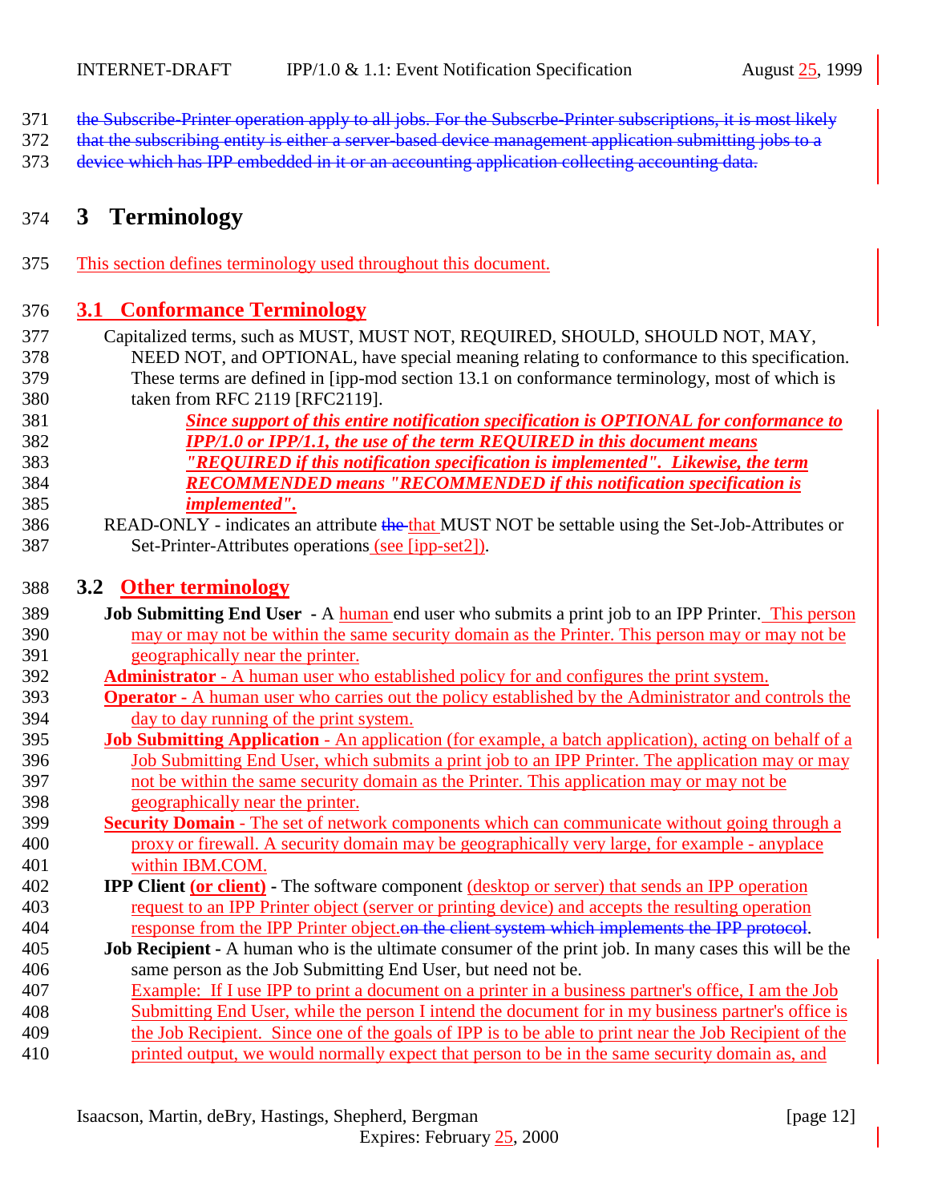~~the Subscribe-Printer operation apply to all jobs. For the Subscrbe-Printer subscriptions, it is most likely that the subscribing entity is either a server-based device management application submitting jobs to a device which has IPP embedded in it or an accounting application collecting accounting data.~~

# 3 Terminology

This section defines terminology used throughout this document.

## 3.1 Conformance Terminology

Capitalized terms, such as MUST, MUST NOT, REQUIRED, SHOULD, SHOULD NOT, MAY, NEED NOT, and OPTIONAL, have special meaning relating to conformance to this specification. These terms are defined in [ipp-mod section 13.1 on conformance terminology, most of which is taken from RFC 2119 [RFC2119].

> ***Since support of this entire notification specification is OPTIONAL for conformance to IPP/1.0 or IPP/1.1, the use of the term REQUIRED in this document means "REQUIRED if this notification specification is implemented". Likewise, the term RECOMMENDED means "RECOMMENDED if this notification specification is implemented".***

READ-ONLY - indicates an attribute ~~the~~ that MUST NOT be settable using the Set-Job-Attributes or Set-Printer-Attributes operations (see [ipp-set2]).

## 3.2 Other terminology

**Job Submitting End User** - A human end user who submits a print job to an IPP Printer. This person may or may not be within the same security domain as the Printer. This person may or may not be geographically near the printer.

**Administrator** - A human user who established policy for and configures the print system.

**Operator** - A human user who carries out the policy established by the Administrator and controls the day to day running of the print system.

**Job Submitting Application** - An application (for example, a batch application), acting on behalf of a Job Submitting End User, which submits a print job to an IPP Printer. The application may or may not be within the same security domain as the Printer. This application may or may not be geographically near the printer.

**Security Domain** - The set of network components which can communicate without going through a proxy or firewall. A security domain may be geographically very large, for example - anyplace within IBM.COM.

**IPP Client (or client)** - The software component (desktop or server) that sends an IPP operation request to an IPP Printer object (server or printing device) and accepts the resulting operation response from the IPP Printer object.~~on the client system which implements the IPP protocol~~.

**Job Recipient** - A human who is the ultimate consumer of the print job. In many cases this will be the same person as the Job Submitting End User, but need not be.
Example: If I use IPP to print a document on a printer in a business partner's office, I am the Job Submitting End User, while the person I intend the document for in my business partner's office is the Job Recipient. Since one of the goals of IPP is to be able to print near the Job Recipient of the printed output, we would normally expect that person to be in the same security domain as, and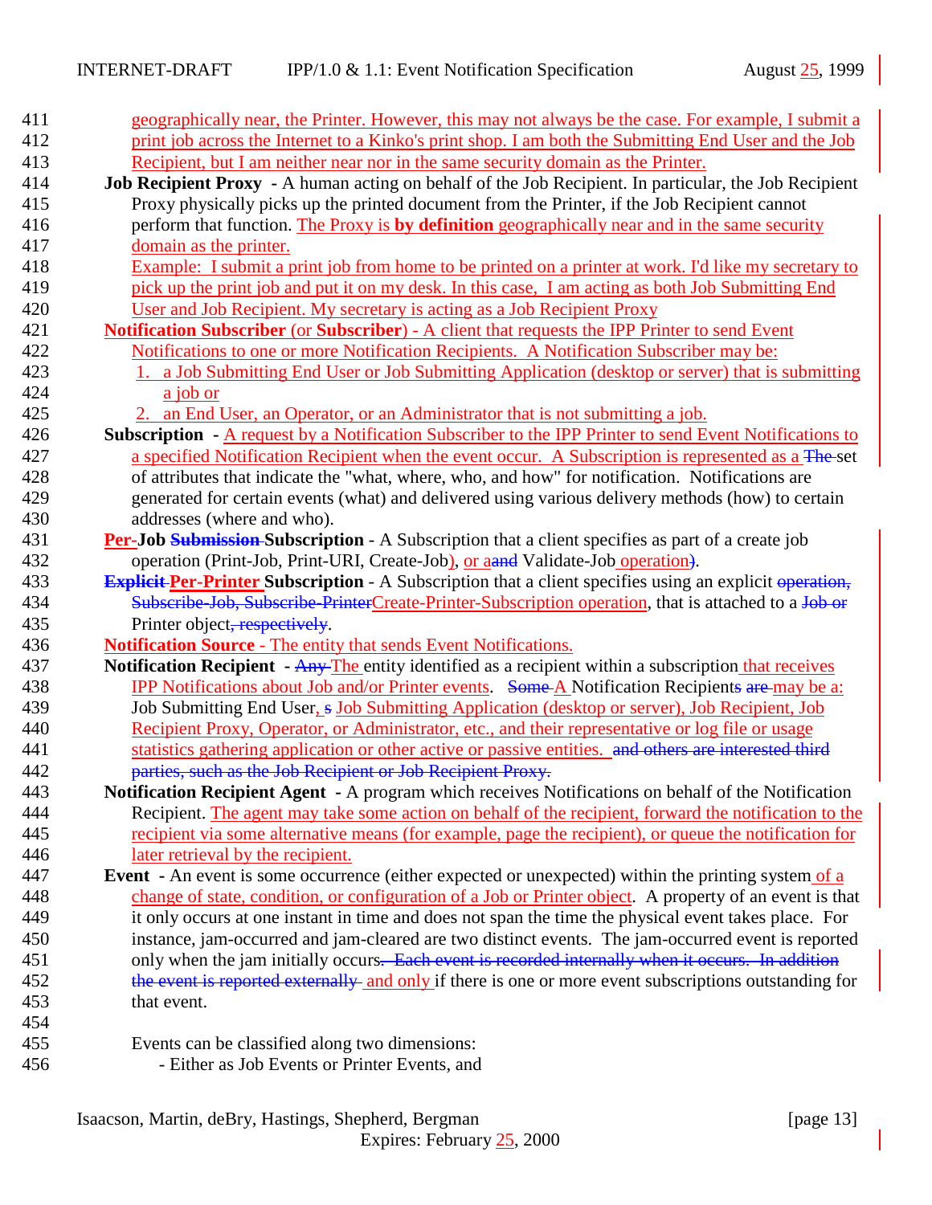geographically near, the Printer. However, this may not always be the case. For example, I submit a print job across the Internet to a Kinko's print shop. I am both the Submitting End User and the Job Recipient, but I am neither near nor in the same security domain as the Printer.

**Job Recipient Proxy** - A human acting on behalf of the Job Recipient. In particular, the Job Recipient Proxy physically picks up the printed document from the Printer, if the Job Recipient cannot perform that function. The Proxy is **by definition** geographically near and in the same security domain as the printer.
Example: I submit a print job from home to be printed on a printer at work. I'd like my secretary to pick up the print job and put it on my desk. In this case, I am acting as both Job Submitting End User and Job Recipient. My secretary is acting as a Job Recipient Proxy

**Notification Subscriber** (or **Subscriber**) - A client that requests the IPP Printer to send Event Notifications to one or more Notification Recipients. A Notification Subscriber may be:

1. a Job Submitting End User or Job Submitting Application (desktop or server) that is submitting a job or
2. an End User, an Operator, or an Administrator that is not submitting a job.

**Subscription** - A request by a Notification Subscriber to the IPP Printer to send Event Notifications to a specified Notification Recipient when the event occur. A Subscription is represented as a ~~The~~ set of attributes that indicate the "what, where, who, and how" for notification. Notifications are generated for certain events (what) and delivered using various delivery methods (how) to certain addresses (where and who).

**Per-Job ~~Submission~~ Subscription** - A Subscription that a client specifies as part of a create job operation (Print-Job, Print-URI, Create-Job), or a~~and~~ Validate-Job operation~~)~~.

**~~Explicit~~ Per-Printer Subscription** - A Subscription that a client specifies using an explicit ~~operation, Subscribe-Job, Subscribe-Printer~~Create-Printer-Subscription operation, that is attached to a ~~Job or~~ Printer object~~, respectively~~.

**Notification Source** - The entity that sends Event Notifications.

**Notification Recipient** - ~~Any~~ The entity identified as a recipient within a subscription that receives IPP Notifications about Job and/or Printer events. ~~Some~~ A Notification Recipient~~s~~ ~~are~~ may be a: Job Submitting End User, ~~s~~ Job Submitting Application (desktop or server), Job Recipient, Job Recipient Proxy, Operator, or Administrator, etc., and their representative or log file or usage statistics gathering application or other active or passive entities. ~~and others are interested third parties, such as the Job Recipient or Job Recipient Proxy.~~

**Notification Recipient Agent** - A program which receives Notifications on behalf of the Notification Recipient. The agent may take some action on behalf of the recipient, forward the notification to the recipient via some alternative means (for example, page the recipient), or queue the notification for later retrieval by the recipient.

**Event** - An event is some occurrence (either expected or unexpected) within the printing system of a change of state, condition, or configuration of a Job or Printer object. A property of an event is that it only occurs at one instant in time and does not span the time the physical event takes place. For instance, jam-occurred and jam-cleared are two distinct events. The jam-occurred event is reported only when the jam initially occurs~~. Each event is recorded internally when it occurs. In addition the event is reported externally~~ and only if there is one or more event subscriptions outstanding for that event.

Events can be classified along two dimensions:
- Either as Job Events or Printer Events, and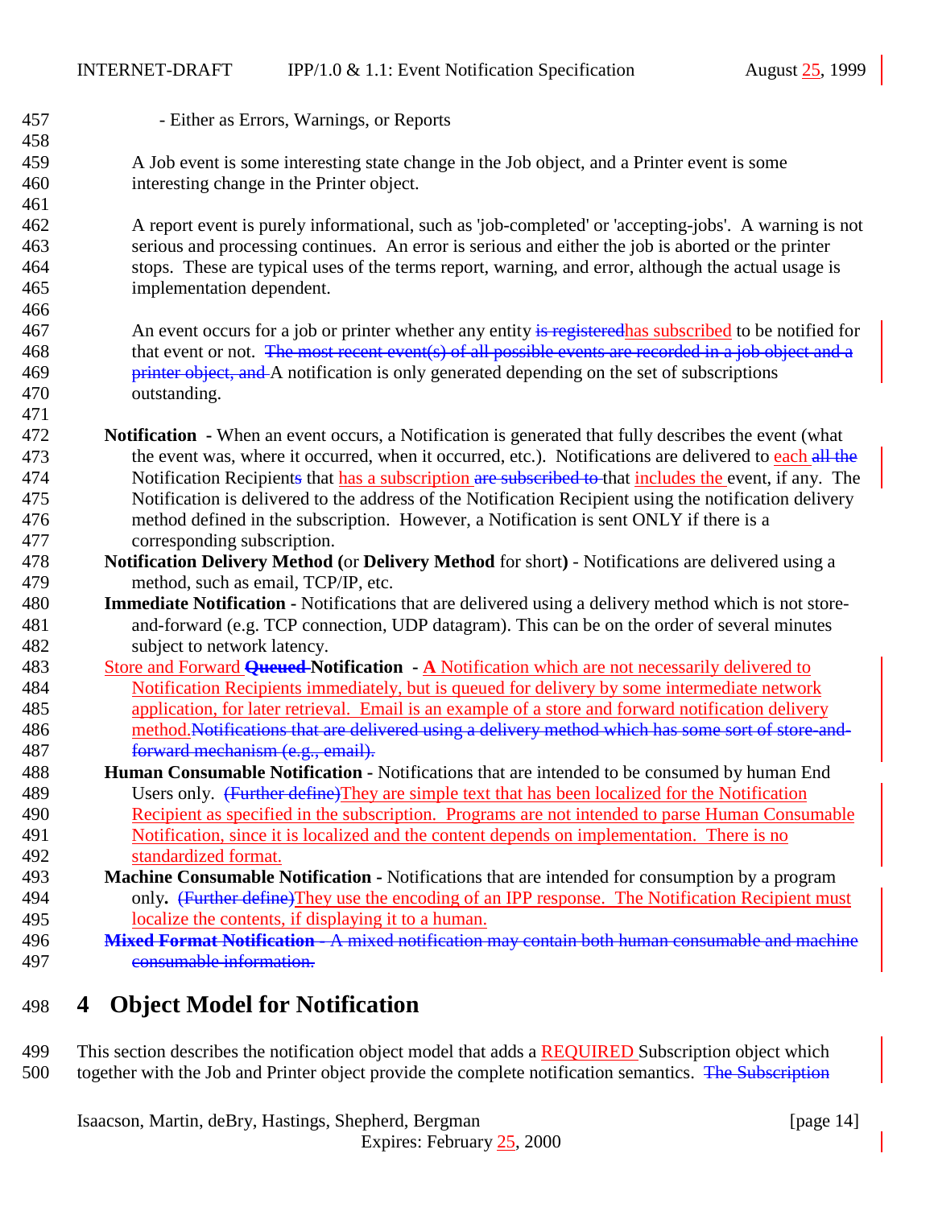- Either as Errors, Warnings, or Reports

A Job event is some interesting state change in the Job object, and a Printer event is some interesting change in the Printer object.

A report event is purely informational, such as 'job-completed' or 'accepting-jobs'. A warning is not serious and processing continues. An error is serious and either the job is aborted or the printer stops. These are typical uses of the terms report, warning, and error, although the actual usage is implementation dependent.

An event occurs for a job or printer whether any entity ~~is registered~~has subscribed to be notified for that event or not. ~~The most recent event(s) of all possible events are recorded in a job object and a printer object, and~~ A notification is only generated depending on the set of subscriptions outstanding.

**Notification** - When an event occurs, a Notification is generated that fully describes the event (what the event was, where it occurred, when it occurred, etc.). Notifications are delivered to each ~~all the~~ Notification Recipient~~s~~ that has a subscription ~~are subscribed to~~ that includes the event, if any. The Notification is delivered to the address of the Notification Recipient using the notification delivery method defined in the subscription. However, a Notification is sent ONLY if there is a corresponding subscription.

**Notification Delivery Method (**or **Delivery Method** for short**)** - Notifications are delivered using a method, such as email, TCP/IP, etc.

**Immediate Notification** - Notifications that are delivered using a delivery method which is not store-and-forward (e.g. TCP connection, UDP datagram). This can be on the order of several minutes subject to network latency.

Store and Forward ~~**Queued**~~ **Notification** - **A** Notification which are not necessarily delivered to Notification Recipients immediately, but is queued for delivery by some intermediate network application, for later retrieval. Email is an example of a store and forward notification delivery method.~~Notifications that are delivered using a delivery method which has some sort of store-and-forward mechanism (e.g., email).~~

**Human Consumable Notification** - Notifications that are intended to be consumed by human End Users only. ~~(Further define)~~They are simple text that has been localized for the Notification Recipient as specified in the subscription. Programs are not intended to parse Human Consumable Notification, since it is localized and the content depends on implementation. There is no standardized format.

**Machine Consumable Notification** - Notifications that are intended for consumption by a program only**.** ~~(Further define)~~They use the encoding of an IPP response. The Notification Recipient must localize the contents, if displaying it to a human.

~~**Mixed Format Notification** - A mixed notification may contain both human consumable and machine consumable information.~~

# 4 Object Model for Notification

This section describes the notification object model that adds a REQUIRED Subscription object which together with the Job and Printer object provide the complete notification semantics. ~~The Subscription~~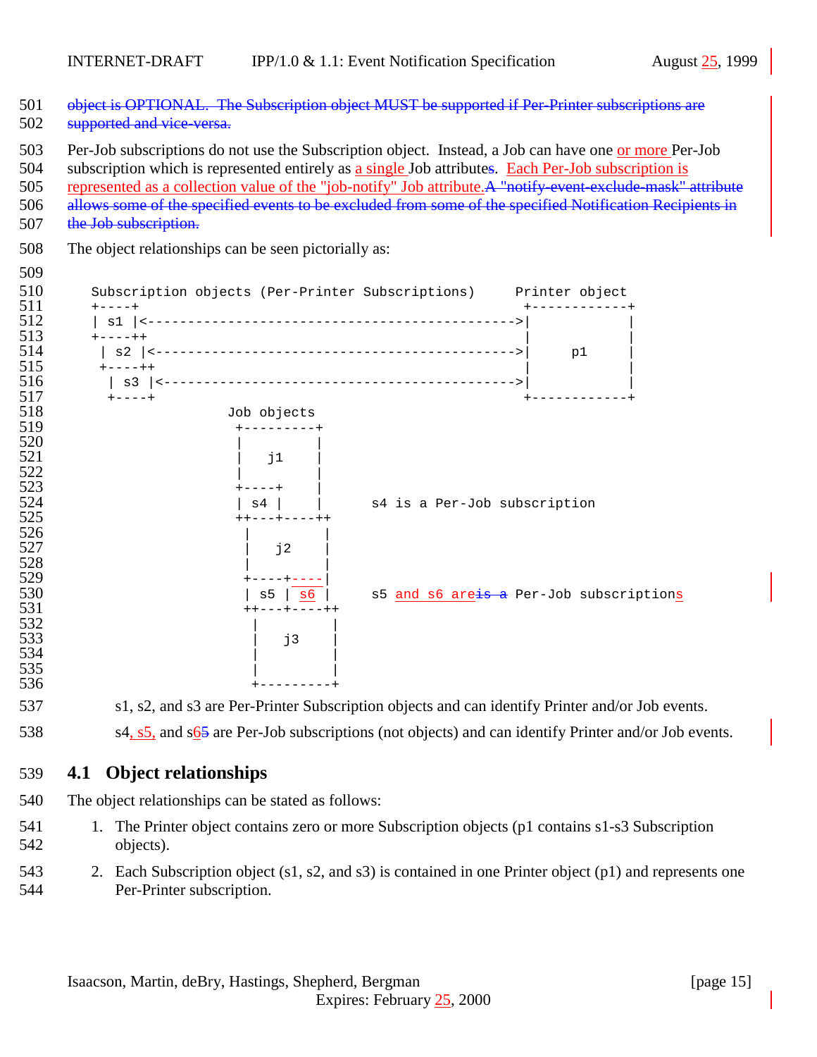~~object is OPTIONAL. The Subscription object MUST be supported if Per-Printer subscriptions are supported and vice-versa.~~

Per-Job subscriptions do not use the Subscription object. Instead, a Job can have one or more Per-Job subscription which is represented entirely as a single Job attribute~~s~~. Each Per-Job subscription is represented as a collection value of the "job-notify" Job attribute.~~A "notify-event-exclude-mask" attribute allows some of the specified events to be excluded from some of the specified Notification Recipients in the Job subscription.~~

The object relationships can be seen pictorially as:

```
    Subscription objects (Per-Printer Subscriptions)     Printer object
    +----+                                                +------------+
    | s1 |<---------------------------------------------->|            |
    +----++                                               |            |
     | s2 |<--------------------------------------------->|     p1     |
     +----++                                              |            |
      | s3 |<-------------------------------------------->|            |
      +----+                                              +------------+
                         Job objects
                          +---------+
                          |         |
                          |   j1    |
                          |         |
                          +----+    |
                          | s4 |    |      s4 is a Per-Job subscription
                          ++---+----++
                           |        |
                           |   j2   |
                           |        |
                           +----+----|
                           | s5 | s6 |     s5 and s6 are Per-Job subscriptions
                           ++---+----++
                            |        |
                            |   j3   |
                            |        |
                            |        |
                            +---------+
```

s1, s2, and s3 are Per-Printer Subscription objects and can identify Printer and/or Job events.

s4, s5, and s6 are Per-Job subscriptions (not objects) and can identify Printer and/or Job events.

## 4.1 Object relationships

The object relationships can be stated as follows:

1. The Printer object contains zero or more Subscription objects (p1 contains s1-s3 Subscription objects).
2. Each Subscription object (s1, s2, and s3) is contained in one Printer object (p1) and represents one Per-Printer subscription.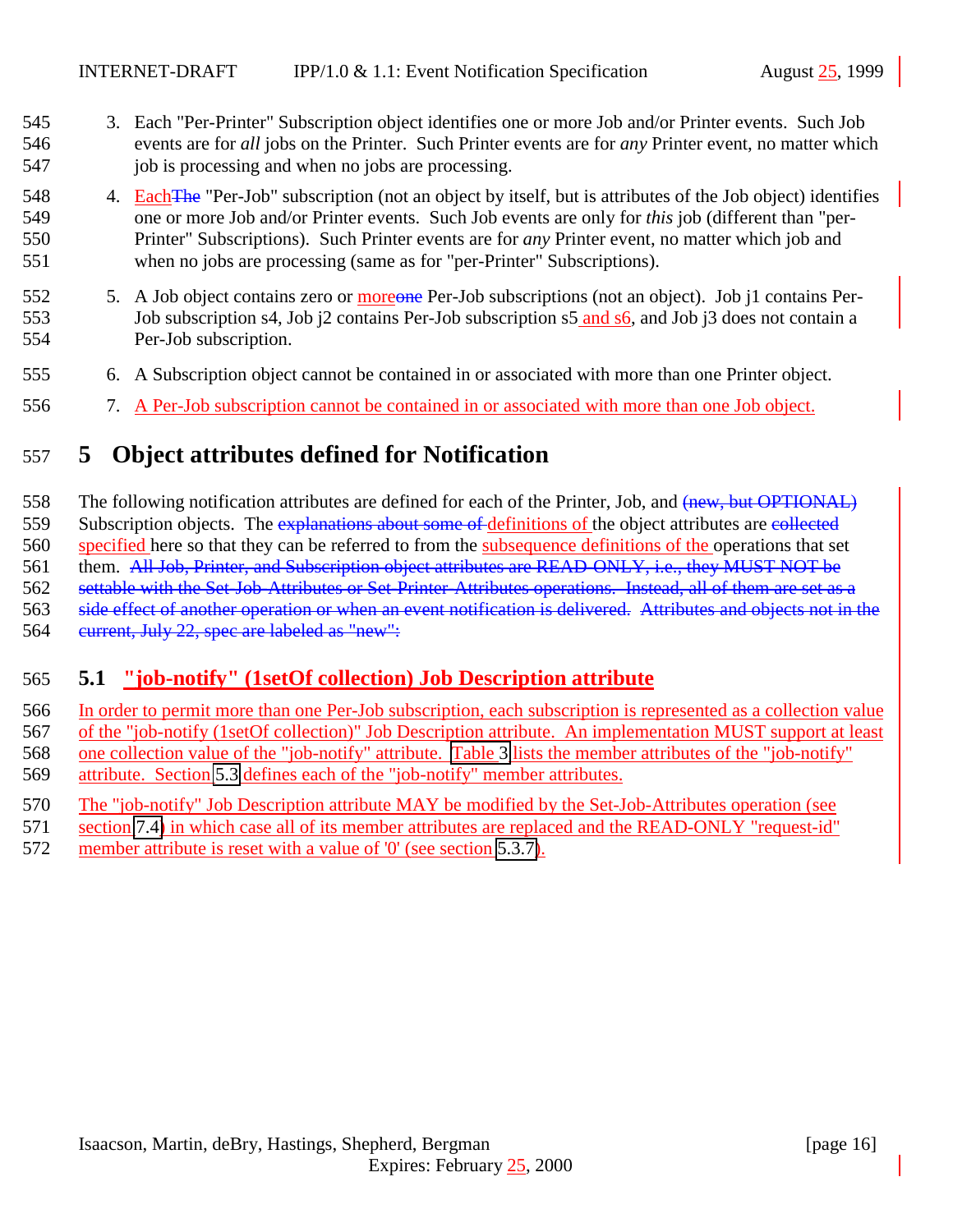3. Each "Per-Printer" Subscription object identifies one or more Job and/or Printer events. Such Job events are for *all* jobs on the Printer. Such Printer events are for *any* Printer event, no matter which job is processing and when no jobs are processing.

4. EachThe "Per-Job" subscription (not an object by itself, but is attributes of the Job object) identifies one or more Job and/or Printer events. Such Job events are only for *this* job (different than "per-Printer" Subscriptions). Such Printer events are for *any* Printer event, no matter which job and when no jobs are processing (same as for "per-Printer" Subscriptions).

5. A Job object contains zero or moreone Per-Job subscriptions (not an object). Job j1 contains Per-Job subscription s4, Job j2 contains Per-Job subscription s5 and s6, and Job j3 does not contain a Per-Job subscription.

6. A Subscription object cannot be contained in or associated with more than one Printer object.

7. A Per-Job subscription cannot be contained in or associated with more than one Job object.

# 5 Object attributes defined for Notification

The following notification attributes are defined for each of the Printer, Job, and (new, but OPTIONAL) Subscription objects. The explanations about some of definitions of the object attributes are collected specified here so that they can be referred to from the subsequence definitions of the operations that set them. All Job, Printer, and Subscription object attributes are READ-ONLY, i.e., they MUST NOT be settable with the Set-Job-Attributes or Set-Printer-Attributes operations. Instead, all of them are set as a side effect of another operation or when an event notification is delivered. Attributes and objects not in the current, July 22, spec are labeled as "new":

## 5.1 "job-notify" (1setOf collection) Job Description attribute

In order to permit more than one Per-Job subscription, each subscription is represented as a collection value of the "job-notify (1setOf collection)" Job Description attribute. An implementation MUST support at least one collection value of the "job-notify" attribute. Table 3 lists the member attributes of the "job-notify" attribute. Section 5.3 defines each of the "job-notify" member attributes.

The "job-notify" Job Description attribute MAY be modified by the Set-Job-Attributes operation (see section 7.4) in which case all of its member attributes are replaced and the READ-ONLY "request-id" member attribute is reset with a value of '0' (see section 5.3.7).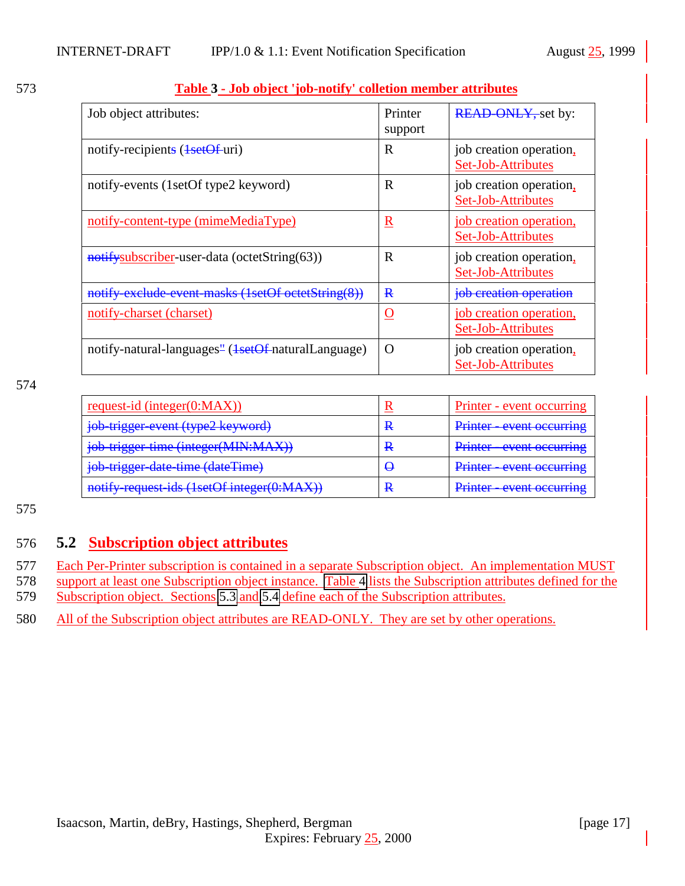**Table 3 - Job object 'job-notify' colletion member attributes**

| Job object attributes: | Printer support | READ-ONLY, set by: |
|---|---|---|
| notify-recipients (1setOf uri) | R | job creation operation, Set-Job-Attributes |
| notify-events (1setOf type2 keyword) | R | job creation operation, Set-Job-Attributes |
| notify-content-type (mimeMediaType) | R | job creation operation, Set-Job-Attributes |
| notifysubscriber-user-data (octetString(63)) | R | job creation operation, Set-Job-Attributes |
| notify-exclude-event-masks (1setOf octetString(8)) | R | job creation operation |
| notify-charset (charset) | O | job creation operation, Set-Job-Attributes |
| notify-natural-languages" (1setOf naturalLanguage) | O | job creation operation, Set-Job-Attributes |

| | | |
|---|---|---|
| request-id (integer(0:MAX)) | R | Printer - event occurring |
| job-trigger-event (type2 keyword) | R | Printer - event occurring |
| job-trigger-time (integer(MIN:MAX)) | R | Printer - event occurring |
| job-trigger-date-time (dateTime) | O | Printer - event occurring |
| notify-request-ids (1setOf integer(0:MAX)) | R | Printer - event occurring |

## 5.2 Subscription object attributes

Each Per-Printer subscription is contained in a separate Subscription object. An implementation MUST support at least one Subscription object instance. Table 4 lists the Subscription attributes defined for the Subscription object. Sections 5.3 and 5.4 define each of the Subscription attributes.

All of the Subscription object attributes are READ-ONLY. They are set by other operations.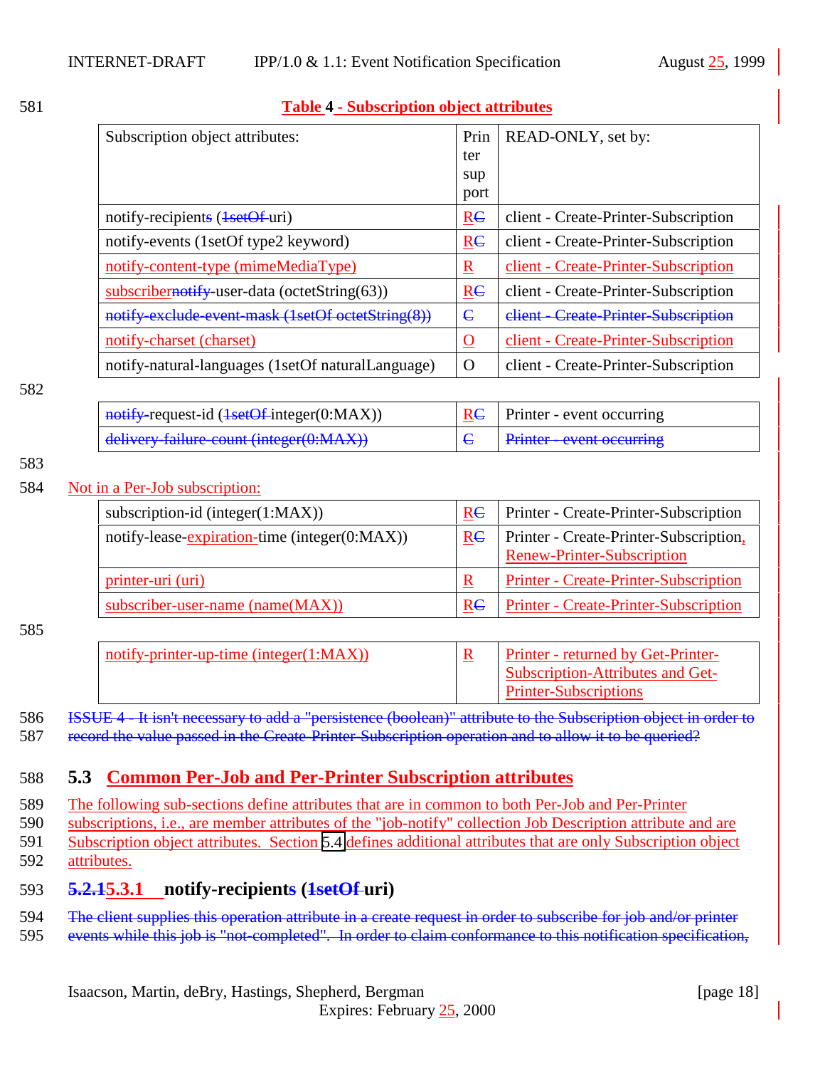**Table 4 - Subscription object attributes**

| Subscription object attributes: | Printer support | READ-ONLY, set by: |
|---|---|---|
| notify-recipients (1setOf uri) | RC | client - Create-Printer-Subscription |
| notify-events (1setOf type2 keyword) | RC | client - Create-Printer-Subscription |
| notify-content-type (mimeMediaType) | R | client - Create-Printer-Subscription |
| subscribernotify-user-data (octetString(63)) | RC | client - Create-Printer-Subscription |
| notify-exclude-event-mask (1setOf octetString(8)) | C | client - Create-Printer-Subscription |
| notify-charset (charset) | O | client - Create-Printer-Subscription |
| notify-natural-languages (1setOf naturalLanguage) | O | client - Create-Printer-Subscription |
| notify-request-id (1setOf integer(0:MAX)) | RC | Printer - event occurring |
| delivery-failure-count (integer(0:MAX)) | C | Printer - event occurring |
| *Not in a Per-Job subscription:* | | |
| subscription-id (integer(1:MAX)) | RC | Printer - Create-Printer-Subscription |
| notify-lease-expiration-time (integer(0:MAX)) | RC | Printer - Create-Printer-Subscription, Renew-Printer-Subscription |
| printer-uri (uri) | R | Printer - Create-Printer-Subscription |
| subscriber-user-name (name(MAX)) | RC | Printer - Create-Printer-Subscription |
| notify-printer-up-time (integer(1:MAX)) | R | Printer - returned by Get-Printer-Subscription-Attributes and Get-Printer-Subscriptions |

ISSUE 4 - It isn't necessary to add a "persistence (boolean)" attribute to the Subscription object in order to record the value passed in the Create-Printer-Subscription operation and to allow it to be queried?

## 5.3 Common Per-Job and Per-Printer Subscription attributes

The following sub-sections define attributes that are in common to both Per-Job and Per-Printer subscriptions, i.e., are member attributes of the "job-notify" collection Job Description attribute and are Subscription object attributes. Section 5.4 defines additional attributes that are only Subscription object attributes.

### 5.2.15.3.1 notify-recipients (1setOf uri)

The client supplies this operation attribute in a create request in order to subscribe for job and/or printer events while this job is "not-completed". In order to claim conformance to this notification specification,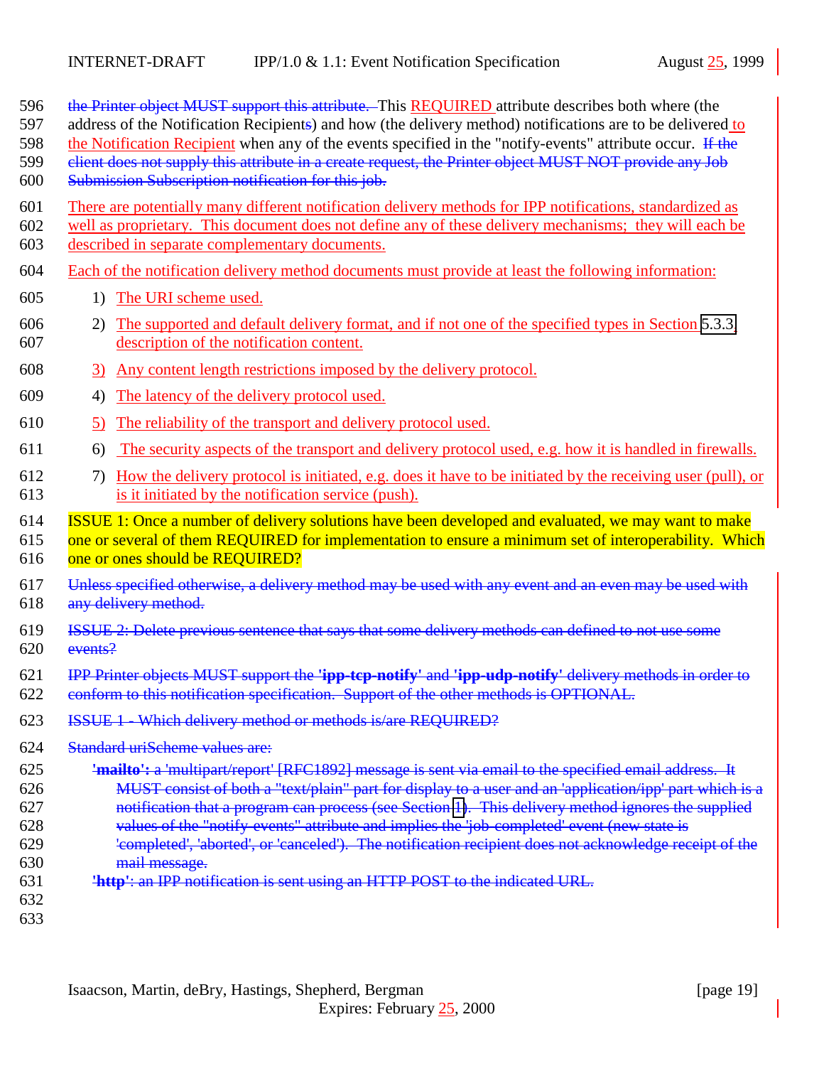the Printer object MUST support this attribute. This REQUIRED attribute describes both where (the address of the Notification Recipients) and how (the delivery method) notifications are to be delivered to the Notification Recipient when any of the events specified in the "notify-events" attribute occur. If the client does not supply this attribute in a create request, the Printer object MUST NOT provide any Job Submission Subscription notification for this job.

There are potentially many different notification delivery methods for IPP notifications, standardized as well as proprietary. This document does not define any of these delivery mechanisms; they will each be described in separate complementary documents.

Each of the notification delivery method documents must provide at least the following information:

1) The URI scheme used.

2) The supported and default delivery format, and if not one of the specified types in Section 5.3.3, description of the notification content.

3) Any content length restrictions imposed by the delivery protocol.

4) The latency of the delivery protocol used.

5) The reliability of the transport and delivery protocol used.

6) The security aspects of the transport and delivery protocol used, e.g. how it is handled in firewalls.

7) How the delivery protocol is initiated, e.g. does it have to be initiated by the receiving user (pull), or is it initiated by the notification service (push).

ISSUE 1: Once a number of delivery solutions have been developed and evaluated, we may want to make one or several of them REQUIRED for implementation to ensure a minimum set of interoperability. Which one or ones should be REQUIRED?

Unless specified otherwise, a delivery method may be used with any event and an even may be used with any delivery method.

ISSUE 2: Delete previous sentence that says that some delivery methods can defined to not use some events?

IPP Printer objects MUST support the **'ipp-tcp-notify'** and **'ipp-udp-notify'** delivery methods in order to conform to this notification specification. Support of the other methods is OPTIONAL.

ISSUE 1 - Which delivery method or methods is/are REQUIRED?

Standard uriScheme values are:

**'mailto':** a 'multipart/report' [RFC1892] message is sent via email to the specified email address. It MUST consist of both a "text/plain" part for display to a user and an 'application/ipp' part which is a notification that a program can process (see Section 1). This delivery method ignores the supplied values of the "notify-events" attribute and implies the 'job-completed' event (new state is 'completed', 'aborted', or 'canceled'). The notification recipient does not acknowledge receipt of the mail message.

**'http'**: an IPP notification is sent using an HTTP POST to the indicated URL.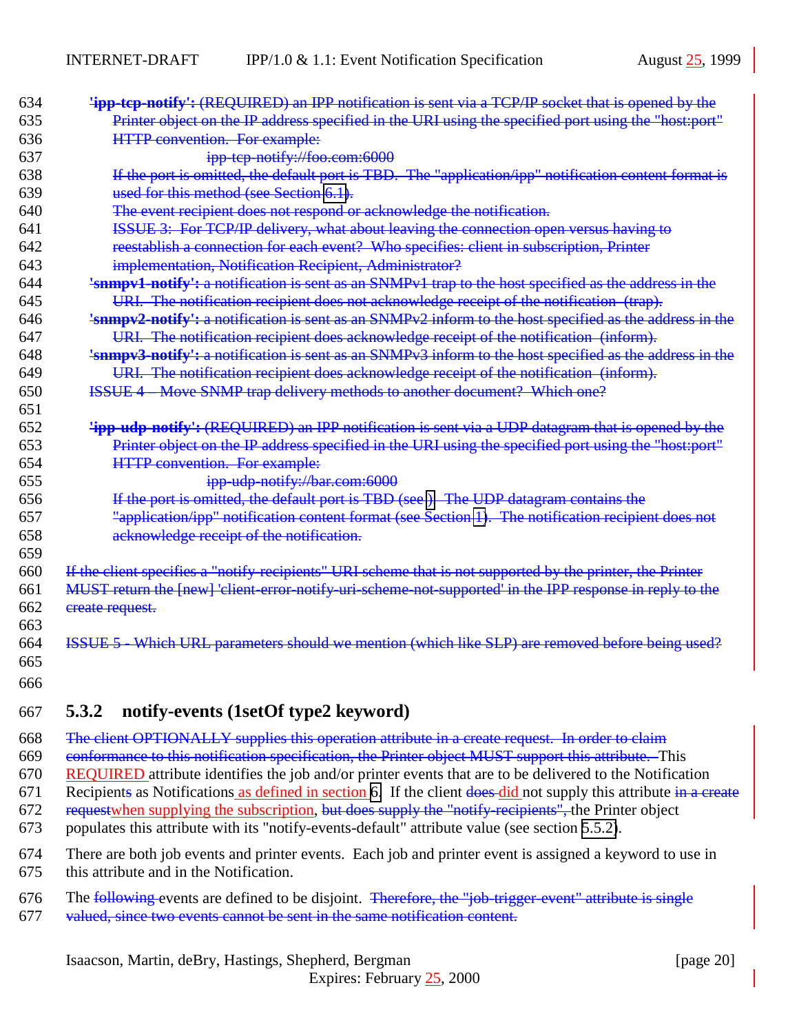**'ipp-tcp-notify':** (REQUIRED) an IPP notification is sent via a TCP/IP socket that is opened by the Printer object on the IP address specified in the URI using the specified port using the "host:port" HTTP convention. For example:

ipp-tcp-notify://foo.com:6000

If the port is omitted, the default port is TBD. The "application/ipp" notification content format is used for this method (see Section 6.1).

The event recipient does not respond or acknowledge the notification.

ISSUE 3: For TCP/IP delivery, what about leaving the connection open versus having to reestablish a connection for each event? Who specifies: client in subscription, Printer implementation, Notification Recipient, Administrator?

**'snmpv1-notify':** a notification is sent as an SNMPv1 trap to the host specified as the address in the URI. The notification recipient does not acknowledge receipt of the notification (trap).

**'snmpv2-notify':** a notification is sent as an SNMPv2 inform to the host specified as the address in the URI. The notification recipient does acknowledge receipt of the notification (inform).

**'snmpv3-notify':** a notification is sent as an SNMPv3 inform to the host specified as the address in the URI. The notification recipient does acknowledge receipt of the notification (inform).

ISSUE 4 – Move SNMP trap delivery methods to another document? Which one?

**'ipp-udp-notify':** (REQUIRED) an IPP notification is sent via a UDP datagram that is opened by the Printer object on the IP address specified in the URI using the specified port using the "host:port" HTTP convention. For example:

ipp-udp-notify://bar.com:6000

If the port is omitted, the default port is TBD (see ). The UDP datagram contains the "application/ipp" notification content format (see Section 1). The notification recipient does not acknowledge receipt of the notification.

If the client specifies a "notify-recipients" URI scheme that is not supported by the printer, the Printer MUST return the [new] 'client-error-notify-uri-scheme-not-supported' in the IPP response in reply to the create request.

ISSUE 5 - Which URL parameters should we mention (which like SLP) are removed before being used?

### 5.3.2 notify-events (1setOf type2 keyword)

The client OPTIONALLY supplies this operation attribute in a create request. In order to claim conformance to this notification specification, the Printer object MUST support this attribute. This REQUIRED attribute identifies the job and/or printer events that are to be delivered to the Notification Recipients as Notifications as defined in section 6. If the client does did not supply this attribute in a create request when supplying the subscription, but does supply the "notify-recipients", the Printer object populates this attribute with its "notify-events-default" attribute value (see section 5.5.2).

There are both job events and printer events. Each job and printer event is assigned a keyword to use in this attribute and in the Notification.

The following events are defined to be disjoint. Therefore, the "job-trigger-event" attribute is single valued, since two events cannot be sent in the same notification content.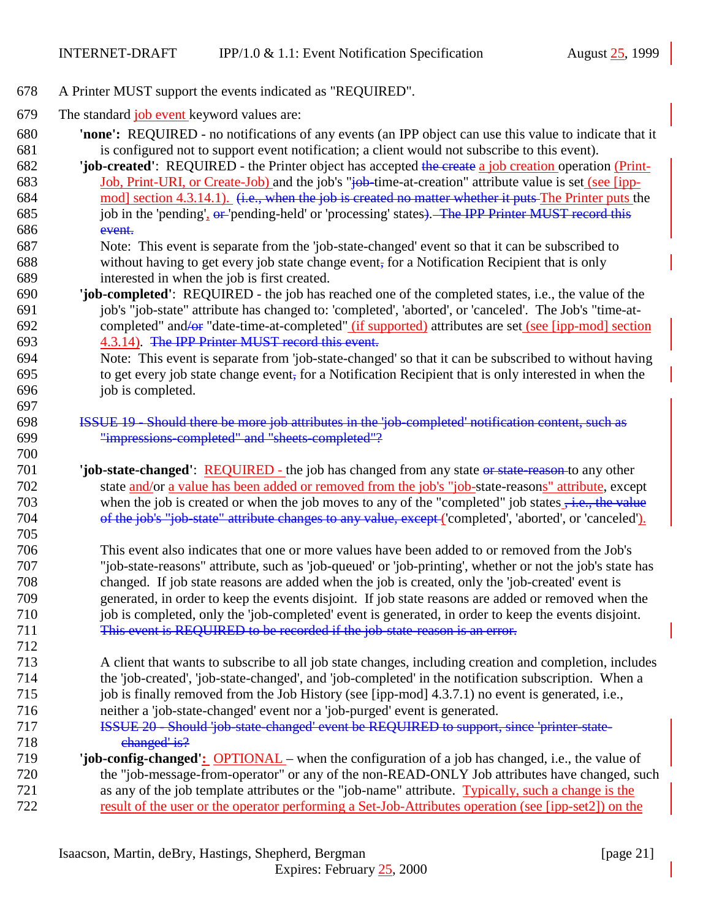A Printer MUST support the events indicated as "REQUIRED".

The standard job event keyword values are:

**'none'**: REQUIRED - no notifications of any events (an IPP object can use this value to indicate that it is configured not to support event notification; a client would not subscribe to this event).

**'job-created'**: REQUIRED - the Printer object has accepted ~~the create~~ a job creation operation (Print-Job, Print-URI, or Create-Job) and the job's "~~job-~~time-at-creation" attribute value is set (see [ipp-mod] section 4.3.14.1). ~~(i.e., when the job is created no matter whether it puts~~ The Printer puts the job in the 'pending', ~~or~~ 'pending-held' or 'processing' states~~)~~. ~~The IPP Printer MUST record this event.~~

Note: This event is separate from the 'job-state-changed' event so that it can be subscribed to without having to get every job state change event~~,~~ for a Notification Recipient that is only interested in when the job is first created.

**'job-completed'**: REQUIRED - the job has reached one of the completed states, i.e., the value of the job's "job-state" attribute has changed to: 'completed', 'aborted', or 'canceled'. The Job's "time-at-completed" and~~/or~~ "date-time-at-completed" (if supported) attributes are set (see [ipp-mod] section 4.3.14). ~~The IPP Printer MUST record this event.~~

Note: This event is separate from 'job-state-changed' so that it can be subscribed to without having to get every job state change event~~,~~ for a Notification Recipient that is only interested in when the job is completed.

~~ISSUE 19 - Should there be more job attributes in the 'job-completed' notification content, such as "impressions-completed" and "sheets-completed"?~~

**'job-state-changed'**: REQUIRED - the job has changed from any state ~~or state-reason~~ to any other state and/or a value has been added or removed from the job's "job-state-reasons" attribute, except when the job is created or when the job moves to any of the "completed" job states ~~, i.e., the value of the job's "job-state" attribute changes to any value, except~~ ('completed', 'aborted', or 'canceled').

This event also indicates that one or more values have been added to or removed from the Job's "job-state-reasons" attribute, such as 'job-queued' or 'job-printing', whether or not the job's state has changed. If job state reasons are added when the job is created, only the 'job-created' event is generated, in order to keep the events disjoint. If job state reasons are added or removed when the job is completed, only the 'job-completed' event is generated, in order to keep the events disjoint. ~~This event is REQUIRED to be recorded if the job-state-reason is an error.~~

A client that wants to subscribe to all job state changes, including creation and completion, includes the 'job-created', 'job-state-changed', and 'job-completed' in the notification subscription. When a job is finally removed from the Job History (see [ipp-mod] 4.3.7.1) no event is generated, i.e., neither a 'job-state-changed' event nor a 'job-purged' event is generated.

~~ISSUE 20 - Should 'job-state-changed' event be REQUIRED to support, since 'printer-state-changed' is?~~

**'job-config-changed'**: OPTIONAL – when the configuration of a job has changed, i.e., the value of the "job-message-from-operator" or any of the non-READ-ONLY Job attributes have changed, such as any of the job template attributes or the "job-name" attribute. Typically, such a change is the result of the user or the operator performing a Set-Job-Attributes operation (see [ipp-set2]) on the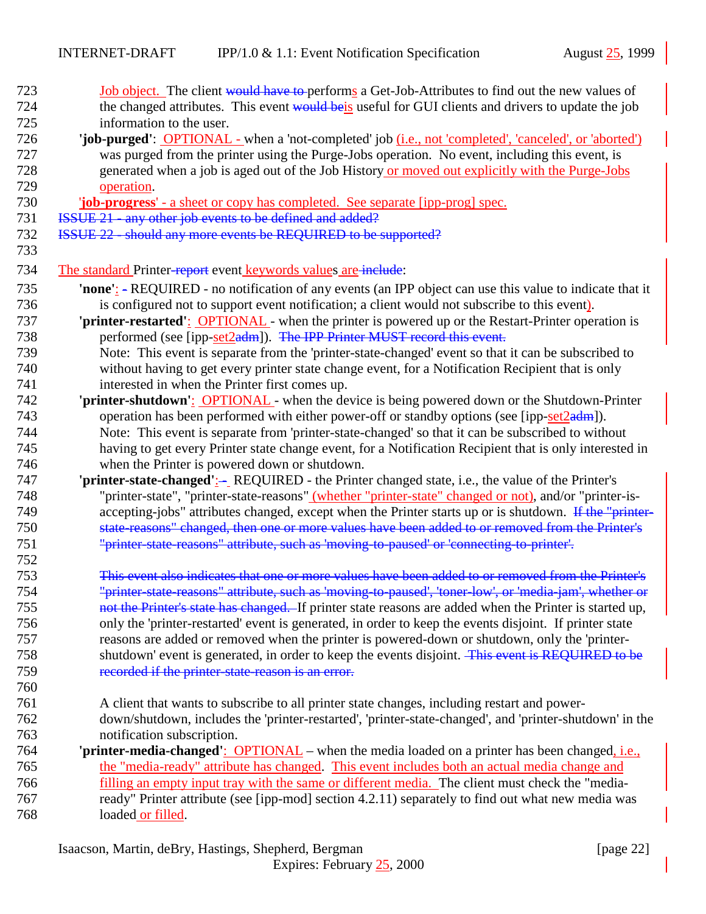Job object.  The client ~~would have to~~ performs a Get-Job-Attributes to find out the new values of the changed attributes. This event ~~would be~~is useful for GUI clients and drivers to update the job information to the user.

**'job-purged'**:  OPTIONAL - when a 'not-completed' job (i.e., not 'completed', 'canceled', or 'aborted') was purged from the printer using the Purge-Jobs operation. No event, including this event, is generated when a job is aged out of the Job History or moved out explicitly with the Purge-Jobs operation.

**'job-progress'** - a sheet or copy has completed. See separate [ipp-prog] spec.

~~ISSUE 21 - any other job events to be defined and added?~~

~~ISSUE 22 - should any more events be REQUIRED to be supported?~~

The standard Printer~~-report~~ event keywords values are ~~include~~:

**'none'**: ~~-~~ REQUIRED - no notification of any events (an IPP object can use this value to indicate that it is configured not to support event notification; a client would not subscribe to this event).

**'printer-restarted'**:  OPTIONAL - when the printer is powered up or the Restart-Printer operation is performed (see [ipp-set2~~adm~~]). ~~The IPP Printer MUST record this event.~~
Note: This event is separate from the 'printer-state-changed' event so that it can be subscribed to without having to get every printer state change event, for a Notification Recipient that is only interested in when the Printer first comes up.

**'printer-shutdown'**:  OPTIONAL - when the device is being powered down or the Shutdown-Printer operation has been performed with either power-off or standby options (see [ipp-set2~~adm~~]).
Note: This event is separate from 'printer-state-changed' so that it can be subscribed to without having to get every Printer state change event, for a Notification Recipient that is only interested in when the Printer is powered down or shutdown.

**'printer-state-changed'**: ~~-~~ REQUIRED - the Printer changed state, i.e., the value of the Printer's "printer-state", "printer-state-reasons" (whether "printer-state" changed or not), and/or "printer-is-accepting-jobs" attributes changed, except when the Printer starts up or is shutdown. ~~If the "printer-state-reasons" changed, then one or more values have been added to or removed from the Printer's "printer-state-reasons" attribute, such as 'moving-to-paused' or 'connecting-to-printer'.~~

~~This event also indicates that one or more values have been added to or removed from the Printer's "printer-state-reasons" attribute, such as 'moving-to-paused', 'toner-low', or 'media-jam', whether or not the Printer's state has changed.~~ If printer state reasons are added when the Printer is started up, only the 'printer-restarted' event is generated, in order to keep the events disjoint. If printer state reasons are added or removed when the printer is powered-down or shutdown, only the 'printer-shutdown' event is generated, in order to keep the events disjoint. ~~This event is REQUIRED to be recorded if the printer-state-reason is an error.~~

A client that wants to subscribe to all printer state changes, including restart and power-down/shutdown, includes the 'printer-restarted', 'printer-state-changed', and 'printer-shutdown' in the notification subscription.

**'printer-media-changed'**:  OPTIONAL – when the media loaded on a printer has been changed, i.e., the "media-ready" attribute has changed. This event includes both an actual media change and filling an empty input tray with the same or different media.  The client must check the "media-ready" Printer attribute (see [ipp-mod] section 4.2.11) separately to find out what new media was loaded or filled.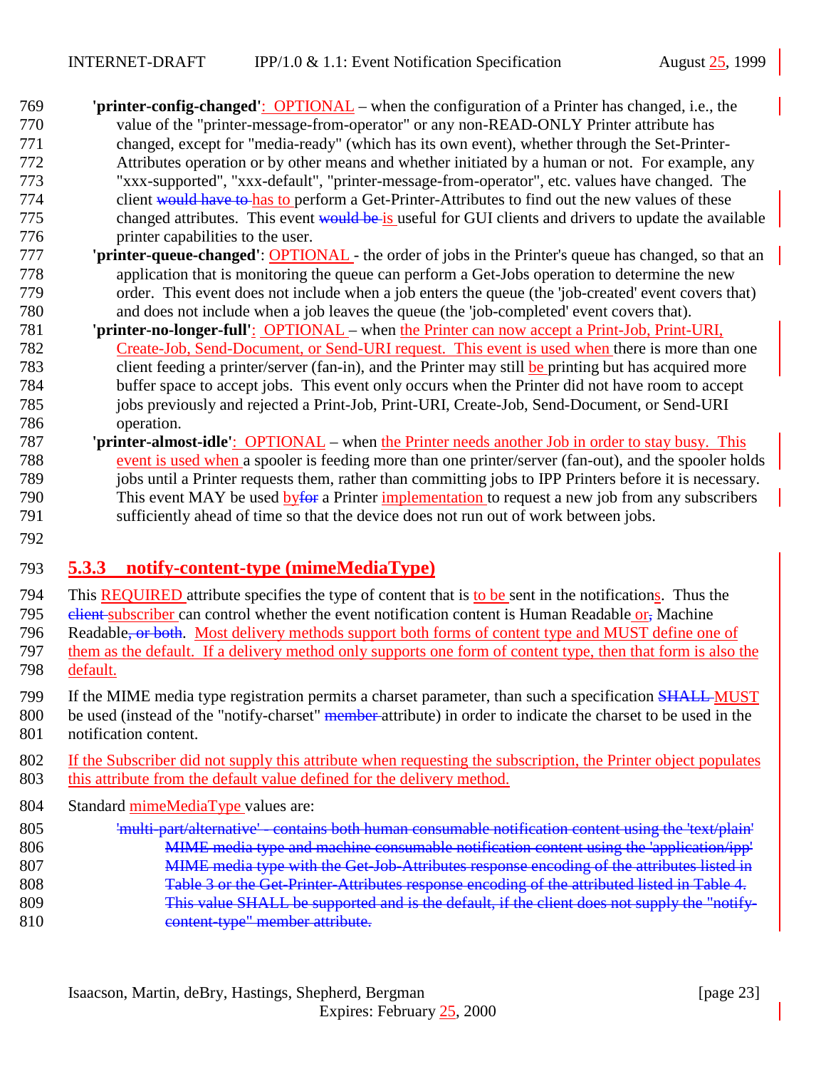**'printer-config-changed'**: OPTIONAL – when the configuration of a Printer has changed, i.e., the value of the "printer-message-from-operator" or any non-READ-ONLY Printer attribute has changed, except for "media-ready" (which has its own event), whether through the Set-Printer-Attributes operation or by other means and whether initiated by a human or not. For example, any "xxx-supported", "xxx-default", "printer-message-from-operator", etc. values have changed. The client ~~would have to~~ has to perform a Get-Printer-Attributes to find out the new values of these changed attributes. This event ~~would be~~ is useful for GUI clients and drivers to update the available printer capabilities to the user.

**'printer-queue-changed'**: OPTIONAL - the order of jobs in the Printer's queue has changed, so that an application that is monitoring the queue can perform a Get-Jobs operation to determine the new order. This event does not include when a job enters the queue (the 'job-created' event covers that) and does not include when a job leaves the queue (the 'job-completed' event covers that).

**'printer-no-longer-full'**: OPTIONAL – when the Printer can now accept a Print-Job, Print-URI, Create-Job, Send-Document, or Send-URI request. This event is used when there is more than one client feeding a printer/server (fan-in), and the Printer may still be printing but has acquired more buffer space to accept jobs. This event only occurs when the Printer did not have room to accept jobs previously and rejected a Print-Job, Print-URI, Create-Job, Send-Document, or Send-URI operation.

**'printer-almost-idle'**: OPTIONAL – when the Printer needs another Job in order to stay busy. This event is used when a spooler is feeding more than one printer/server (fan-out), and the spooler holds jobs until a Printer requests them, rather than committing jobs to IPP Printers before it is necessary. This event MAY be used by~~for~~ a Printer implementation to request a new job from any subscribers sufficiently ahead of time so that the device does not run out of work between jobs.

### 5.3.3 notify-content-type (mimeMediaType)

This REQUIRED attribute specifies the type of content that is to be sent in the notifications. Thus the ~~client~~ subscriber can control whether the event notification content is Human Readable or~~,~~ Machine Readable~~, or both~~. Most delivery methods support both forms of content type and MUST define one of them as the default. If a delivery method only supports one form of content type, then that form is also the default.

If the MIME media type registration permits a charset parameter, than such a specification ~~SHALL~~ MUST be used (instead of the "notify-charset" ~~member~~ attribute) in order to indicate the charset to be used in the notification content.

If the Subscriber did not supply this attribute when requesting the subscription, the Printer object populates this attribute from the default value defined for the delivery method.

Standard mimeMediaType values are:

~~'multi-part/alternative' - contains both human consumable notification content using the 'text/plain' MIME media type and machine consumable notification content using the 'application/ipp' MIME media type with the Get-Job-Attributes response encoding of the attributes listed in Table 3 or the Get-Printer-Attributes response encoding of the attributed listed in Table 4. This value SHALL be supported and is the default, if the client does not supply the "notify-content-type" member attribute.~~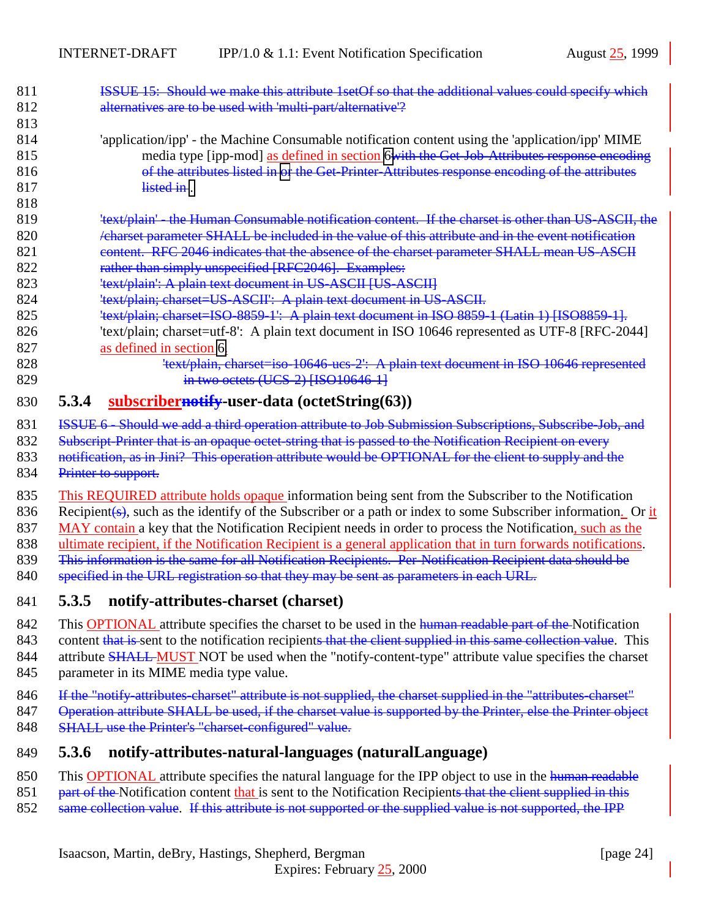811 ~~ISSUE 15: Should we make this attribute 1setOf so that the additional values could specify which~~
812 ~~alternatives are to be used with 'multi-part/alternative'?~~
813

814 'application/ipp' - the Machine Consumable notification content using the 'application/ipp' MIME
815 media type [ipp-mod] as defined in section 6~~with the Get-Job-Attributes response encoding~~
816 ~~of the attributes listed in or the Get-Printer-Attributes response encoding of the attributes~~
817 ~~listed in~~.
818

819 ~~'text/plain' - the Human Consumable notification content. If the charset is other than US-ASCII, the~~
820 ~~/charset parameter SHALL be included in the value of this attribute and in the event notification~~
821 ~~content. RFC 2046 indicates that the absence of the charset parameter SHALL mean US-ASCII~~
822 ~~rather than simply unspecified [RFC2046]. Examples:~~
823 ~~'text/plain': A plain text document in US-ASCII [US-ASCII]~~
824 ~~'text/plain; charset=US-ASCII': A plain text document in US-ASCII.~~
825 ~~'text/plain; charset=ISO-8859-1': A plain text document in ISO 8859-1 (Latin 1) [ISO8859-1].~~
826 'text/plain; charset=utf-8': A plain text document in ISO 10646 represented as UTF-8 [RFC-2044]
827 as defined in section 6.
828 ~~'text/plain, charset=iso-10646-ucs-2': A plain text document in ISO 10646 represented~~
829 ~~in two octets (UCS-2) [ISO10646-1]~~

### 830 5.3.4 subscriber~~notify~~-user-data (octetString(63))

831 ~~ISSUE 6 - Should we add a third operation attribute to Job Submission Subscriptions, Subscribe-Job, and~~
832 ~~Subscript-Printer that is an opaque octet-string that is passed to the Notification Recipient on every~~
833 ~~notification, as in Jini? This operation attribute would be OPTIONAL for the client to supply and the~~
834 ~~Printer to support.~~

835 This REQUIRED attribute holds opaque information being sent from the Subscriber to the Notification
836 Recipient~~(s)~~, such as the identify of the Subscriber or a path or index to some Subscriber information. Or it
837 MAY contain a key that the Notification Recipient needs in order to process the Notification, such as the
838 ultimate recipient, if the Notification Recipient is a general application that in turn forwards notifications.
839 ~~This information is the same for all Notification Recipients. Per-Notification Recipient data should be~~
840 ~~specified in the URL registration so that they may be sent as parameters in each URL.~~

### 841 5.3.5 notify-attributes-charset (charset)

842 This OPTIONAL attribute specifies the charset to be used in the ~~human readable part of the~~ Notification
843 content ~~that is~~ sent to the notification recipients ~~that the client supplied in this same collection value~~. This
844 attribute ~~SHALL~~ MUST NOT be used when the "notify-content-type" attribute value specifies the charset
845 parameter in its MIME media type value.

846 ~~If the "notify-attributes-charset" attribute is not supplied, the charset supplied in the "attributes-charset"~~
847 ~~Operation attribute SHALL be used, if the charset value is supported by the Printer, else the Printer object~~
848 ~~SHALL use the Printer's "charset-configured" value.~~

### 849 5.3.6 notify-attributes-natural-languages (naturalLanguage)

850 This OPTIONAL attribute specifies the natural language for the IPP object to use in the ~~human readable~~
851 ~~part of the~~ Notification content that is sent to the Notification Recipient~~s that the client supplied in this~~
852 ~~same collection value~~. ~~If this attribute is not supported or the supplied value is not supported, the IPP~~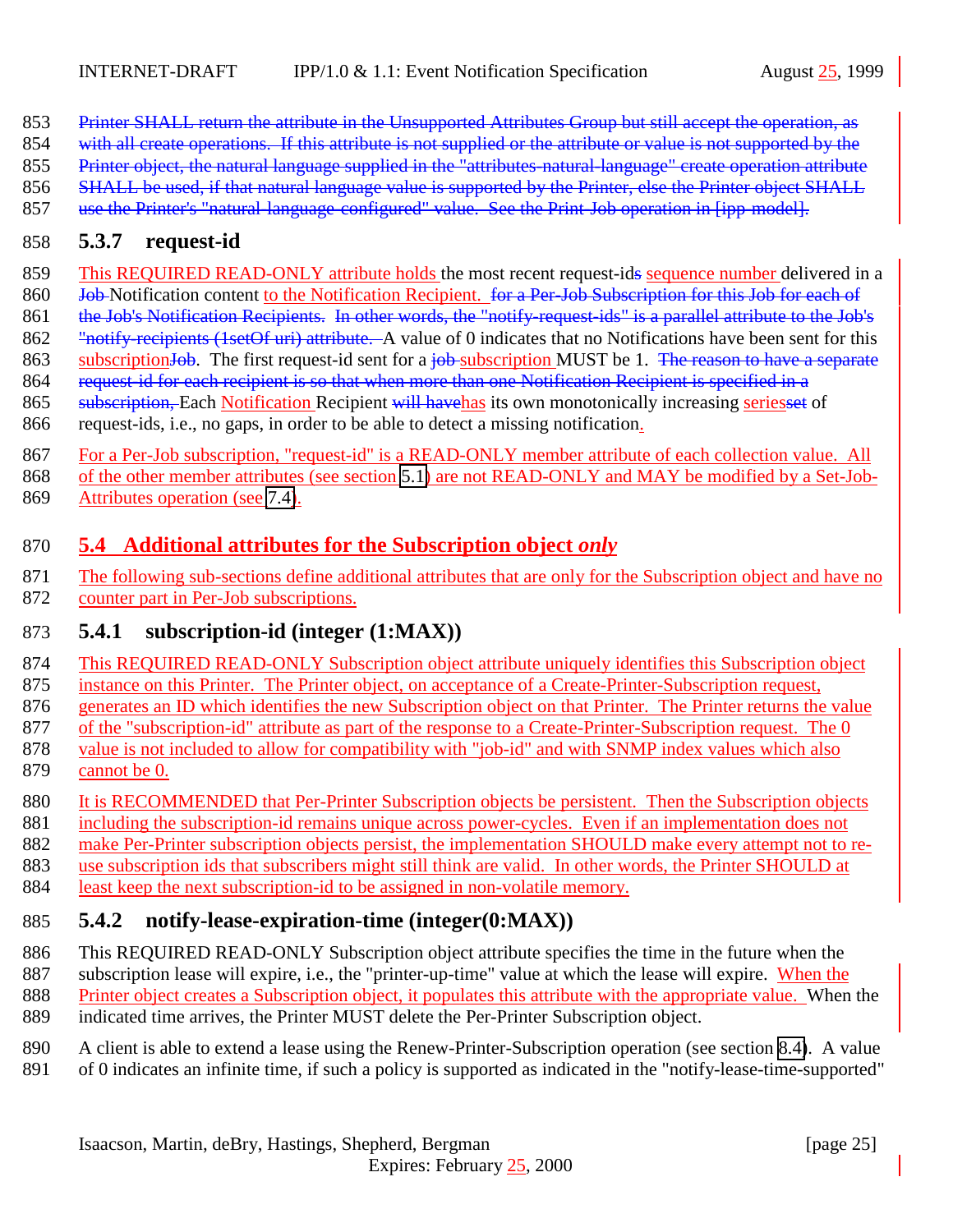Printer SHALL return the attribute in the Unsupported Attributes Group but still accept the operation, as with all create operations. If this attribute is not supplied or the attribute or value is not supported by the Printer object, the natural language supplied in the "attributes-natural-language" create operation attribute SHALL be used, if that natural language value is supported by the Printer, else the Printer object SHALL use the Printer's "natural-language-configured" value. See the Print-Job operation in [ipp-model].

### 5.3.7 request-id

This REQUIRED READ-ONLY attribute holds the most recent request-ids sequence number delivered in a Job Notification content to the Notification Recipient. for a Per-Job Subscription for this Job for each of the Job's Notification Recipients. In other words, the "notify-request-ids" is a parallel attribute to the Job's "notify-recipients (1setOf uri) attribute. A value of 0 indicates that no Notifications have been sent for this subscriptionJob. The first request-id sent for a job subscription MUST be 1. The reason to have a separate request-id for each recipient is so that when more than one Notification Recipient is specified in a subscription, Each Notification Recipient will havehas its own monotonically increasing seriesset of request-ids, i.e., no gaps, in order to be able to detect a missing notification.

For a Per-Job subscription, "request-id" is a READ-ONLY member attribute of each collection value. All of the other member attributes (see section 5.1) are not READ-ONLY and MAY be modified by a Set-Job-Attributes operation (see 7.4).

## 5.4 Additional attributes for the Subscription object *only*

The following sub-sections define additional attributes that are only for the Subscription object and have no counter part in Per-Job subscriptions.

### 5.4.1 subscription-id (integer (1:MAX))

This REQUIRED READ-ONLY Subscription object attribute uniquely identifies this Subscription object instance on this Printer. The Printer object, on acceptance of a Create-Printer-Subscription request, generates an ID which identifies the new Subscription object on that Printer. The Printer returns the value of the "subscription-id" attribute as part of the response to a Create-Printer-Subscription request. The 0 value is not included to allow for compatibility with "job-id" and with SNMP index values which also cannot be 0.

It is RECOMMENDED that Per-Printer Subscription objects be persistent. Then the Subscription objects including the subscription-id remains unique across power-cycles. Even if an implementation does not make Per-Printer subscription objects persist, the implementation SHOULD make every attempt not to re-use subscription ids that subscribers might still think are valid. In other words, the Printer SHOULD at least keep the next subscription-id to be assigned in non-volatile memory.

### 5.4.2 notify-lease-expiration-time (integer(0:MAX))

This REQUIRED READ-ONLY Subscription object attribute specifies the time in the future when the subscription lease will expire, i.e., the "printer-up-time" value at which the lease will expire. When the Printer object creates a Subscription object, it populates this attribute with the appropriate value. When the indicated time arrives, the Printer MUST delete the Per-Printer Subscription object.

A client is able to extend a lease using the Renew-Printer-Subscription operation (see section 8.4). A value of 0 indicates an infinite time, if such a policy is supported as indicated in the "notify-lease-time-supported"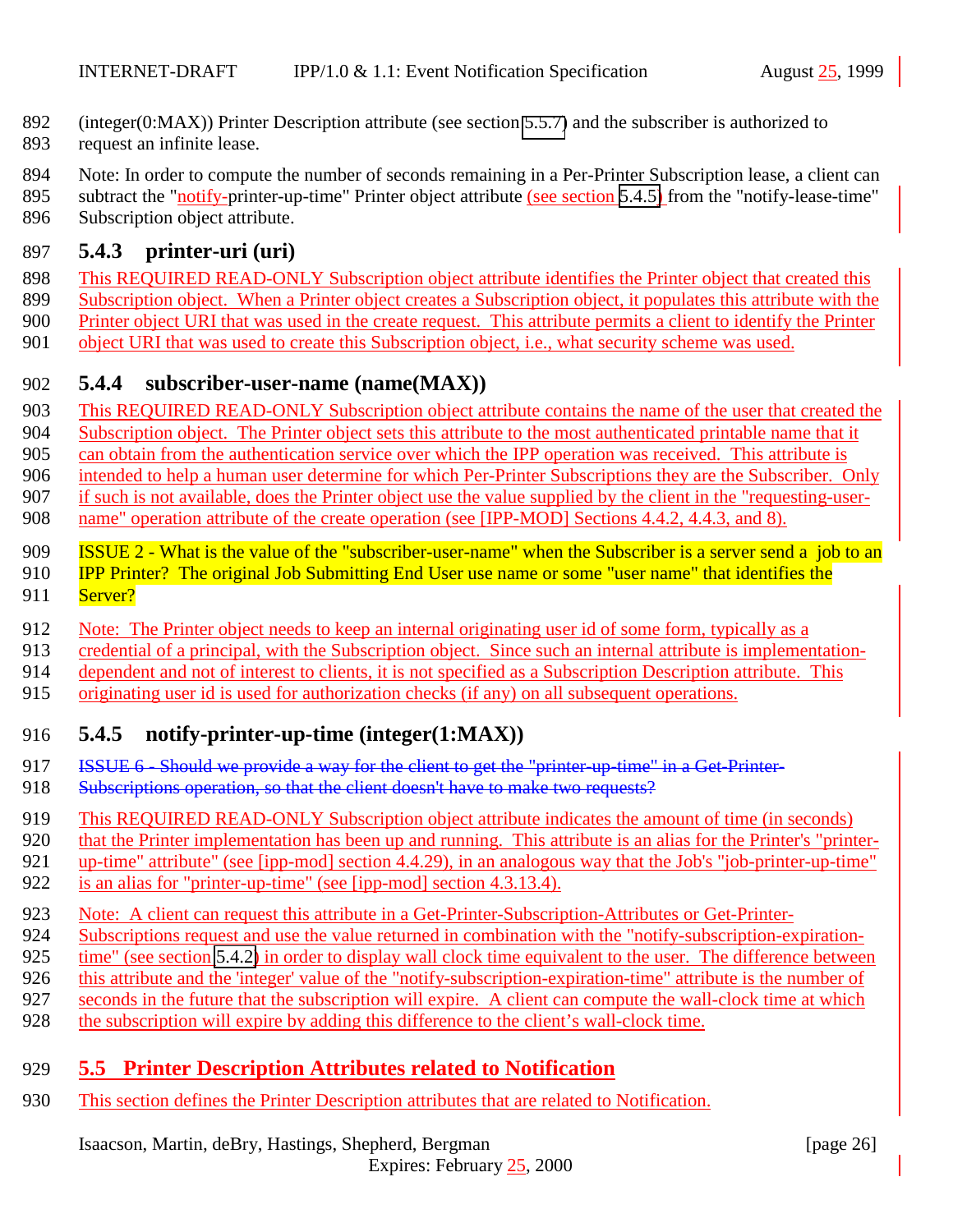(integer(0:MAX)) Printer Description attribute (see section 5.5.7) and the subscriber is authorized to request an infinite lease.

Note: In order to compute the number of seconds remaining in a Per-Printer Subscription lease, a client can subtract the "notify-printer-up-time" Printer object attribute (see section 5.4.5) from the "notify-lease-time" Subscription object attribute.

### 5.4.3 printer-uri (uri)

This REQUIRED READ-ONLY Subscription object attribute identifies the Printer object that created this Subscription object. When a Printer object creates a Subscription object, it populates this attribute with the Printer object URI that was used in the create request. This attribute permits a client to identify the Printer object URI that was used to create this Subscription object, i.e., what security scheme was used.

### 5.4.4 subscriber-user-name (name(MAX))

This REQUIRED READ-ONLY Subscription object attribute contains the name of the user that created the Subscription object. The Printer object sets this attribute to the most authenticated printable name that it can obtain from the authentication service over which the IPP operation was received. This attribute is intended to help a human user determine for which Per-Printer Subscriptions they are the Subscriber. Only if such is not available, does the Printer object use the value supplied by the client in the "requesting-user-name" operation attribute of the create operation (see [IPP-MOD] Sections 4.4.2, 4.4.3, and 8).

ISSUE 2 - What is the value of the "subscriber-user-name" when the Subscriber is a server send a job to an IPP Printer? The original Job Submitting End User use name or some "user name" that identifies the Server?

Note: The Printer object needs to keep an internal originating user id of some form, typically as a credential of a principal, with the Subscription object. Since such an internal attribute is implementation-dependent and not of interest to clients, it is not specified as a Subscription Description attribute. This originating user id is used for authorization checks (if any) on all subsequent operations.

### 5.4.5 notify-printer-up-time (integer(1:MAX))

~~ISSUE 6 - Should we provide a way for the client to get the "printer-up-time" in a Get-Printer-Subscriptions operation, so that the client doesn't have to make two requests?~~

This REQUIRED READ-ONLY Subscription object attribute indicates the amount of time (in seconds) that the Printer implementation has been up and running. This attribute is an alias for the Printer's "printer-up-time" attribute" (see [ipp-mod] section 4.4.29), in an analogous way that the Job's "job-printer-up-time" is an alias for "printer-up-time" (see [ipp-mod] section 4.3.13.4).

Note: A client can request this attribute in a Get-Printer-Subscription-Attributes or Get-Printer-Subscriptions request and use the value returned in combination with the "notify-subscription-expiration-time" (see section 5.4.2) in order to display wall clock time equivalent to the user. The difference between this attribute and the 'integer' value of the "notify-subscription-expiration-time" attribute is the number of seconds in the future that the subscription will expire. A client can compute the wall-clock time at which the subscription will expire by adding this difference to the client's wall-clock time.

## 5.5 Printer Description Attributes related to Notification

This section defines the Printer Description attributes that are related to Notification.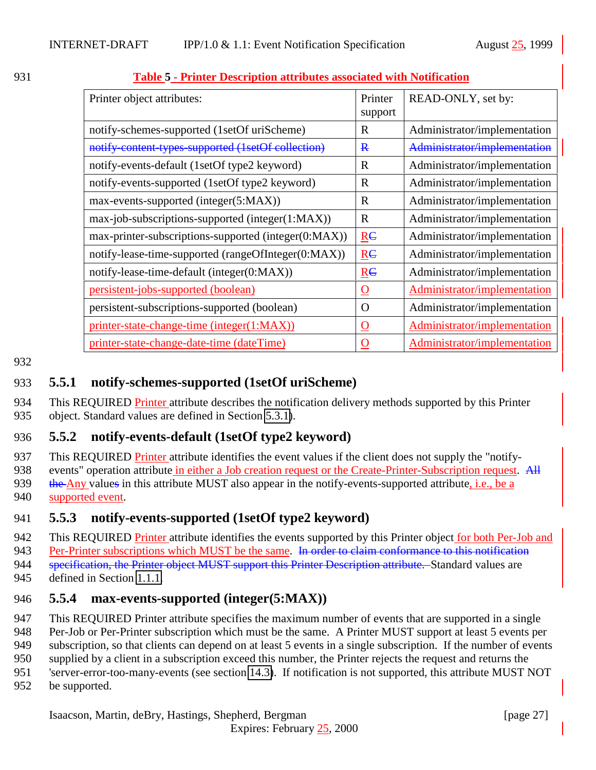**Table 5 - Printer Description attributes associated with Notification**

| Printer object attributes: | Printer support | READ-ONLY, set by: |
|---|---|---|
| notify-schemes-supported (1setOf uriScheme) | R | Administrator/implementation |
| ~~notify-content-types-supported (1setOf collection)~~ | ~~R~~ | ~~Administrator/implementation~~ |
| notify-events-default (1setOf type2 keyword) | R | Administrator/implementation |
| notify-events-supported (1setOf type2 keyword) | R | Administrator/implementation |
| max-events-supported (integer(5:MAX)) | R | Administrator/implementation |
| max-job-subscriptions-supported (integer(1:MAX)) | R | Administrator/implementation |
| max-printer-subscriptions-supported (integer(0:MAX)) | R~~C~~ | Administrator/implementation |
| notify-lease-time-supported (rangeOfInteger(0:MAX)) | R~~C~~ | Administrator/implementation |
| notify-lease-time-default (integer(0:MAX)) | R~~C~~ | Administrator/implementation |
| persistent-jobs-supported (boolean) | O | Administrator/implementation |
| persistent-subscriptions-supported (boolean) | O | Administrator/implementation |
| printer-state-change-time (integer(1:MAX)) | O | Administrator/implementation |
| printer-state-change-date-time (dateTime) | O | Administrator/implementation |

### 5.5.1 notify-schemes-supported (1setOf uriScheme)

This REQUIRED Printer attribute describes the notification delivery methods supported by this Printer object. Standard values are defined in Section 5.3.1.

### 5.5.2 notify-events-default (1setOf type2 keyword)

This REQUIRED Printer attribute identifies the event values if the client does not supply the "notify-events" operation attribute in either a Job creation request or the Create-Printer-Subscription request. ~~All the~~ Any values~~s~~ in this attribute MUST also appear in the notify-events-supported attribute, i.e., be a supported event.

### 5.5.3 notify-events-supported (1setOf type2 keyword)

This REQUIRED Printer attribute identifies the events supported by this Printer object for both Per-Job and Per-Printer subscriptions which MUST be the same. ~~In order to claim conformance to this notification specification, the Printer object MUST support this Printer Description attribute.~~ Standard values are defined in Section 1.1.1.

### 5.5.4 max-events-supported (integer(5:MAX))

This REQUIRED Printer attribute specifies the maximum number of events that are supported in a single Per-Job or Per-Printer subscription which must be the same. A Printer MUST support at least 5 events per subscription, so that clients can depend on at least 5 events in a single subscription. If the number of events supplied by a client in a subscription exceed this number, the Printer rejects the request and returns the 'server-error-too-many-events (see section 14.3). If notification is not supported, this attribute MUST NOT be supported.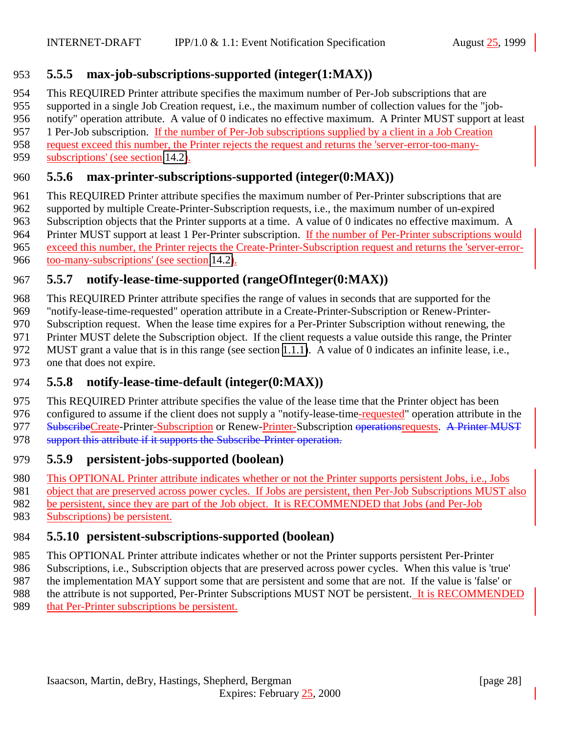### 5.5.5 max-job-subscriptions-supported (integer(1:MAX))

This REQUIRED Printer attribute specifies the maximum number of Per-Job subscriptions that are supported in a single Job Creation request, i.e., the maximum number of collection values for the "job-notify" operation attribute. A value of 0 indicates no effective maximum. A Printer MUST support at least 1 Per-Job subscription. If the number of Per-Job subscriptions supplied by a client in a Job Creation request exceed this number, the Printer rejects the request and returns the 'server-error-too-many-subscriptions' (see section 14.2).

### 5.5.6 max-printer-subscriptions-supported (integer(0:MAX))

This REQUIRED Printer attribute specifies the maximum number of Per-Printer subscriptions that are supported by multiple Create-Printer-Subscription requests, i.e., the maximum number of un-expired Subscription objects that the Printer supports at a time. A value of 0 indicates no effective maximum. A Printer MUST support at least 1 Per-Printer subscription. If the number of Per-Printer subscriptions would exceed this number, the Printer rejects the Create-Printer-Subscription request and returns the 'server-error-too-many-subscriptions' (see section 14.2).

### 5.5.7 notify-lease-time-supported (rangeOfInteger(0:MAX))

This REQUIRED Printer attribute specifies the range of values in seconds that are supported for the "notify-lease-time-requested" operation attribute in a Create-Printer-Subscription or Renew-Printer-Subscription request. When the lease time expires for a Per-Printer Subscription without renewing, the Printer MUST delete the Subscription object. If the client requests a value outside this range, the Printer MUST grant a value that is in this range (see section 1.1.1). A value of 0 indicates an infinite lease, i.e., one that does not expire.

### 5.5.8 notify-lease-time-default (integer(0:MAX))

This REQUIRED Printer attribute specifies the value of the lease time that the Printer object has been configured to assume if the client does not supply a "notify-lease-time-requested" operation attribute in the ~~Subscribe~~Create-Printer-Subscription or Renew-Printer-Subscription ~~operations~~requests. ~~A Printer MUST support this attribute if it supports the Subscribe-Printer operation.~~

### 5.5.9 persistent-jobs-supported (boolean)

This OPTIONAL Printer attribute indicates whether or not the Printer supports persistent Jobs, i.e., Jobs object that are preserved across power cycles. If Jobs are persistent, then Per-Job Subscriptions MUST also be persistent, since they are part of the Job object. It is RECOMMENDED that Jobs (and Per-Job Subscriptions) be persistent.

### 5.5.10 persistent-subscriptions-supported (boolean)

This OPTIONAL Printer attribute indicates whether or not the Printer supports persistent Per-Printer Subscriptions, i.e., Subscription objects that are preserved across power cycles. When this value is 'true' the implementation MAY support some that are persistent and some that are not. If the value is 'false' or the attribute is not supported, Per-Printer Subscriptions MUST NOT be persistent. It is RECOMMENDED that Per-Printer subscriptions be persistent.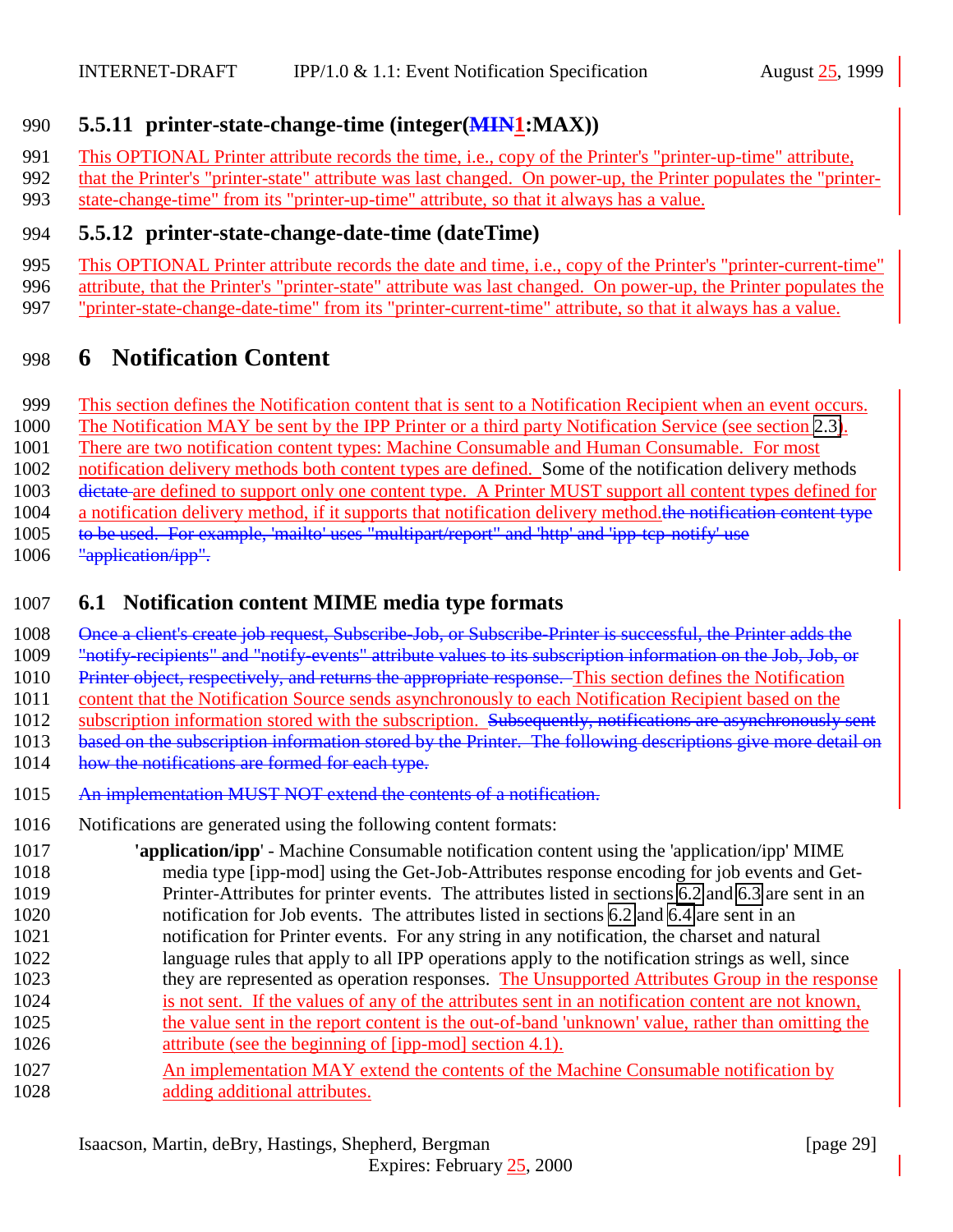### 5.5.11 printer-state-change-time (integer(~~MIN~~1:MAX))

This OPTIONAL Printer attribute records the time, i.e., copy of the Printer's "printer-up-time" attribute, that the Printer's "printer-state" attribute was last changed. On power-up, the Printer populates the "printer-state-change-time" from its "printer-up-time" attribute, so that it always has a value.

### 5.5.12 printer-state-change-date-time (dateTime)

This OPTIONAL Printer attribute records the date and time, i.e., copy of the Printer's "printer-current-time" attribute, that the Printer's "printer-state" attribute was last changed. On power-up, the Printer populates the "printer-state-change-date-time" from its "printer-current-time" attribute, so that it always has a value.

# 6 Notification Content

This section defines the Notification content that is sent to a Notification Recipient when an event occurs. The Notification MAY be sent by the IPP Printer or a third party Notification Service (see section 2.3). There are two notification content types: Machine Consumable and Human Consumable. For most notification delivery methods both content types are defined. Some of the notification delivery methods ~~dictate~~ are defined to support only one content type. A Printer MUST support all content types defined for a notification delivery method, if it supports that notification delivery method.~~the notification content type to be used. For example, 'mailto' uses "multipart/report" and 'http' and 'ipp-tcp-notify' use "application/ipp".~~

## 6.1 Notification content MIME media type formats

~~Once a client's create job request, Subscribe-Job, or Subscribe-Printer is successful, the Printer adds the "notify-recipients" and "notify-events" attribute values to its subscription information on the Job, Job, or Printer object, respectively, and returns the appropriate response.~~ This section defines the Notification content that the Notification Source sends asynchronously to each Notification Recipient based on the subscription information stored with the subscription. ~~Subsequently, notifications are asynchronously sent based on the subscription information stored by the Printer. The following descriptions give more detail on how the notifications are formed for each type.~~

~~An implementation MUST NOT extend the contents of a notification.~~

Notifications are generated using the following content formats:

**'application/ipp'** - Machine Consumable notification content using the 'application/ipp' MIME media type [ipp-mod] using the Get-Job-Attributes response encoding for job events and Get-Printer-Attributes for printer events. The attributes listed in sections 6.2 and 6.3 are sent in an notification for Job events. The attributes listed in sections 6.2 and 6.4 are sent in an notification for Printer events. For any string in any notification, the charset and natural language rules that apply to all IPP operations apply to the notification strings as well, since they are represented as operation responses. The Unsupported Attributes Group in the response is not sent. If the values of any of the attributes sent in an notification content are not known, the value sent in the report content is the out-of-band 'unknown' value, rather than omitting the attribute (see the beginning of [ipp-mod] section 4.1).

An implementation MAY extend the contents of the Machine Consumable notification by adding additional attributes.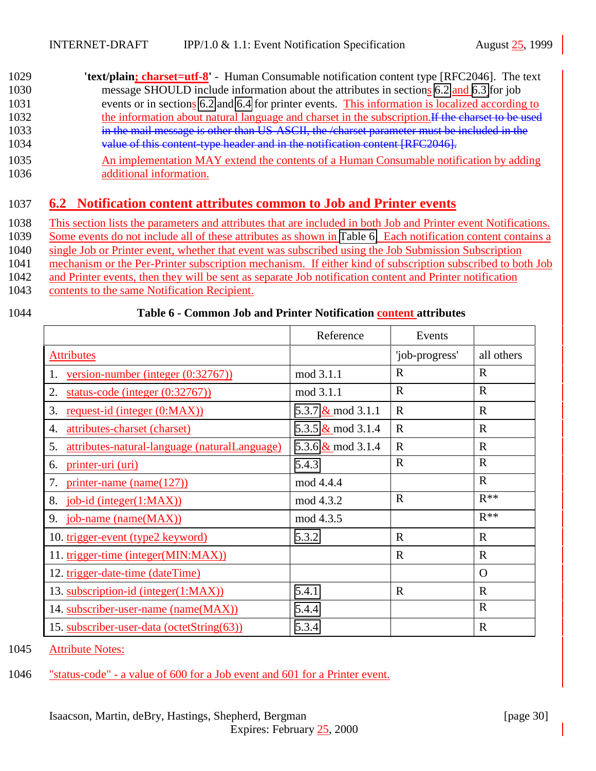'**text/plain; charset=utf-8**' - Human Consumable notification content type [RFC2046]. The text message SHOULD include information about the attributes in sections 6.2 and 6.3 for job events or in sections 6.2 and 6.4 for printer events. This information is localized according to the information about natural language and charset in the subscription.~~If the charset to be used in the mail message is other than US-ASCII, the /charset parameter must be included in the value of this content-type header and in the notification content [RFC2046].~~

An implementation MAY extend the contents of a Human Consumable notification by adding additional information.

## 6.2 Notification content attributes common to Job and Printer events

This section lists the parameters and attributes that are included in both Job and Printer event Notifications. Some events do not include all of these attributes as shown in Table 6. Each notification content contains a single Job or Printer event, whether that event was subscribed using the Job Submission Subscription mechanism or the Per-Printer subscription mechanism. If either kind of subscription subscribed to both Job and Printer events, then they will be sent as separate Job notification content and Printer notification contents to the same Notification Recipient.

**Table 6 - Common Job and Printer Notification content attributes**

| | Reference | Events | |
|---|---|---|---|
| Attributes | | 'job-progress' | all others |
| 1. version-number (integer (0:32767)) | mod 3.1.1 | R | R |
| 2. status-code (integer (0:32767)) | mod 3.1.1 | R | R |
| 3. request-id (integer (0:MAX)) | 5.3.7 & mod 3.1.1 | R | R |
| 4. attributes-charset (charset) | 5.3.5 & mod 3.1.4 | R | R |
| 5. attributes-natural-language (naturalLanguage) | 5.3.6 & mod 3.1.4 | R | R |
| 6. printer-uri (uri) | 5.4.3 | R | R |
| 7. printer-name (name(127)) | mod 4.4.4 | | R |
| 8. job-id (integer(1:MAX)) | mod 4.3.2 | R | R** |
| 9. job-name (name(MAX)) | mod 4.3.5 | | R** |
| 10. trigger-event (type2 keyword) | 5.3.2 | R | R |
| 11. trigger-time (integer(MIN:MAX)) | | R | R |
| 12. trigger-date-time (dateTime) | | | O |
| 13. subscription-id (integer(1:MAX)) | 5.4.1 | R | R |
| 14. subscriber-user-name (name(MAX)) | 5.4.4 | | R |
| 15. subscriber-user-data (octetString(63)) | 5.3.4 | | R |

Attribute Notes:

"status-code" - a value of 600 for a Job event and 601 for a Printer event.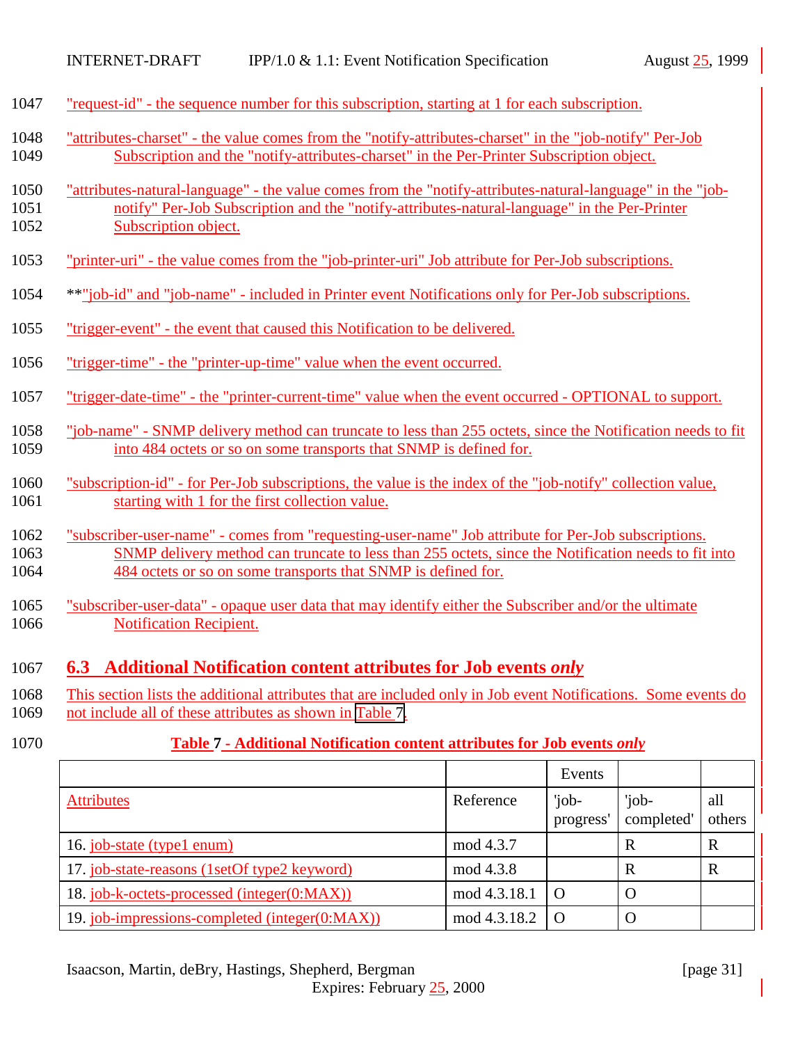1047 "request-id" - the sequence number for this subscription, starting at 1 for each subscription.

1048 "attributes-charset" - the value comes from the "notify-attributes-charset" in the "job-notify" Per-Job
1049 Subscription and the "notify-attributes-charset" in the Per-Printer Subscription object.

1050 "attributes-natural-language" - the value comes from the "notify-attributes-natural-language" in the "job-
1051 notify" Per-Job Subscription and the "notify-attributes-natural-language" in the Per-Printer
1052 Subscription object.

1053 "printer-uri" - the value comes from the "job-printer-uri" Job attribute for Per-Job subscriptions.

1054 **"job-id" and "job-name" - included in Printer event Notifications only for Per-Job subscriptions.

1055 "trigger-event" - the event that caused this Notification to be delivered.

1056 "trigger-time" - the "printer-up-time" value when the event occurred.

1057 "trigger-date-time" - the "printer-current-time" value when the event occurred - OPTIONAL to support.

1058 "job-name" - SNMP delivery method can truncate to less than 255 octets, since the Notification needs to fit
1059 into 484 octets or so on some transports that SNMP is defined for.

1060 "subscription-id" - for Per-Job subscriptions, the value is the index of the "job-notify" collection value,
1061 starting with 1 for the first collection value.

1062 "subscriber-user-name" - comes from "requesting-user-name" Job attribute for Per-Job subscriptions.
1063 SNMP delivery method can truncate to less than 255 octets, since the Notification needs to fit into
1064 484 octets or so on some transports that SNMP is defined for.

1065 "subscriber-user-data" - opaque user data that may identify either the Subscriber and/or the ultimate
1066 Notification Recipient.

## 1067 6.3 Additional Notification content attributes for Job events *only*

1068 This section lists the additional attributes that are included only in Job event Notifications. Some events do
1069 not include all of these attributes as shown in Table 7.

1070 **Table 7 - Additional Notification content attributes for Job events *only***

| | | Events | | |
|---|---|---|---|---|
| Attributes | Reference | 'job-progress' | 'job-completed' | all others |
| 16. job-state (type1 enum) | mod 4.3.7 | | R | R |
| 17. job-state-reasons (1setOf type2 keyword) | mod 4.3.8 | | R | R |
| 18. job-k-octets-processed (integer(0:MAX)) | mod 4.3.18.1 | O | O | |
| 19. job-impressions-completed (integer(0:MAX)) | mod 4.3.18.2 | O | O | |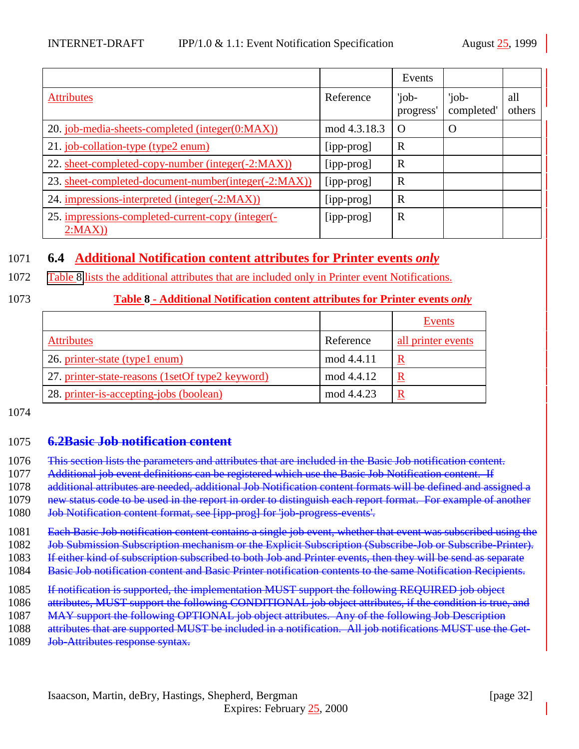| | | Events | | |
|---|---|---|---|---|
| Attributes | Reference | 'job-progress' | 'job-completed' | all others |
| 20. job-media-sheets-completed (integer(0:MAX)) | mod 4.3.18.3 | O | O | |
| 21. job-collation-type (type2 enum) | [ipp-prog] | R | | |
| 22. sheet-completed-copy-number (integer(-2:MAX)) | [ipp-prog] | R | | |
| 23. sheet-completed-document-number(integer(-2:MAX)) | [ipp-prog] | R | | |
| 24. impressions-interpreted (integer(-2:MAX)) | [ipp-prog] | R | | |
| 25. impressions-completed-current-copy (integer(-2:MAX)) | [ipp-prog] | R | | |

1071 **6.4 Additional Notification content attributes for Printer events *only***

1072 Table 8 lists the additional attributes that are included only in Printer event Notifications.

1073 **Table 8 - Additional Notification content attributes for Printer events *only***

| | | Events |
|---|---|---|
| Attributes | Reference | all printer events |
| 26. printer-state (type1 enum) | mod 4.4.11 | R |
| 27. printer-state-reasons (1setOf type2 keyword) | mod 4.4.12 | R |
| 28. printer-is-accepting-jobs (boolean) | mod 4.4.23 | R |

1074

1075 ~~**6.2Basic Job notification content**~~

1076 ~~This section lists the parameters and attributes that are included in the Basic Job notification content.~~
1077 ~~Additional job event definitions can be registered which use the Basic Job Notification content. If~~
1078 ~~additional attributes are needed, additional Job Notification content formats will be defined and assigned a~~
1079 ~~new status code to be used in the report in order to distinguish each report format. For example of another~~
1080 ~~Job Notification content format, see [ipp-prog] for 'job-progress-events'.~~

1081 ~~Each Basic Job notification content contains a single job event, whether that event was subscribed using the~~
1082 ~~Job Submission Subscription mechanism or the Explicit Subscription (Subscribe-Job or Subscribe-Printer).~~
1083 ~~If either kind of subscription subscribed to both Job and Printer events, then they will be send as separate~~
1084 ~~Basic Job notification content and Basic Printer notification contents to the same Notification Recipients.~~

1085 ~~If notification is supported, the implementation MUST support the following REQUIRED job object~~
1086 ~~attributes, MUST support the following CONDITIONAL job object attributes, if the condition is true, and~~
1087 ~~MAY support the following OPTIONAL job object attributes. Any of the following Job Description~~
1088 ~~attributes that are supported MUST be included in a notification. All job notifications MUST use the Get-~~
1089 ~~Job-Attributes response syntax.~~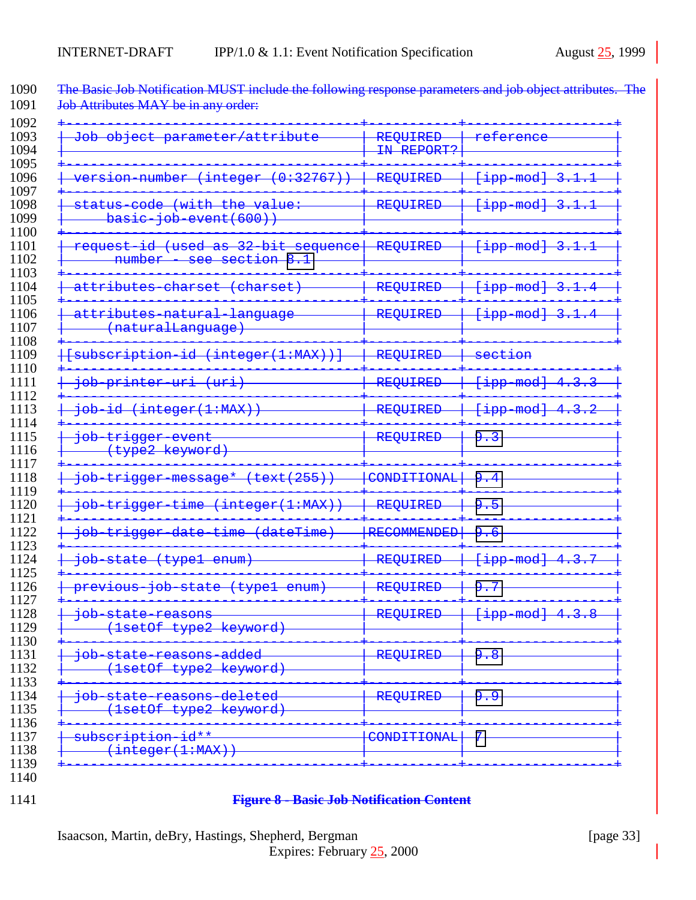The Basic Job Notification MUST include the following response parameters and job object attributes. The Job Attributes MAY be in any order:

| Job object parameter/attribute | REQUIRED IN REPORT? | reference |
|---|---|---|
| version-number (integer (0:32767)) | REQUIRED | [ipp-mod] 3.1.1 |
| status-code (with the value: basic-job-event(600)) | REQUIRED | [ipp-mod] 3.1.1 |
| request-id (used as 32-bit sequence number - see section 8.1 | REQUIRED | [ipp-mod] 3.1.1 |
| attributes-charset (charset) | REQUIRED | [ipp-mod] 3.1.4 |
| attributes-natural-language (naturalLanguage) | REQUIRED | [ipp-mod] 3.1.4 |
| [subscription-id (integer(1:MAX))] | REQUIRED | section |
| job-printer-uri (uri) | REQUIRED | [ipp-mod] 4.3.3 |
| job-id (integer(1:MAX)) | REQUIRED | [ipp-mod] 4.3.2 |
| job-trigger-event (type2 keyword) | REQUIRED | 9.3 |
| job-trigger-message* (text(255)) | CONDITIONAL | 9.4 |
| job-trigger-time (integer(1:MAX)) | REQUIRED | 9.5 |
| job-trigger-date-time (dateTime) | RECOMMENDED | 9.6 |
| job-state (type1 enum) | REQUIRED | [ipp-mod] 4.3.7 |
| previous-job-state (type1 enum) | REQUIRED | 9.7 |
| job-state-reasons (1setOf type2 keyword) | REQUIRED | [ipp-mod] 4.3.8 |
| job-state-reasons-added (1setOf type2 keyword) | REQUIRED | 9.8 |
| job-state-reasons-deleted (1setOf type2 keyword) | REQUIRED | 9.9 |
| subscription-id** (integer(1:MAX)) | CONDITIONAL | 7 |

**Figure 8 - Basic Job Notification Content**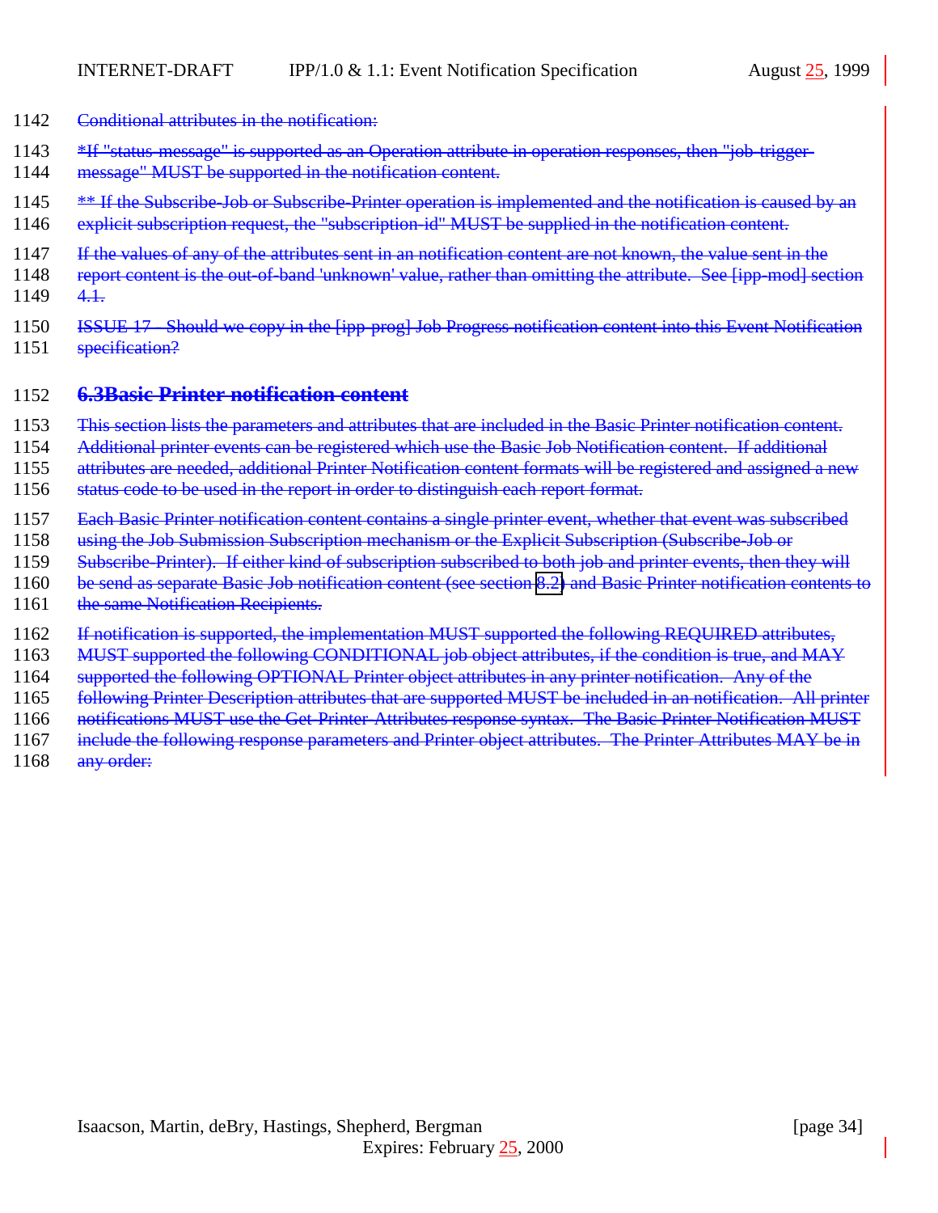Conditional attributes in the notification:

*If "status-message" is supported as an Operation attribute in operation responses, then "job-trigger-message" MUST be supported in the notification content.

** If the Subscribe-Job or Subscribe-Printer operation is implemented and the notification is caused by an explicit subscription request, the "subscription-id" MUST be supplied in the notification content.

If the values of any of the attributes sent in an notification content are not known, the value sent in the report content is the out-of-band 'unknown' value, rather than omitting the attribute. See [ipp-mod] section 4.1.

ISSUE 17 - Should we copy in the [ipp-prog] Job Progress notification content into this Event Notification specification?

## 6.3 Basic Printer notification content

This section lists the parameters and attributes that are included in the Basic Printer notification content. Additional printer events can be registered which use the Basic Job Notification content. If additional attributes are needed, additional Printer Notification content formats will be registered and assigned a new status code to be used in the report in order to distinguish each report format.

Each Basic Printer notification content contains a single printer event, whether that event was subscribed using the Job Submission Subscription mechanism or the Explicit Subscription (Subscribe-Job or Subscribe-Printer). If either kind of subscription subscribed to both job and printer events, then they will be send as separate Basic Job notification content (see section 8.2) and Basic Printer notification contents to the same Notification Recipients.

If notification is supported, the implementation MUST supported the following REQUIRED attributes, MUST supported the following CONDITIONAL job object attributes, if the condition is true, and MAY supported the following OPTIONAL Printer object attributes in any printer notification. Any of the following Printer Description attributes that are supported MUST be included in an notification. All printer notifications MUST use the Get-Printer-Attributes response syntax. The Basic Printer Notification MUST include the following response parameters and Printer object attributes. The Printer Attributes MAY be in any order: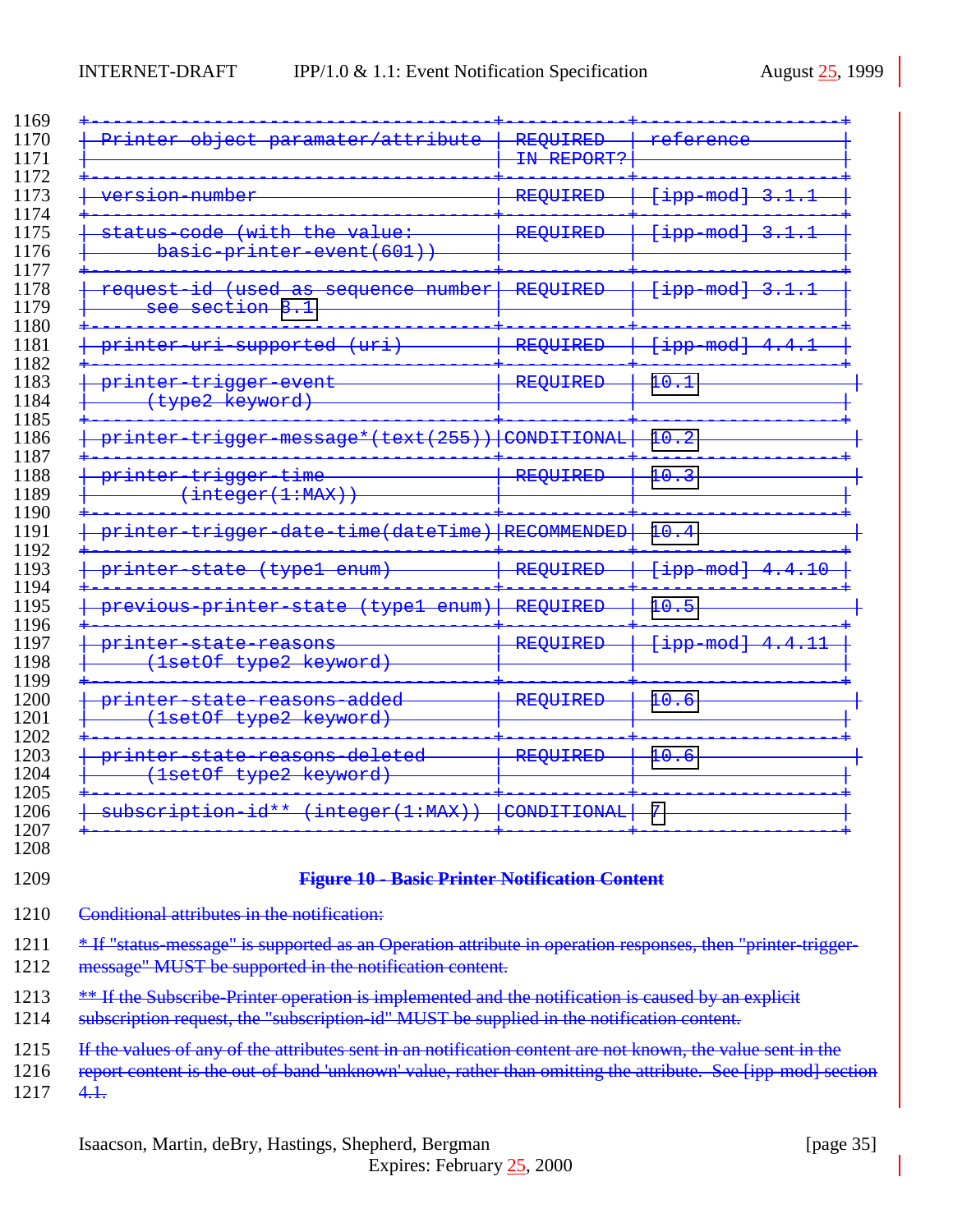| Printer object paramater/attribute | REQUIRED IN REPORT? | reference |
|---|---|---|
| version-number | REQUIRED | [ipp-mod] 3.1.1 |
| status-code (with the value: basic-printer-event(601)) | REQUIRED | [ipp-mod] 3.1.1 |
| request-id (used as sequence number see section 8.1 | REQUIRED | [ipp-mod] 3.1.1 |
| printer-uri-supported (uri) | REQUIRED | [ipp-mod] 4.4.1 |
| printer-trigger-event (type2 keyword) | REQUIRED | 10.1 |
| printer-trigger-message*(text(255)) | CONDITIONAL | 10.2 |
| printer-trigger-time (integer(1:MAX)) | REQUIRED | 10.3 |
| printer-trigger-date-time(dateTime) | RECOMMENDED | 10.4 |
| printer-state (type1 enum) | REQUIRED | [ipp-mod] 4.4.10 |
| previous-printer-state (type1 enum) | REQUIRED | 10.5 |
| printer-state-reasons (1setOf type2 keyword) | REQUIRED | [ipp-mod] 4.4.11 |
| printer-state-reasons-added (1setOf type2 keyword) | REQUIRED | 10.6 |
| printer-state-reasons-deleted (1setOf type2 keyword) | REQUIRED | 10.6 |
| subscription-id** (integer(1:MAX)) | CONDITIONAL | 7 |

**Figure 10 - Basic Printer Notification Content**

Conditional attributes in the notification:

* If "status-message" is supported as an Operation attribute in operation responses, then "printer-trigger-message" MUST be supported in the notification content.

** If the Subscribe-Printer operation is implemented and the notification is caused by an explicit subscription request, the "subscription-id" MUST be supplied in the notification content.

If the values of any of the attributes sent in an notification content are not known, the value sent in the report content is the out-of-band 'unknown' value, rather than omitting the attribute. See [ipp-mod] section 4.1.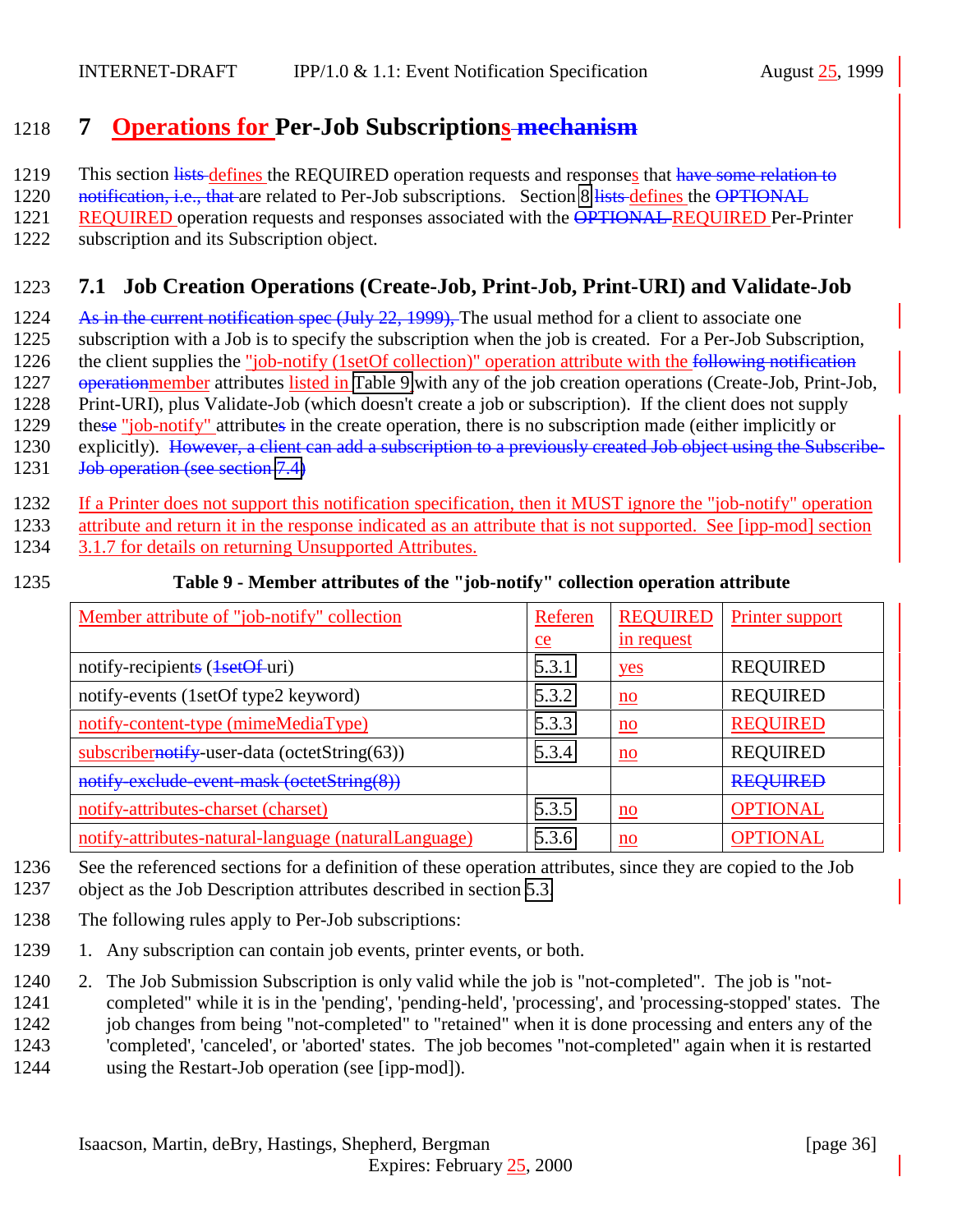# 7 Operations for Per-Job Subscriptions~~ mechanism~~

This section ~~lists~~ defines the REQUIRED operation requests and responses that ~~have some relation to notification, i.e., that~~ are related to Per-Job subscriptions. Section 8 ~~lists~~ defines the ~~OPTIONAL~~ REQUIRED operation requests and responses associated with the ~~OPTIONAL~~ REQUIRED Per-Printer subscription and its Subscription object.

## 7.1 Job Creation Operations (Create-Job, Print-Job, Print-URI) and Validate-Job

~~As in the current notification spec (July 22, 1999),~~ The usual method for a client to associate one subscription with a Job is to specify the subscription when the job is created. For a Per-Job Subscription, the client supplies the "job-notify (1setOf collection)" operation attribute with the ~~following notification operation~~member attributes listed in Table 9 with any of the job creation operations (Create-Job, Print-Job, Print-URI), plus Validate-Job (which doesn't create a job or subscription). If the client does not supply the~~se~~ "job-notify" attribute~~s~~ in the create operation, there is no subscription made (either implicitly or explicitly). ~~However, a client can add a subscription to a previously created Job object using the Subscribe-Job operation (see section 7.4)~~

If a Printer does not support this notification specification, then it MUST ignore the "job-notify" operation attribute and return it in the response indicated as an attribute that is not supported. See [ipp-mod] section 3.1.7 for details on returning Unsupported Attributes.

**Table 9 - Member attributes of the "job-notify" collection operation attribute**

| Member attribute of "job-notify" collection | Reference | REQUIRED in request | Printer support |
|---|---|---|---|
| notify-recipients (~~1setOf~~ uri) | 5.3.1 | yes | REQUIRED |
| notify-events (1setOf type2 keyword) | 5.3.2 | no | REQUIRED |
| notify-content-type (mimeMediaType) | 5.3.3 | no | REQUIRED |
| subscriber~~notify~~-user-data (octetString(63)) | 5.3.4 | no | REQUIRED |
| ~~notify-exclude-event-mask (octetString(8))~~ | | | ~~REQUIRED~~ |
| notify-attributes-charset (charset) | 5.3.5 | no | OPTIONAL |
| notify-attributes-natural-language (naturalLanguage) | 5.3.6 | no | OPTIONAL |

See the referenced sections for a definition of these operation attributes, since they are copied to the Job object as the Job Description attributes described in section 5.3.

The following rules apply to Per-Job subscriptions:

1. Any subscription can contain job events, printer events, or both.

2. The Job Submission Subscription is only valid while the job is "not-completed". The job is "not-completed" while it is in the 'pending', 'pending-held', 'processing', and 'processing-stopped' states. The job changes from being "not-completed" to "retained" when it is done processing and enters any of the 'completed', 'canceled', or 'aborted' states. The job becomes "not-completed" again when it is restarted using the Restart-Job operation (see [ipp-mod]).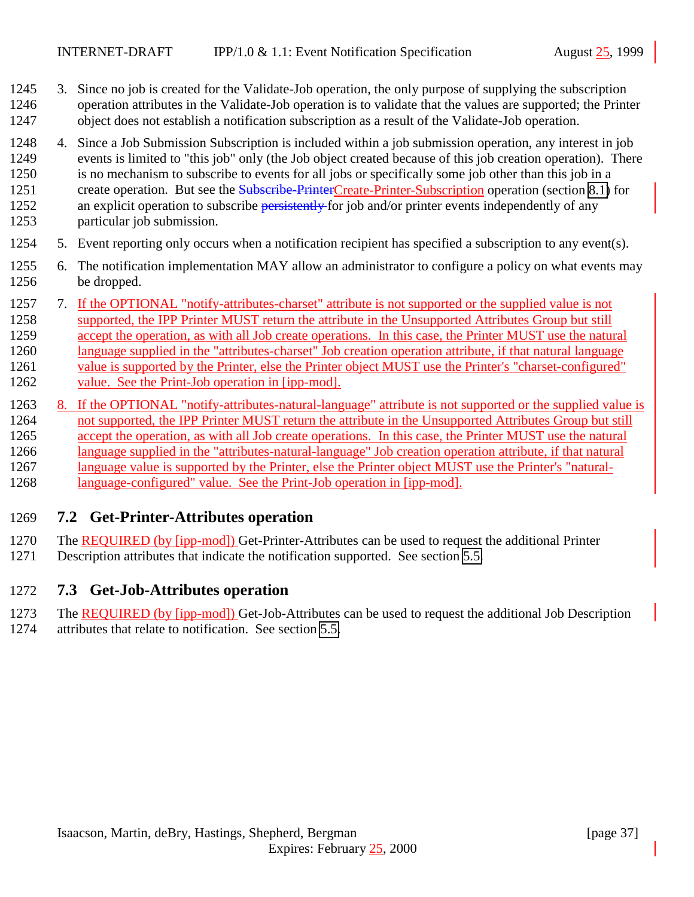3. Since no job is created for the Validate-Job operation, the only purpose of supplying the subscription operation attributes in the Validate-Job operation is to validate that the values are supported; the Printer object does not establish a notification subscription as a result of the Validate-Job operation.

4. Since a Job Submission Subscription is included within a job submission operation, any interest in job events is limited to "this job" only (the Job object created because of this job creation operation). There is no mechanism to subscribe to events for all jobs or specifically some job other than this job in a create operation. But see the ~~Subscribe-Printer~~Create-Printer-Subscription operation (section 8.1) for an explicit operation to subscribe ~~persistently~~ for job and/or printer events independently of any particular job submission.

5. Event reporting only occurs when a notification recipient has specified a subscription to any event(s).

6. The notification implementation MAY allow an administrator to configure a policy on what events may be dropped.

7. If the OPTIONAL "notify-attributes-charset" attribute is not supported or the supplied value is not supported, the IPP Printer MUST return the attribute in the Unsupported Attributes Group but still accept the operation, as with all Job create operations. In this case, the Printer MUST use the natural language supplied in the "attributes-charset" Job creation operation attribute, if that natural language value is supported by the Printer, else the Printer object MUST use the Printer's "charset-configured" value. See the Print-Job operation in [ipp-mod].

8. If the OPTIONAL "notify-attributes-natural-language" attribute is not supported or the supplied value is not supported, the IPP Printer MUST return the attribute in the Unsupported Attributes Group but still accept the operation, as with all Job create operations. In this case, the Printer MUST use the natural language supplied in the "attributes-natural-language" Job creation operation attribute, if that natural language value is supported by the Printer, else the Printer object MUST use the Printer's "natural-language-configured" value. See the Print-Job operation in [ipp-mod].

## 7.2 Get-Printer-Attributes operation

The REQUIRED (by [ipp-mod]) Get-Printer-Attributes can be used to request the additional Printer Description attributes that indicate the notification supported. See section 5.5

## 7.3 Get-Job-Attributes operation

The REQUIRED (by [ipp-mod]) Get-Job-Attributes can be used to request the additional Job Description attributes that relate to notification. See section 5.5.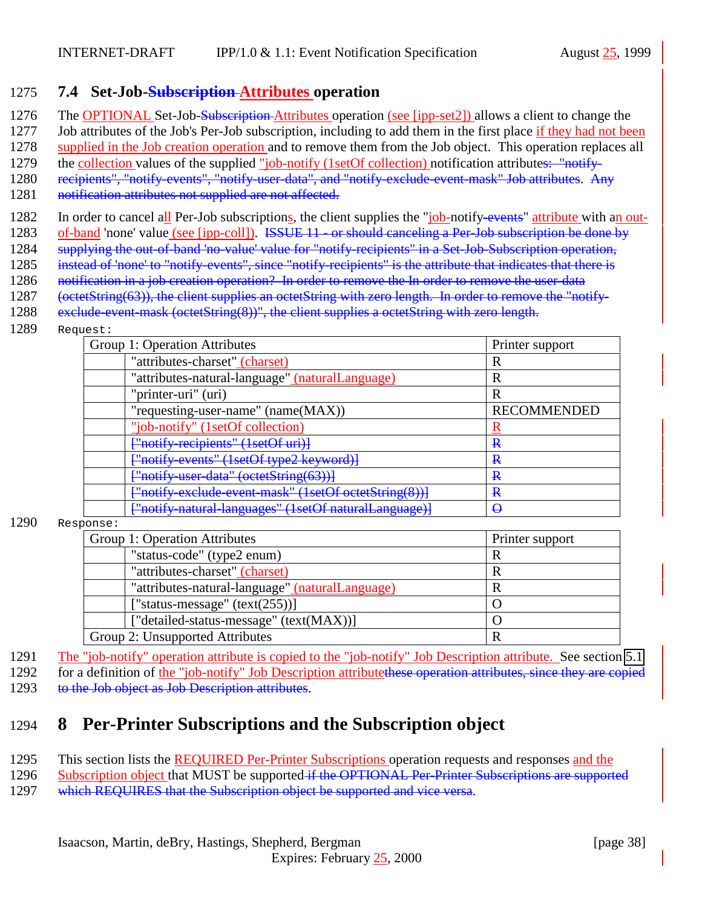## 7.4 Set-Job-Subscription Attributes operation

The OPTIONAL Set-Job-Subscription Attributes operation (see [ipp-set2]) allows a client to change the Job attributes of the Job's Per-Job subscription, including to add them in the first place if they had not been supplied in the Job creation operation and to remove them from the Job object. This operation replaces all the collection values of the supplied "job-notify (1setOf collection) notification attributes: "notify-recipients", "notify-events", "notify-user-data", and "notify-exclude-event-mask" Job attributes. Any notification attributes not supplied are not affected.

In order to cancel all Per-Job subscriptions, the client supplies the "job-notify-events" attribute with an out-of-band 'none' value (see [ipp-coll]). ISSUE 11 - or should canceling a Per-Job subscription be done by supplying the out-of-band 'no-value' value for "notify-recipients" in a Set-Job-Subscription operation, instead of 'none' to "notify-events", since "notify-recipients" is the attribute that indicates that there is notification in a job creation operation? In order to remove the In order to remove the user-data (octetString(63)), the client supplies an octetString with zero length. In order to remove the "notify-exclude-event-mask (octetString(8))", the client supplies a octetString with zero length.

Request:

| Group 1: Operation Attributes | | Printer support |
|---|---|---|
| | "attributes-charset" (charset) | R |
| | "attributes-natural-language" (naturalLanguage) | R |
| | "printer-uri" (uri) | R |
| | "requesting-user-name" (name(MAX)) | RECOMMENDED |
| | "job-notify" (1setOf collection) | R |
| | ["notify-recipients" (1setOf uri)] | R |
| | ["notify-events" (1setOf type2 keyword)] | R |
| | ["notify-user-data" (octetString(63))] | R |
| | ["notify-exclude-event-mask" (1setOf octetString(8))] | R |
| | ["notify-natural-languages" (1setOf naturalLanguage)] | O |

Response:

| Group 1: Operation Attributes | | Printer support |
|---|---|---|
| | "status-code" (type2 enum) | R |
| | "attributes-charset" (charset) | R |
| | "attributes-natural-language" (naturalLanguage) | R |
| | ["status-message" (text(255))] | O |
| | ["detailed-status-message" (text(MAX))] | O |
| Group 2: Unsupported Attributes | | R |

The "job-notify" operation attribute is copied to the "job-notify" Job Description attribute. See section 5.1 for a definition of the "job-notify" Job Description attributethese operation attributes, since they are copied to the Job object as Job Description attributes.

# 8 Per-Printer Subscriptions and the Subscription object

This section lists the REQUIRED Per-Printer Subscriptions operation requests and responses and the Subscription object that MUST be supported if the OPTIONAL Per-Printer Subscriptions are supported which REQUIRES that the Subscription object be supported and vice versa.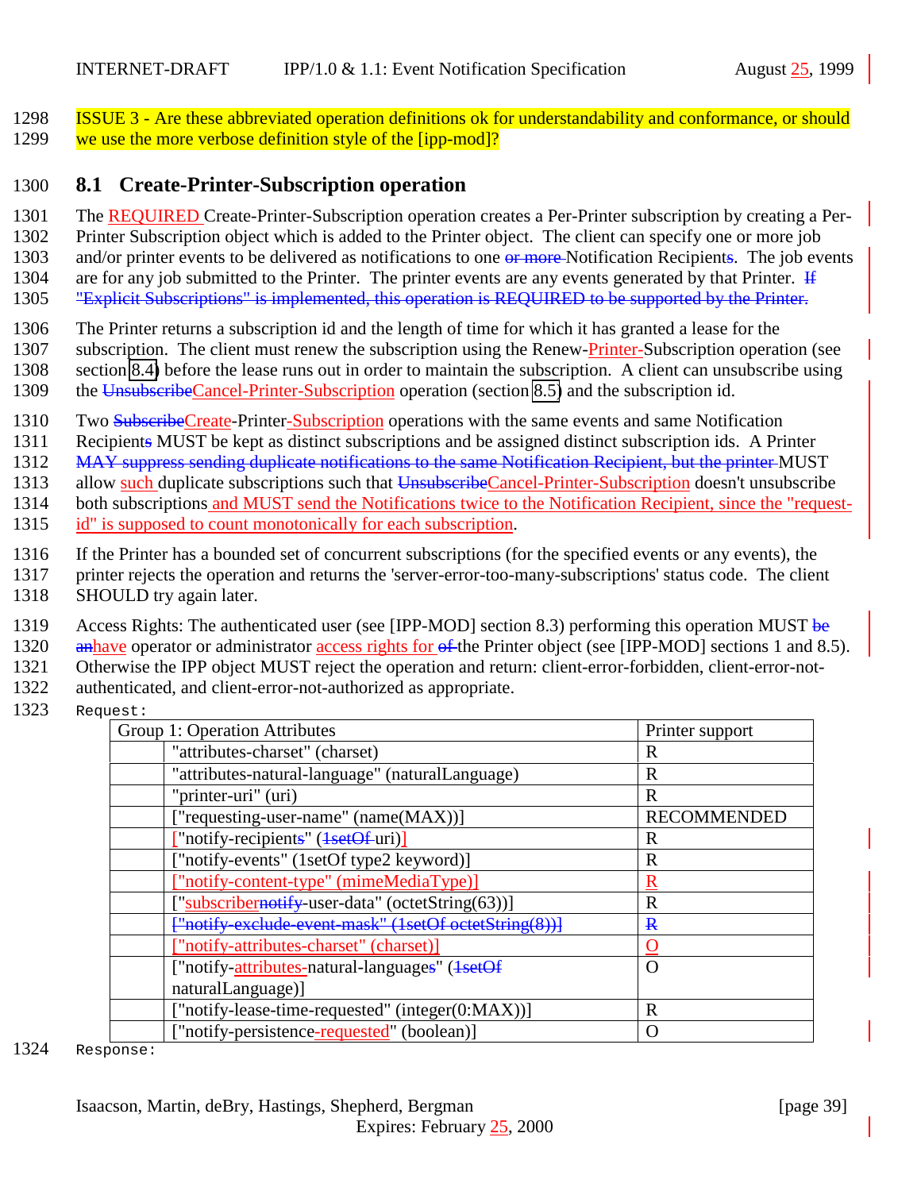ISSUE 3 - Are these abbreviated operation definitions ok for understandability and conformance, or should we use the more verbose definition style of the [ipp-mod]?

## 8.1 Create-Printer-Subscription operation

The REQUIRED Create-Printer-Subscription operation creates a Per-Printer subscription by creating a Per-Printer Subscription object which is added to the Printer object. The client can specify one or more job and/or printer events to be delivered as notifications to one or more Notification Recipients. The job events are for any job submitted to the Printer. The printer events are any events generated by that Printer. If "Explicit Subscriptions" is implemented, this operation is REQUIRED to be supported by the Printer.

The Printer returns a subscription id and the length of time for which it has granted a lease for the subscription. The client must renew the subscription using the Renew-Printer-Subscription operation (see section 8.4) before the lease runs out in order to maintain the subscription. A client can unsubscribe using the UnsubscribeCancel-Printer-Subscription operation (section 8.5) and the subscription id.

Two SubscribeCreate-Printer-Subscription operations with the same events and same Notification Recipients MUST be kept as distinct subscriptions and be assigned distinct subscription ids. A Printer MAY suppress sending duplicate notifications to the same Notification Recipient, but the printer MUST allow such duplicate subscriptions such that UnsubscribeCancel-Printer-Subscription doesn't unsubscribe both subscriptions and MUST send the Notifications twice to the Notification Recipient, since the "request-id" is supposed to count monotonically for each subscription.

If the Printer has a bounded set of concurrent subscriptions (for the specified events or any events), the printer rejects the operation and returns the 'server-error-too-many-subscriptions' status code. The client SHOULD try again later.

Access Rights: The authenticated user (see [IPP-MOD] section 8.3) performing this operation MUST be anhave operator or administrator access rights for of the Printer object (see [IPP-MOD] sections 1 and 8.5). Otherwise the IPP object MUST reject the operation and return: client-error-forbidden, client-error-not-authenticated, and client-error-not-authorized as appropriate.

Request:

| Group 1: Operation Attributes | | Printer support |
|---|---|---|
| | "attributes-charset" (charset) | R |
| | "attributes-natural-language" (naturalLanguage) | R |
| | "printer-uri" (uri) | R |
| | ["requesting-user-name" (name(MAX))] | RECOMMENDED |
| | ["notify-recipients" (1setOf uri)] | R |
| | ["notify-events" (1setOf type2 keyword)] | R |
| | ["notify-content-type" (mimeMediaType)] | R |
| | ["subscribernotify-user-data" (octetString(63))] | R |
| | ["notify-exclude-event-mask" (1setOf octetString(8))] | R |
| | ["notify-attributes-charset" (charset)] | O |
| | ["notify-attributes-natural-languages" (1setOf naturalLanguage)] | O |
| | ["notify-lease-time-requested" (integer(0:MAX))] | R |
| | ["notify-persistence-requested" (boolean)] | O |

Response: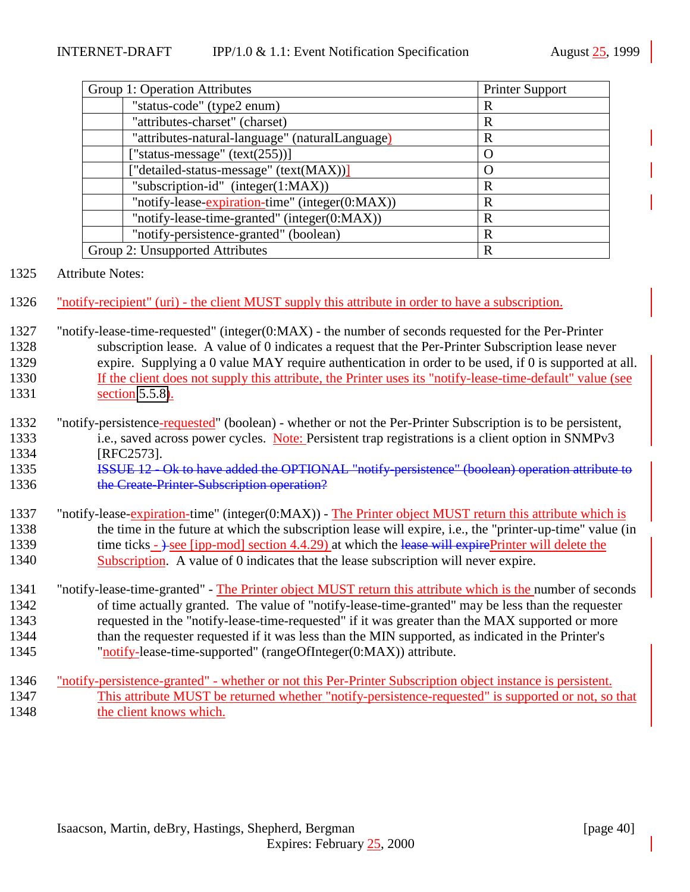| Group 1: Operation Attributes | Printer Support |
|---|---|
| "status-code" (type2 enum) | R |
| "attributes-charset" (charset) | R |
| "attributes-natural-language" (naturalLanguage) | R |
| ["status-message" (text(255))] | O |
| ["detailed-status-message" (text(MAX))] | O |
| "subscription-id" (integer(1:MAX)) | R |
| "notify-lease-expiration-time" (integer(0:MAX)) | R |
| "notify-lease-time-granted" (integer(0:MAX)) | R |
| "notify-persistence-granted" (boolean) | R |
| Group 2: Unsupported Attributes | R |

1325 Attribute Notes:

1326 "notify-recipient" (uri) - the client MUST supply this attribute in order to have a subscription.

1327 "notify-lease-time-requested" (integer(0:MAX) - the number of seconds requested for the Per-Printer
1328 subscription lease. A value of 0 indicates a request that the Per-Printer Subscription lease never
1329 expire. Supplying a 0 value MAY require authentication in order to be used, if 0 is supported at all.
1330 If the client does not supply this attribute, the Printer uses its "notify-lease-time-default" value (see
1331 section 5.5.8).

1332 "notify-persistence-requested" (boolean) - whether or not the Per-Printer Subscription is to be persistent,
1333 i.e., saved across power cycles. Note: Persistent trap registrations is a client option in SNMPv3
1334 [RFC2573].
1335 ~~ISSUE 12 - Ok to have added the OPTIONAL "notify-persistence" (boolean) operation attribute to~~
1336 ~~the Create-Printer-Subscription operation?~~

1337 "notify-lease-expiration-time" (integer(0:MAX)) - The Printer object MUST return this attribute which is
1338 the time in the future at which the subscription lease will expire, i.e., the "printer-up-time" value (in
1339 time ticks - ~~)~~see [ipp-mod] section 4.4.29) at which the ~~lease will expire~~Printer will delete the
1340 Subscription. A value of 0 indicates that the lease subscription will never expire.

1341 "notify-lease-time-granted" - The Printer object MUST return this attribute which is the number of seconds
1342 of time actually granted. The value of "notify-lease-time-granted" may be less than the requester
1343 requested in the "notify-lease-time-requested" if it was greater than the MAX supported or more
1344 than the requester requested if it was less than the MIN supported, as indicated in the Printer's
1345 "notify-lease-time-supported" (rangeOfInteger(0:MAX)) attribute.

1346 "notify-persistence-granted" - whether or not this Per-Printer Subscription object instance is persistent.
1347 This attribute MUST be returned whether "notify-persistence-requested" is supported or not, so that
1348 the client knows which.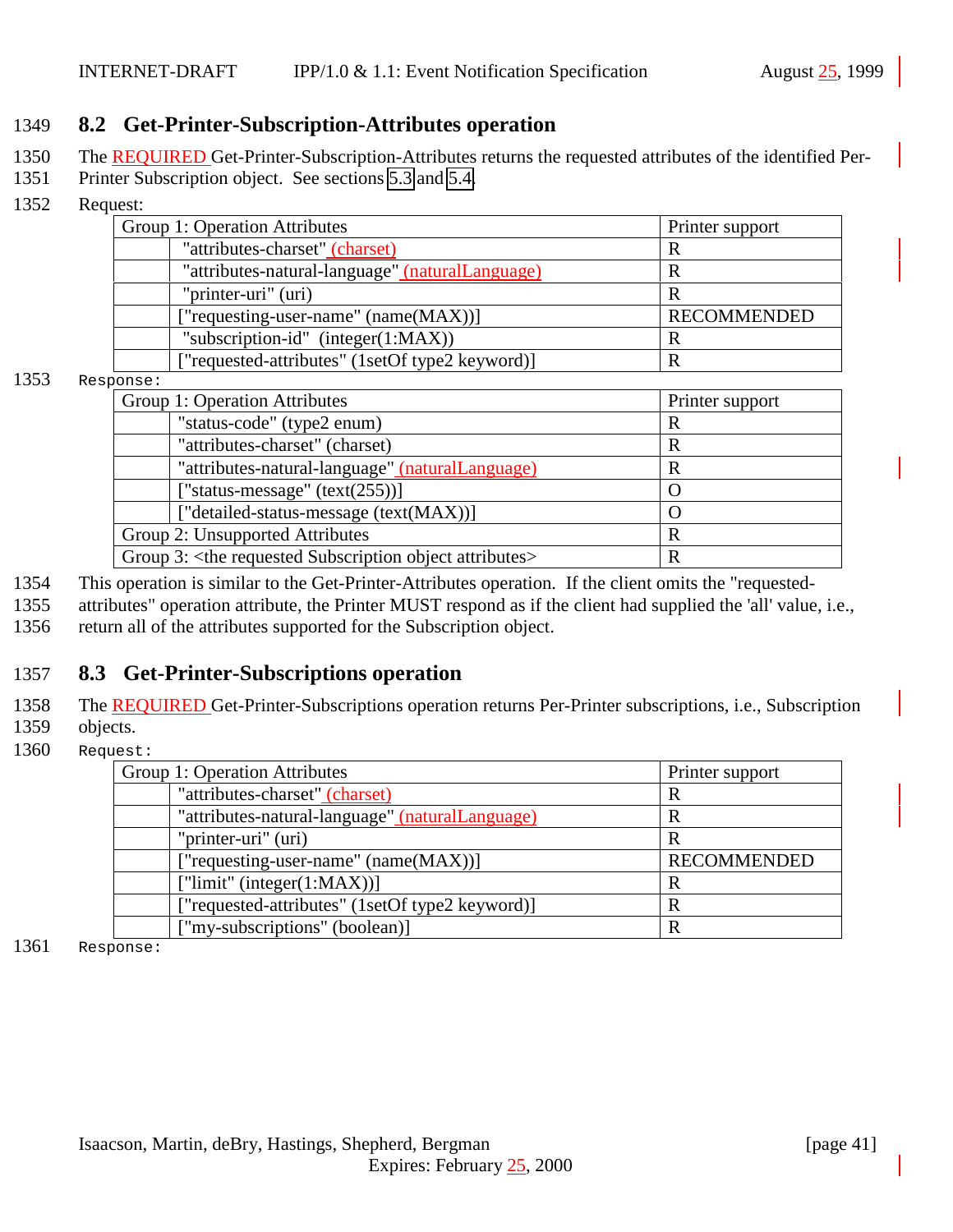## 8.2 Get-Printer-Subscription-Attributes operation

The REQUIRED Get-Printer-Subscription-Attributes returns the requested attributes of the identified Per-Printer Subscription object. See sections 5.3 and 5.4.

Request:

| Group 1: Operation Attributes | | Printer support |
|---|---|---|
| | "attributes-charset" (charset) | R |
| | "attributes-natural-language" (naturalLanguage) | R |
| | "printer-uri" (uri) | R |
| | ["requesting-user-name" (name(MAX))] | RECOMMENDED |
| | "subscription-id" (integer(1:MAX)) | R |
| | ["requested-attributes" (1setOf type2 keyword)] | R |

Response:

| Group 1: Operation Attributes | | Printer support |
|---|---|---|
| | "status-code" (type2 enum) | R |
| | "attributes-charset" (charset) | R |
| | "attributes-natural-language" (naturalLanguage) | R |
| | ["status-message" (text(255))] | O |
| | ["detailed-status-message (text(MAX))] | O |
| Group 2: Unsupported Attributes | | R |
| Group 3: <the requested Subscription object attributes> | | R |

This operation is similar to the Get-Printer-Attributes operation. If the client omits the "requested-attributes" operation attribute, the Printer MUST respond as if the client had supplied the 'all' value, i.e., return all of the attributes supported for the Subscription object.

## 8.3 Get-Printer-Subscriptions operation

The REQUIRED Get-Printer-Subscriptions operation returns Per-Printer subscriptions, i.e., Subscription objects.

Request:

| Group 1: Operation Attributes | | Printer support |
|---|---|---|
| | "attributes-charset" (charset) | R |
| | "attributes-natural-language" (naturalLanguage) | R |
| | "printer-uri" (uri) | R |
| | ["requesting-user-name" (name(MAX))] | RECOMMENDED |
| | ["limit" (integer(1:MAX))] | R |
| | ["requested-attributes" (1setOf type2 keyword)] | R |
| | ["my-subscriptions" (boolean)] | R |

Response: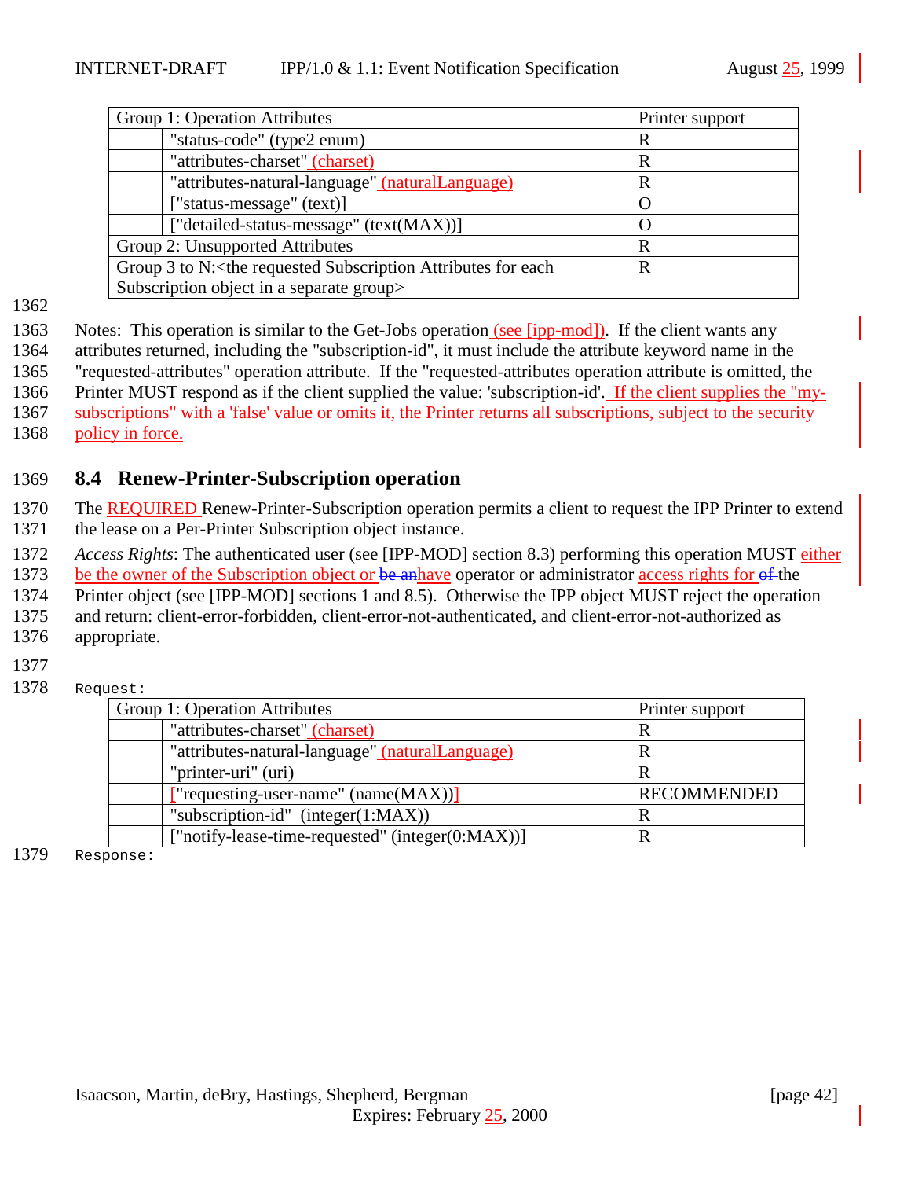| Group 1: Operation Attributes | | Printer support |
|---|---|---|
| | "status-code" (type2 enum) | R |
| | "attributes-charset" (charset) | R |
| | "attributes-natural-language" (naturalLanguage) | R |
| | ["status-message" (text)] | O |
| | ["detailed-status-message" (text(MAX))] | O |
| Group 2: Unsupported Attributes | | R |
| Group 3 to N:<the requested Subscription Attributes for each Subscription object in a separate group> | | R |

Notes: This operation is similar to the Get-Jobs operation (see [ipp-mod]). If the client wants any attributes returned, including the "subscription-id", it must include the attribute keyword name in the "requested-attributes" operation attribute. If the "requested-attributes operation attribute is omitted, the Printer MUST respond as if the client supplied the value: 'subscription-id'. If the client supplies the "my-subscriptions" with a 'false' value or omits it, the Printer returns all subscriptions, subject to the security policy in force.

## 8.4 Renew-Printer-Subscription operation

The REQUIRED Renew-Printer-Subscription operation permits a client to request the IPP Printer to extend the lease on a Per-Printer Subscription object instance.

*Access Rights*: The authenticated user (see [IPP-MOD] section 8.3) performing this operation MUST either be the owner of the Subscription object or ~~be an~~have operator or administrator access rights for ~~of~~ the Printer object (see [IPP-MOD] sections 1 and 8.5). Otherwise the IPP object MUST reject the operation and return: client-error-forbidden, client-error-not-authenticated, and client-error-not-authorized as appropriate.

```
Request:
```

| Group 1: Operation Attributes | | Printer support |
|---|---|---|
| | "attributes-charset" (charset) | R |
| | "attributes-natural-language" (naturalLanguage) | R |
| | "printer-uri" (uri) | R |
| | ["requesting-user-name" (name(MAX))] | RECOMMENDED |
| | "subscription-id" (integer(1:MAX)) | R |
| | ["notify-lease-time-requested" (integer(0:MAX))] | R |

```
Response:
```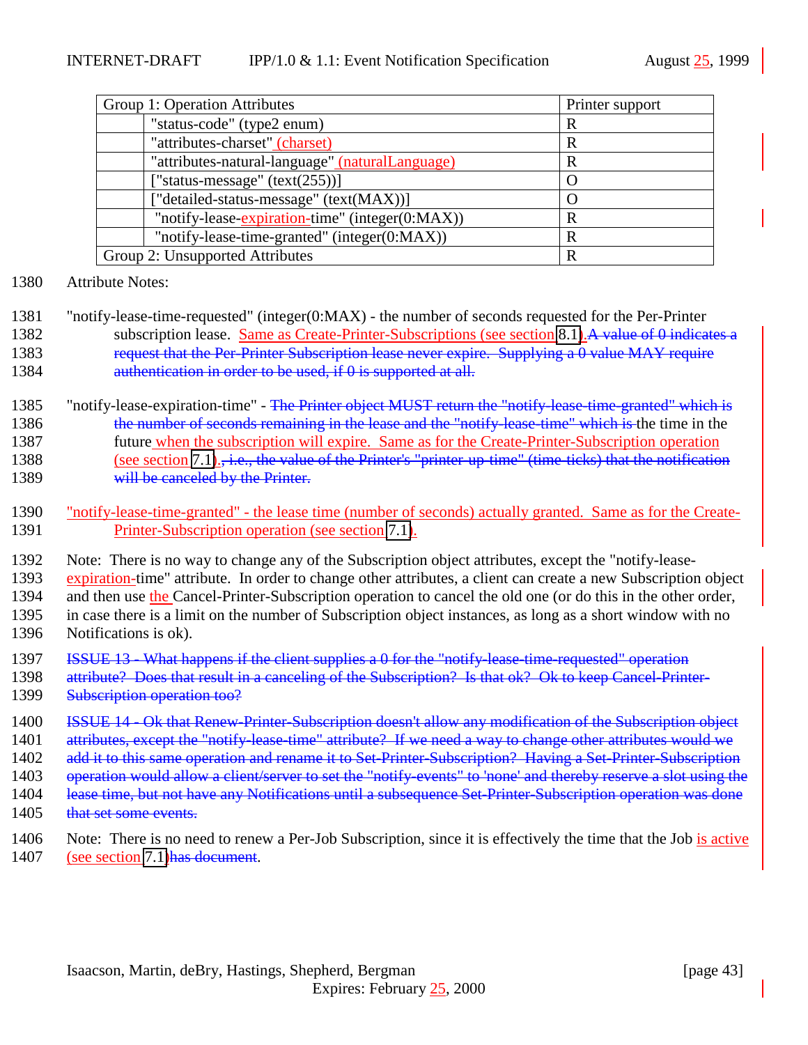| Group 1: Operation Attributes | Printer support |
|---|---|
| "status-code" (type2 enum) | R |
| "attributes-charset" (charset) | R |
| "attributes-natural-language" (naturalLanguage) | R |
| ["status-message" (text(255))] | O |
| ["detailed-status-message" (text(MAX))] | O |
| "notify-lease-expiration-time" (integer(0:MAX)) | R |
| "notify-lease-time-granted" (integer(0:MAX)) | R |
| Group 2: Unsupported Attributes | R |

1380 Attribute Notes:

1381 "notify-lease-time-requested" (integer(0:MAX) - the number of seconds requested for the Per-Printer
1382 subscription lease. Same as Create-Printer-Subscriptions (see section 8.1).~~A value of 0 indicates a~~
1383 ~~request that the Per-Printer Subscription lease never expire. Supplying a 0 value MAY require~~
1384 ~~authentication in order to be used, if 0 is supported at all.~~

1385 "notify-lease-expiration-time" - ~~The Printer object MUST return the "notify-lease-time-granted" which is~~
1386 ~~the number of seconds remaining in the lease and the "notify-lease-time" which is~~ the time in the
1387 future when the subscription will expire. Same as for the Create-Printer-Subscription operation
1388 (see section 7.1)~~., i.e., the value of the Printer's "printer-up-time" (time ticks) that the notification~~
1389 ~~will be canceled by the Printer.~~

1390 "notify-lease-time-granted" - the lease time (number of seconds) actually granted. Same as for the Create-
1391 Printer-Subscription operation (see section 7.1).

1392 Note: There is no way to change any of the Subscription object attributes, except the "notify-lease-
1393 expiration-time" attribute. In order to change other attributes, a client can create a new Subscription object
1394 and then use the Cancel-Printer-Subscription operation to cancel the old one (or do this in the other order,
1395 in case there is a limit on the number of Subscription object instances, as long as a short window with no
1396 Notifications is ok).

1397 ~~ISSUE 13 - What happens if the client supplies a 0 for the "notify-lease-time-requested" operation~~
1398 ~~attribute? Does that result in a canceling of the Subscription? Is that ok? Ok to keep Cancel-Printer-~~
1399 ~~Subscription operation too?~~

1400 ~~ISSUE 14 - Ok that Renew-Printer-Subscription doesn't allow any modification of the Subscription object~~
1401 ~~attributes, except the "notify-lease-time" attribute? If we need a way to change other attributes would we~~
1402 ~~add it to this same operation and rename it to Set-Printer-Subscription? Having a Set-Printer-Subscription~~
1403 ~~operation would allow a client/server to set the "notify-events" to 'none' and thereby reserve a slot using the~~
1404 ~~lease time, but not have any Notifications until a subsequence Set-Printer-Subscription operation was done~~
1405 ~~that set some events.~~

1406 Note: There is no need to renew a Per-Job Subscription, since it is effectively the time that the Job is active
1407 (see section 7.1)~~has document~~.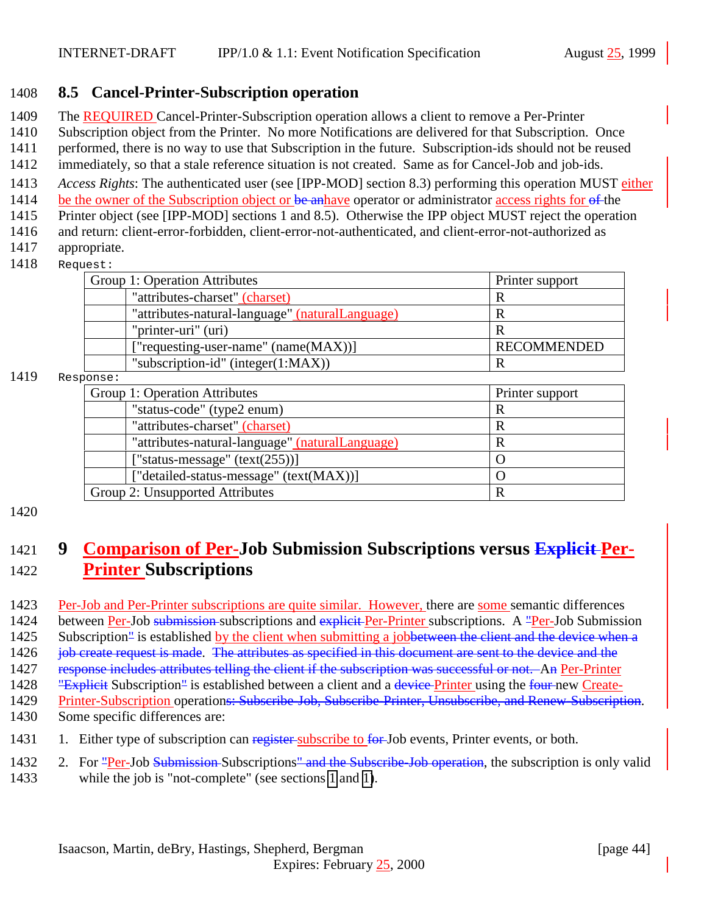## 8.5 Cancel-Printer-Subscription operation

The REQUIRED Cancel-Printer-Subscription operation allows a client to remove a Per-Printer Subscription object from the Printer. No more Notifications are delivered for that Subscription. Once performed, there is no way to use that Subscription in the future. Subscription-ids should not be reused immediately, so that a stale reference situation is not created. Same as for Cancel-Job and job-ids.

*Access Rights*: The authenticated user (see [IPP-MOD] section 8.3) performing this operation MUST either be the owner of the Subscription object or ~~be an~~have operator or administrator access rights for ~~of~~ the Printer object (see [IPP-MOD] sections 1 and 8.5). Otherwise the IPP object MUST reject the operation and return: client-error-forbidden, client-error-not-authenticated, and client-error-not-authorized as appropriate.

Request:

| Group 1: Operation Attributes | | Printer support |
|---|---|---|
| | "attributes-charset" (charset) | R |
| | "attributes-natural-language" (naturalLanguage) | R |
| | "printer-uri" (uri) | R |
| | ["requesting-user-name" (name(MAX))] | RECOMMENDED |
| | "subscription-id" (integer(1:MAX)) | R |

Response:

| Group 1: Operation Attributes | | Printer support |
|---|---|---|
| | "status-code" (type2 enum) | R |
| | "attributes-charset" (charset) | R |
| | "attributes-natural-language" (naturalLanguage) | R |
| | ["status-message" (text(255))] | O |
| | ["detailed-status-message" (text(MAX))] | O |
| Group 2: Unsupported Attributes | | R |

# 9 Comparison of Per-Job Submission Subscriptions versus ~~Explicit~~ Per-Printer Subscriptions

Per-Job and Per-Printer subscriptions are quite similar. However, there are some semantic differences between Per-Job ~~submission~~ subscriptions and ~~explicit~~ Per-Printer subscriptions. A ~~"~~Per-Job Submission Subscription~~"~~ is established by the client when submitting a job~~between the client and the device when a job create request is made~~. ~~The attributes as specified in this document are sent to the client if the subscription was successful or not.~~ A~~n~~ Per-Printer ~~"Explicit~~ Subscription~~"~~ is established between a client and a ~~device~~ Printer using the ~~four~~ new Create-Printer-Subscription operation~~s: Subscribe-Job, Subscribe-Printer, Unsubscribe, and Renew-Subscription~~. Some specific differences are:

1. Either type of subscription can ~~register~~ subscribe to ~~for~~ Job events, Printer events, or both.
2. For ~~"~~Per-Job ~~Submission~~ Subscriptions~~" and the Subscribe-Job operation~~, the subscription is only valid while the job is "not-complete" (see sections 1 and 1).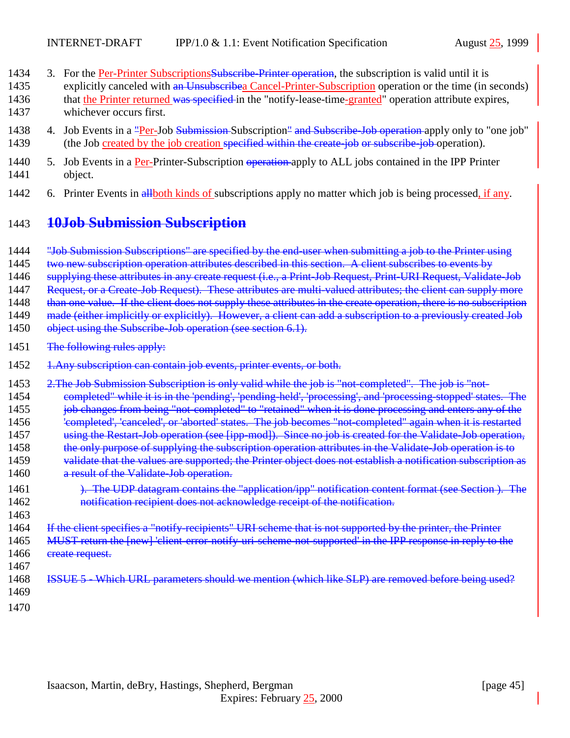3. For the Per-Printer SubscriptionsSubscribe-Printer operation, the subscription is valid until it is explicitly canceled with an Unsubscribea Cancel-Printer-Subscription operation or the time (in seconds) that the Printer returned was specified in the "notify-lease-time-granted" operation attribute expires, whichever occurs first.

4. Job Events in a "Per-Job Submission Subscription" and Subscribe-Job operation apply only to "one job" (the Job created by the job creation specified within the create-job or subscribe-job operation).

5. Job Events in a Per-Printer-Subscription operation apply to ALL jobs contained in the IPP Printer object.

6. Printer Events in allboth kinds of subscriptions apply no matter which job is being processed, if any.

# 10Job Submission Subscription

"Job Submission Subscriptions" are specified by the end-user when submitting a job to the Printer using two new subscription operation attributes described in this section. A client subscribes to events by supplying these attributes in any create request (i.e., a Print-Job Request, Print-URI Request, Validate-Job Request, or a Create-Job Request). These attributes are multi-valued attributes; the client can supply more than one value. If the client does not supply these attributes in the create operation, there is no subscription made (either implicitly or explicitly). However, a client can add a subscription to a previously created Job object using the Subscribe-Job operation (see section 6.1).

The following rules apply:

1.Any subscription can contain job events, printer events, or both.

2.The Job Submission Subscription is only valid while the job is "not-completed". The job is "not-completed" while it is in the 'pending', 'pending-held', 'processing', and 'processing-stopped' states. The job changes from being "not-completed" to "retained" when it is done processing and enters any of the 'completed', 'canceled', or 'aborted' states. The job becomes "not-completed" again when it is restarted using the Restart-Job operation (see [ipp-mod]). Since no job is created for the Validate-Job operation, the only purpose of supplying the subscription operation attributes in the Validate-Job operation is to validate that the values are supported; the Printer object does not establish a notification subscription as a result of the Validate-Job operation.

). The UDP datagram contains the "application/ipp" notification content format (see Section ). The notification recipient does not acknowledge receipt of the notification.

If the client specifies a "notify-recipients" URI scheme that is not supported by the printer, the Printer MUST return the [new] 'client-error-notify-uri-scheme-not-supported' in the IPP response in reply to the create request.

ISSUE 5 - Which URL parameters should we mention (which like SLP) are removed before being used?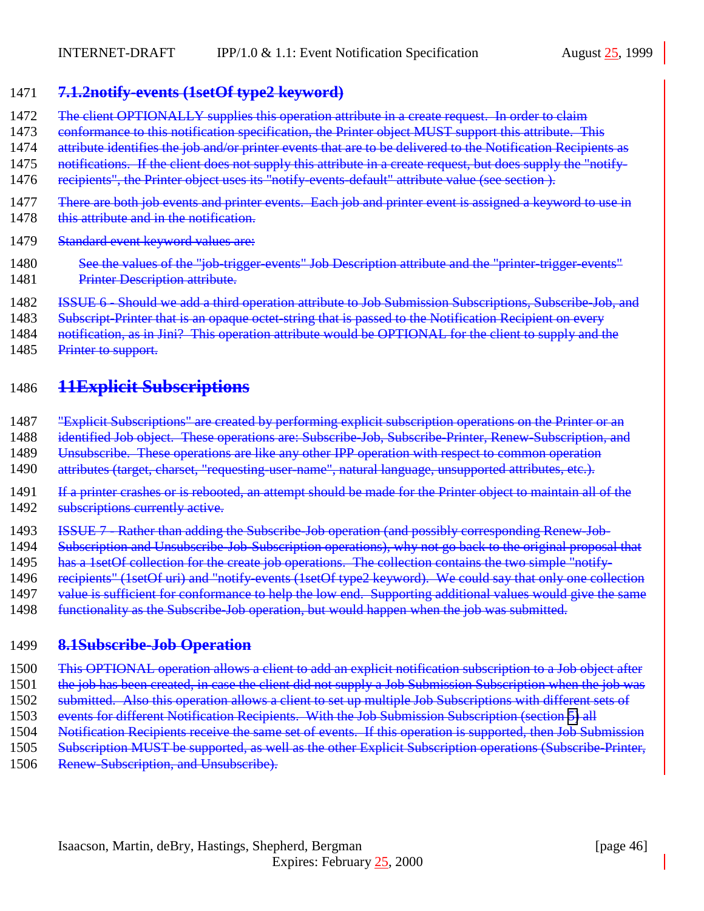### 7.1.2 notify-events (1setOf type2 keyword)

The client OPTIONALLY supplies this operation attribute in a create request. In order to claim conformance to this notification specification, the Printer object MUST support this attribute. This attribute identifies the job and/or printer events that are to be delivered to the Notification Recipients as notifications. If the client does not supply this attribute in a create request, but does supply the "notify-recipients", the Printer object uses its "notify-events-default" attribute value (see section ).

There are both job events and printer events. Each job and printer event is assigned a keyword to use in this attribute and in the notification.

Standard event keyword values are:

> See the values of the "job-trigger-events" Job Description attribute and the "printer-trigger-events" Printer Description attribute.

ISSUE 6 - Should we add a third operation attribute to Job Submission Subscriptions, Subscribe-Job, and Subscript-Printer that is an opaque octet-string that is passed to the Notification Recipient on every notification, as in Jini? This operation attribute would be OPTIONAL for the client to supply and the Printer to support.

# 11 Explicit Subscriptions

"Explicit Subscriptions" are created by performing explicit subscription operations on the Printer or an identified Job object. These operations are: Subscribe-Job, Subscribe-Printer, Renew-Subscription, and Unsubscribe. These operations are like any other IPP operation with respect to common operation attributes (target, charset, "requesting-user-name", natural language, unsupported attributes, etc.).

If a printer crashes or is rebooted, an attempt should be made for the Printer object to maintain all of the subscriptions currently active.

ISSUE 7 - Rather than adding the Subscribe-Job operation (and possibly corresponding Renew-Job-Subscription and Unsubscribe-Job-Subscription operations), why not go back to the original proposal that has a 1setOf collection for the create job operations. The collection contains the two simple "notify-recipients" (1setOf uri) and "notify-events (1setOf type2 keyword). We could say that only one collection value is sufficient for conformance to help the low end. Supporting additional values would give the same functionality as the Subscribe-Job operation, but would happen when the job was submitted.

## 8.1 Subscribe-Job Operation

This OPTIONAL operation allows a client to add an explicit notification subscription to a Job object after the job has been created, in case the client did not supply a Job Submission Subscription when the job was submitted. Also this operation allows a client to set up multiple Job Subscriptions with different sets of events for different Notification Recipients. With the Job Submission Subscription (section 5) all Notification Recipients receive the same set of events. If this operation is supported, then Job Submission Subscription MUST be supported, as well as the other Explicit Subscription operations (Subscribe-Printer, Renew-Subscription, and Unsubscribe).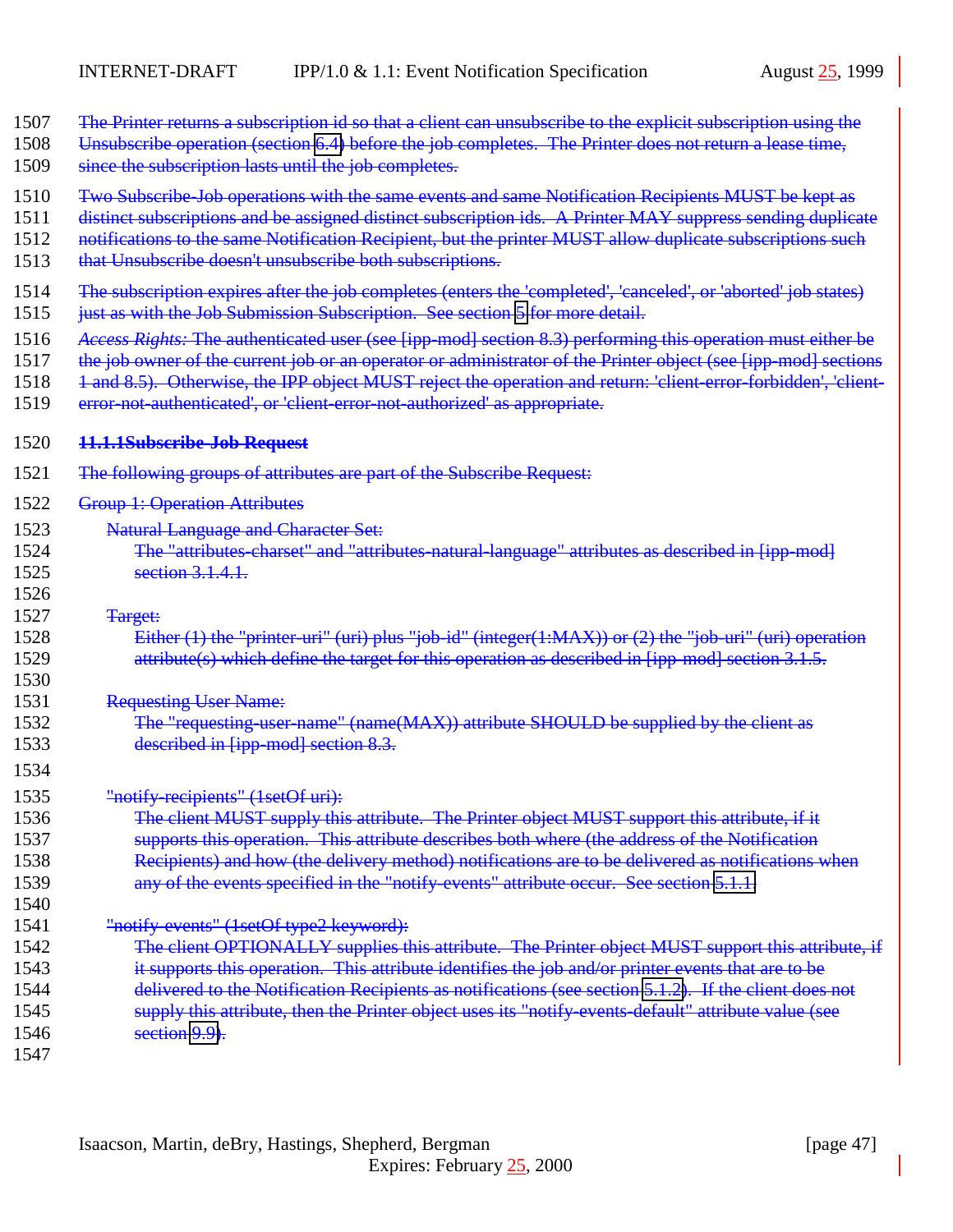The Printer returns a subscription id so that a client can unsubscribe to the explicit subscription using the Unsubscribe operation (section 6.4) before the job completes. The Printer does not return a lease time, since the subscription lasts until the job completes.

Two Subscribe-Job operations with the same events and same Notification Recipients MUST be kept as distinct subscriptions and be assigned distinct subscription ids. A Printer MAY suppress sending duplicate notifications to the same Notification Recipient, but the printer MUST allow duplicate subscriptions such that Unsubscribe doesn't unsubscribe both subscriptions.

The subscription expires after the job completes (enters the 'completed', 'canceled', or 'aborted' job states) just as with the Job Submission Subscription. See section 5 for more detail.

*Access Rights:* The authenticated user (see [ipp-mod] section 8.3) performing this operation must either be the job owner of the current job or an operator or administrator of the Printer object (see [ipp-mod] sections 1 and 8.5). Otherwise, the IPP object MUST reject the operation and return: 'client-error-forbidden', 'client-error-not-authenticated', or 'client-error-not-authorized' as appropriate.

#### 11.1.1 Subscribe-Job Request

The following groups of attributes are part of the Subscribe Request:

Group 1: Operation Attributes

Natural Language and Character Set:
The "attributes-charset" and "attributes-natural-language" attributes as described in [ipp-mod] section 3.1.4.1.

Target:
Either (1) the "printer-uri" (uri) plus "job-id" (integer(1:MAX)) or (2) the "job-uri" (uri) operation attribute(s) which define the target for this operation as described in [ipp-mod] section 3.1.5.

Requesting User Name:
The "requesting-user-name" (name(MAX)) attribute SHOULD be supplied by the client as described in [ipp-mod] section 8.3.

"notify-recipients" (1setOf uri):
The client MUST supply this attribute. The Printer object MUST support this attribute, if it supports this operation. This attribute describes both where (the address of the Notification Recipients) and how (the delivery method) notifications are to be delivered as notifications when any of the events specified in the "notify-events" attribute occur. See section 5.1.1.

"notify-events" (1setOf type2 keyword):
The client OPTIONALLY supplies this attribute. The Printer object MUST support this attribute, if it supports this operation. This attribute identifies the job and/or printer events that are to be delivered to the Notification Recipients as notifications (see section 5.1.2). If the client does not supply this attribute, then the Printer object uses its "notify-events-default" attribute value (see section 9.9).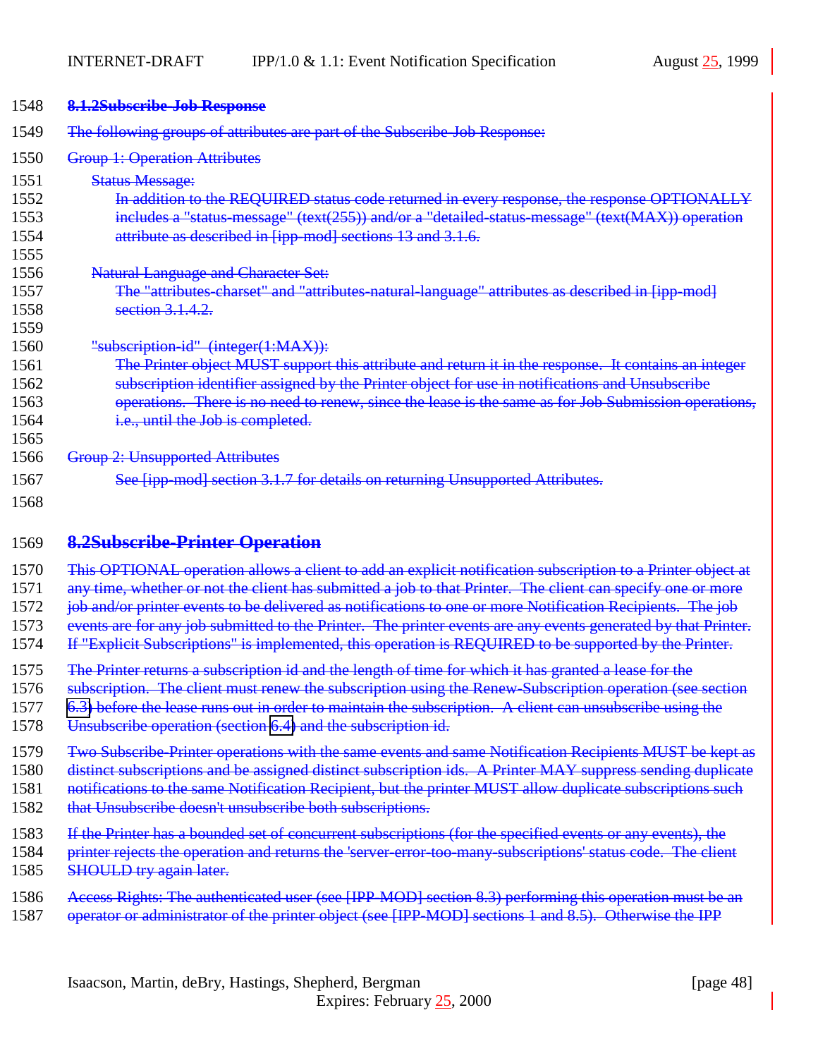#### 8.1.2 Subscribe-Job Response

The following groups of attributes are part of the Subscribe-Job Response:

Group 1: Operation Attributes

Status Message:
In addition to the REQUIRED status code returned in every response, the response OPTIONALLY includes a "status-message" (text(255)) and/or a "detailed-status-message" (text(MAX)) operation attribute as described in [ipp-mod] sections 13 and 3.1.6.

Natural Language and Character Set:
The "attributes-charset" and "attributes-natural-language" attributes as described in [ipp-mod] section 3.1.4.2.

"subscription-id" (integer(1:MAX)):
The Printer object MUST support this attribute and return it in the response. It contains an integer subscription identifier assigned by the Printer object for use in notifications and Unsubscribe operations. There is no need to renew, since the lease is the same as for Job Submission operations, i.e., until the Job is completed.

Group 2: Unsupported Attributes

See [ipp-mod] section 3.1.7 for details on returning Unsupported Attributes.

### 8.2 Subscribe-Printer Operation

This OPTIONAL operation allows a client to add an explicit notification subscription to a Printer object at any time, whether or not the client has submitted a job to that Printer. The client can specify one or more job and/or printer events to be delivered as notifications to one or more Notification Recipients. The job events are for any job submitted to the Printer. The printer events are any events generated by that Printer. If "Explicit Subscriptions" is implemented, this operation is REQUIRED to be supported by the Printer.

The Printer returns a subscription id and the length of time for which it has granted a lease for the subscription. The client must renew the subscription using the Renew-Subscription operation (see section 6.3) before the lease runs out in order to maintain the subscription. A client can unsubscribe using the Unsubscribe operation (section 6.4) and the subscription id.

Two Subscribe-Printer operations with the same events and same Notification Recipients MUST be kept as distinct subscriptions and be assigned distinct subscription ids. A Printer MAY suppress sending duplicate notifications to the same Notification Recipient, but the printer MUST allow duplicate subscriptions such that Unsubscribe doesn't unsubscribe both subscriptions.

If the Printer has a bounded set of concurrent subscriptions (for the specified events or any events), the printer rejects the operation and returns the 'server-error-too-many-subscriptions' status code. The client SHOULD try again later.

Access Rights: The authenticated user (see [IPP-MOD] section 8.3) performing this operation must be an operator or administrator of the printer object (see [IPP-MOD] sections 1 and 8.5). Otherwise the IPP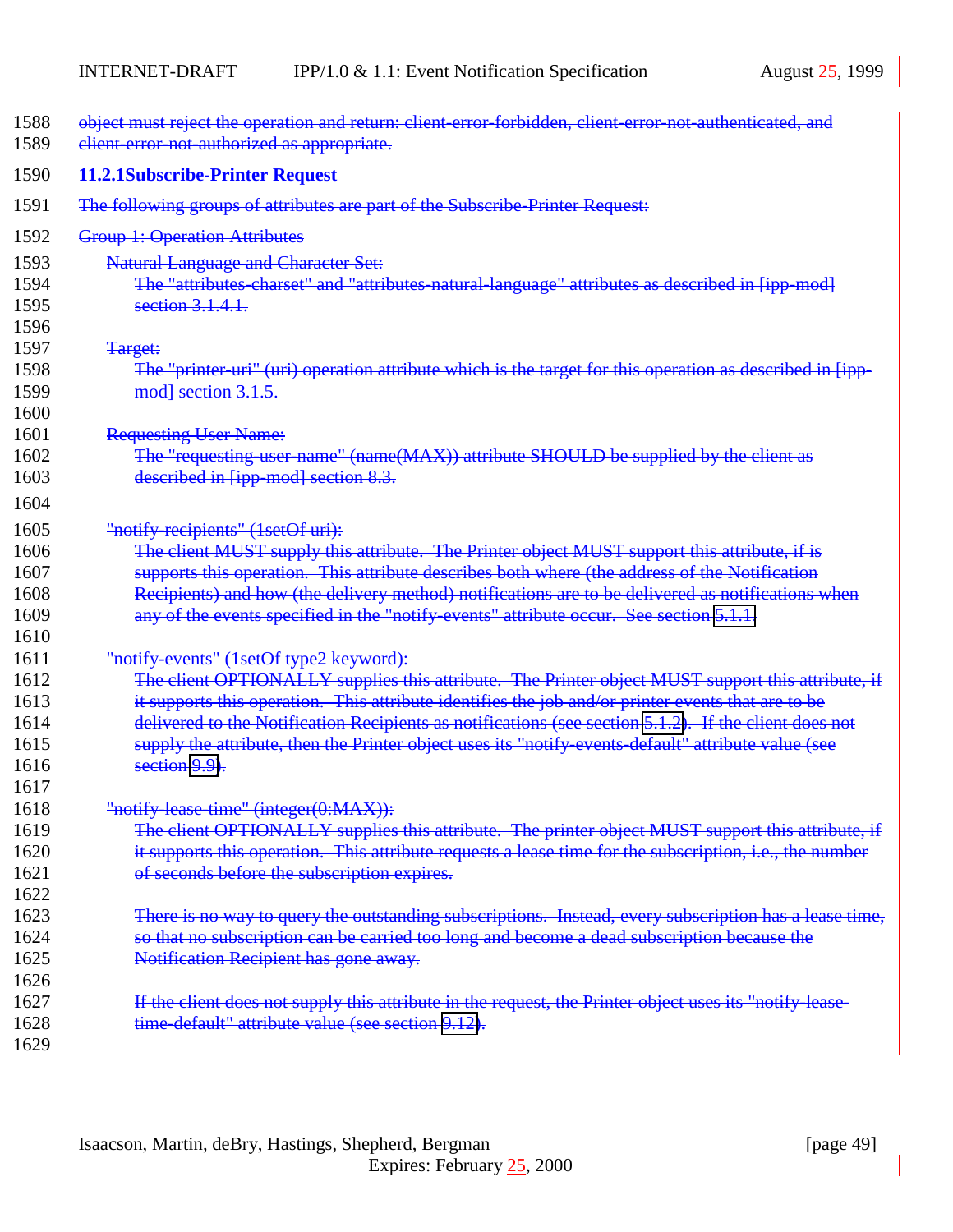object must reject the operation and return: client-error-forbidden, client-error-not-authenticated, and client-error-not-authorized as appropriate.

### 11.2.1 Subscribe-Printer Request

The following groups of attributes are part of the Subscribe-Printer Request:

Group 1: Operation Attributes

Natural Language and Character Set:
The "attributes-charset" and "attributes-natural-language" attributes as described in [ipp-mod] section 3.1.4.1.

Target:
The "printer-uri" (uri) operation attribute which is the target for this operation as described in [ipp-mod] section 3.1.5.

Requesting User Name:
The "requesting-user-name" (name(MAX)) attribute SHOULD be supplied by the client as described in [ipp-mod] section 8.3.

"notify-recipients" (1setOf uri):
The client MUST supply this attribute. The Printer object MUST support this attribute, if is supports this operation. This attribute describes both where (the address of the Notification Recipients) and how (the delivery method) notifications are to be delivered as notifications when any of the events specified in the "notify-events" attribute occur. See section 5.1.1.

"notify-events" (1setOf type2 keyword):
The client OPTIONALLY supplies this attribute. The Printer object MUST support this attribute, if it supports this operation. This attribute identifies the job and/or printer events that are to be delivered to the Notification Recipients as notifications (see section 5.1.2). If the client does not supply the attribute, then the Printer object uses its "notify-events-default" attribute value (see section 9.9).

"notify-lease-time" (integer(0:MAX)):
The client OPTIONALLY supplies this attribute. The printer object MUST support this attribute, if it supports this operation. This attribute requests a lease time for the subscription, i.e., the number of seconds before the subscription expires.

There is no way to query the outstanding subscriptions. Instead, every subscription has a lease time, so that no subscription can be carried too long and become a dead subscription because the Notification Recipient has gone away.

If the client does not supply this attribute in the request, the Printer object uses its "notify-lease-time-default" attribute value (see section 9.12).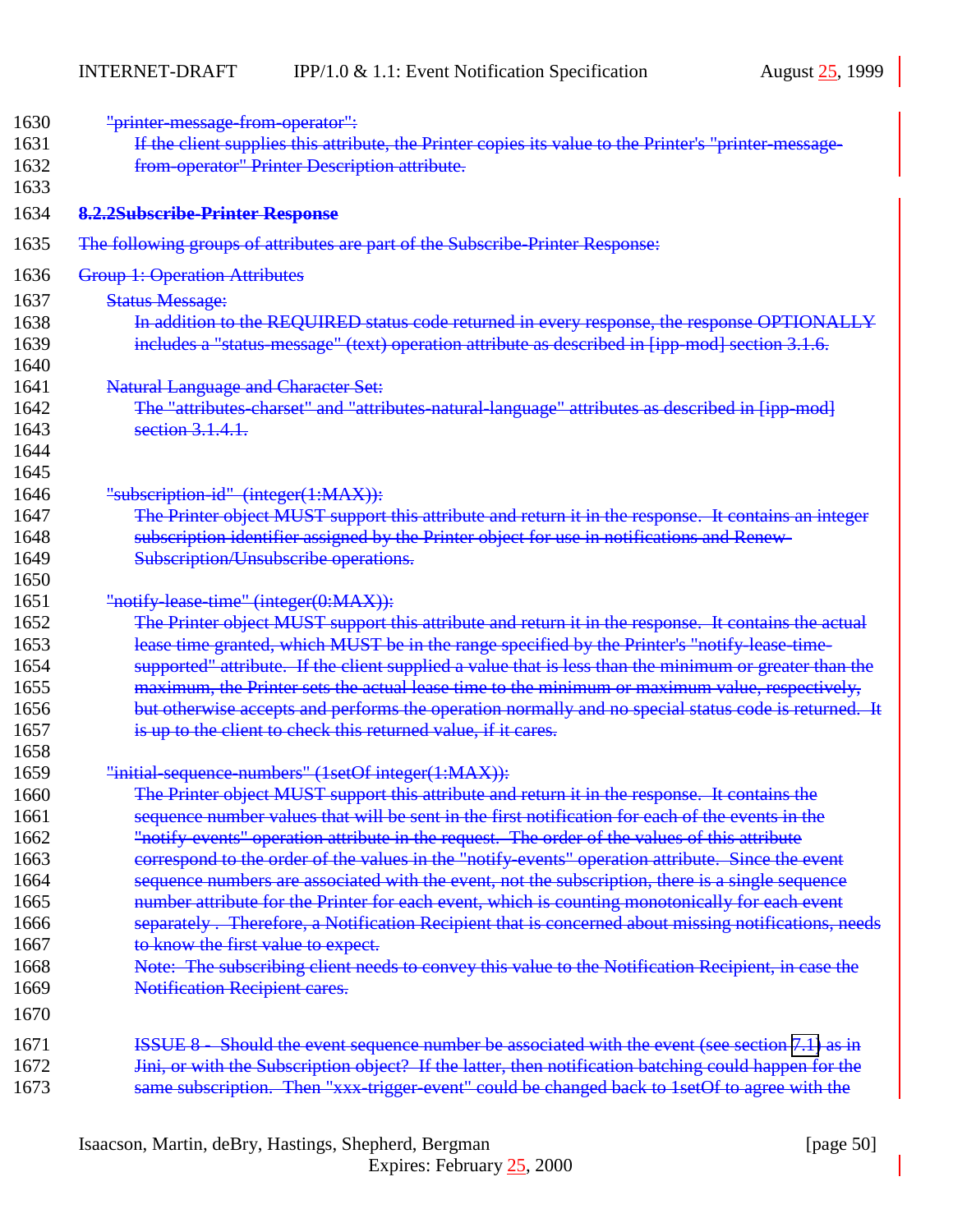"printer-message-from-operator":

If the client supplies this attribute, the Printer copies its value to the Printer's "printer-message-from-operator" Printer Description attribute.

### 8.2.2 Subscribe-Printer Response

The following groups of attributes are part of the Subscribe-Printer Response:

Group 1: Operation Attributes

Status Message:

In addition to the REQUIRED status code returned in every response, the response OPTIONALLY includes a "status-message" (text) operation attribute as described in [ipp-mod] section 3.1.6.

Natural Language and Character Set:

The "attributes-charset" and "attributes-natural-language" attributes as described in [ipp-mod] section 3.1.4.1.

"subscription-id" (integer(1:MAX)):

The Printer object MUST support this attribute and return it in the response. It contains an integer subscription identifier assigned by the Printer object for use in notifications and Renew-Subscription/Unsubscribe operations.

"notify-lease-time" (integer(0:MAX)):

The Printer object MUST support this attribute and return it in the response. It contains the actual lease time granted, which MUST be in the range specified by the Printer's "notify-lease-time-supported" attribute. If the client supplied a value that is less than the minimum or greater than the maximum, the Printer sets the actual lease time to the minimum or maximum value, respectively, but otherwise accepts and performs the operation normally and no special status code is returned. It is up to the client to check this returned value, if it cares.

"initial-sequence-numbers" (1setOf integer(1:MAX)):

The Printer object MUST support this attribute and return it in the response. It contains the sequence number values that will be sent in the first notification for each of the events in the "notify-events" operation attribute in the request. The order of the values of this attribute correspond to the order of the values in the "notify-events" operation attribute. Since the event sequence numbers are associated with the event, not the subscription, there is a single sequence number attribute for the Printer for each event, which is counting monotonically for each event separately . Therefore, a Notification Recipient that is concerned about missing notifications, needs to know the first value to expect.

Note: The subscribing client needs to convey this value to the Notification Recipient, in case the Notification Recipient cares.

ISSUE 8 - Should the event sequence number be associated with the event (see section 7.1) as in Jini, or with the Subscription object? If the latter, then notification batching could happen for the same subscription. Then "xxx-trigger-event" could be changed back to 1setOf to agree with the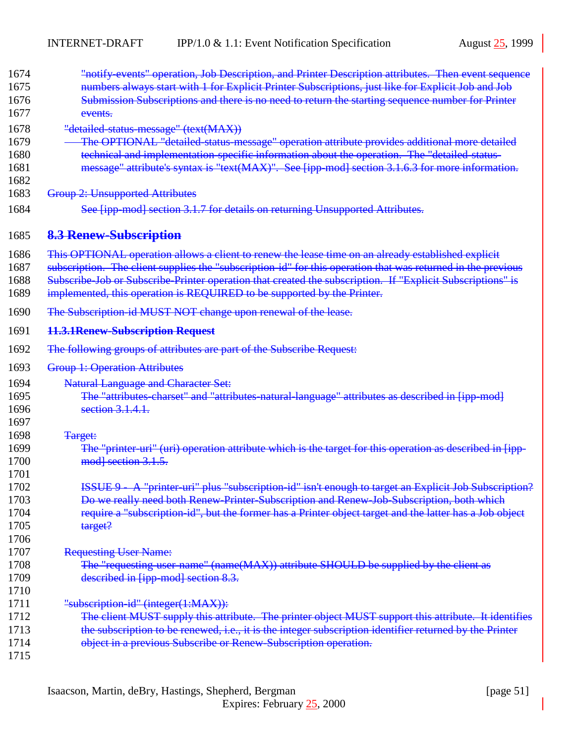"notify-events" operation, Job Description, and Printer Description attributes. Then event sequence numbers always start with 1 for Explicit Printer Subscriptions, just like for Explicit Job and Job Submission Subscriptions and there is no need to return the starting sequence number for Printer events.

"detailed-status-message" (text(MAX))

The OPTIONAL "detailed-status-message" operation attribute provides additional more detailed technical and implementation-specific information about the operation. The "detailed-status-message" attribute's syntax is "text(MAX)". See [ipp-mod] section 3.1.6.3 for more information.

Group 2: Unsupported Attributes

See [ipp-mod] section 3.1.7 for details on returning Unsupported Attributes.

## 8.3 Renew-Subscription

This OPTIONAL operation allows a client to renew the lease time on an already established explicit subscription. The client supplies the "subscription-id" for this operation that was returned in the previous Subscribe-Job or Subscribe-Printer operation that created the subscription. If "Explicit Subscriptions" is implemented, this operation is REQUIRED to be supported by the Printer.

The Subscription-id MUST NOT change upon renewal of the lease.

### 11.3.1Renew-Subscription Request

The following groups of attributes are part of the Subscribe Request:

Group 1: Operation Attributes

Natural Language and Character Set:

The "attributes-charset" and "attributes-natural-language" attributes as described in [ipp-mod] section 3.1.4.1.

Target:

The "printer-uri" (uri) operation attribute which is the target for this operation as described in [ipp-mod] section 3.1.5.

ISSUE 9 - A "printer-uri" plus "subscription-id" isn't enough to target an Explicit Job Subscription? Do we really need both Renew-Printer-Subscription and Renew-Job-Subscription, both which require a "subscription-id", but the former has a Printer object target and the latter has a Job object target?

Requesting User Name:

The "requesting-user-name" (name(MAX)) attribute SHOULD be supplied by the client as described in [ipp-mod] section 8.3.

"subscription-id" (integer(1:MAX)):

The client MUST supply this attribute. The printer object MUST support this attribute. It identifies the subscription to be renewed, i.e., it is the integer subscription identifier returned by the Printer object in a previous Subscribe or Renew-Subscription operation.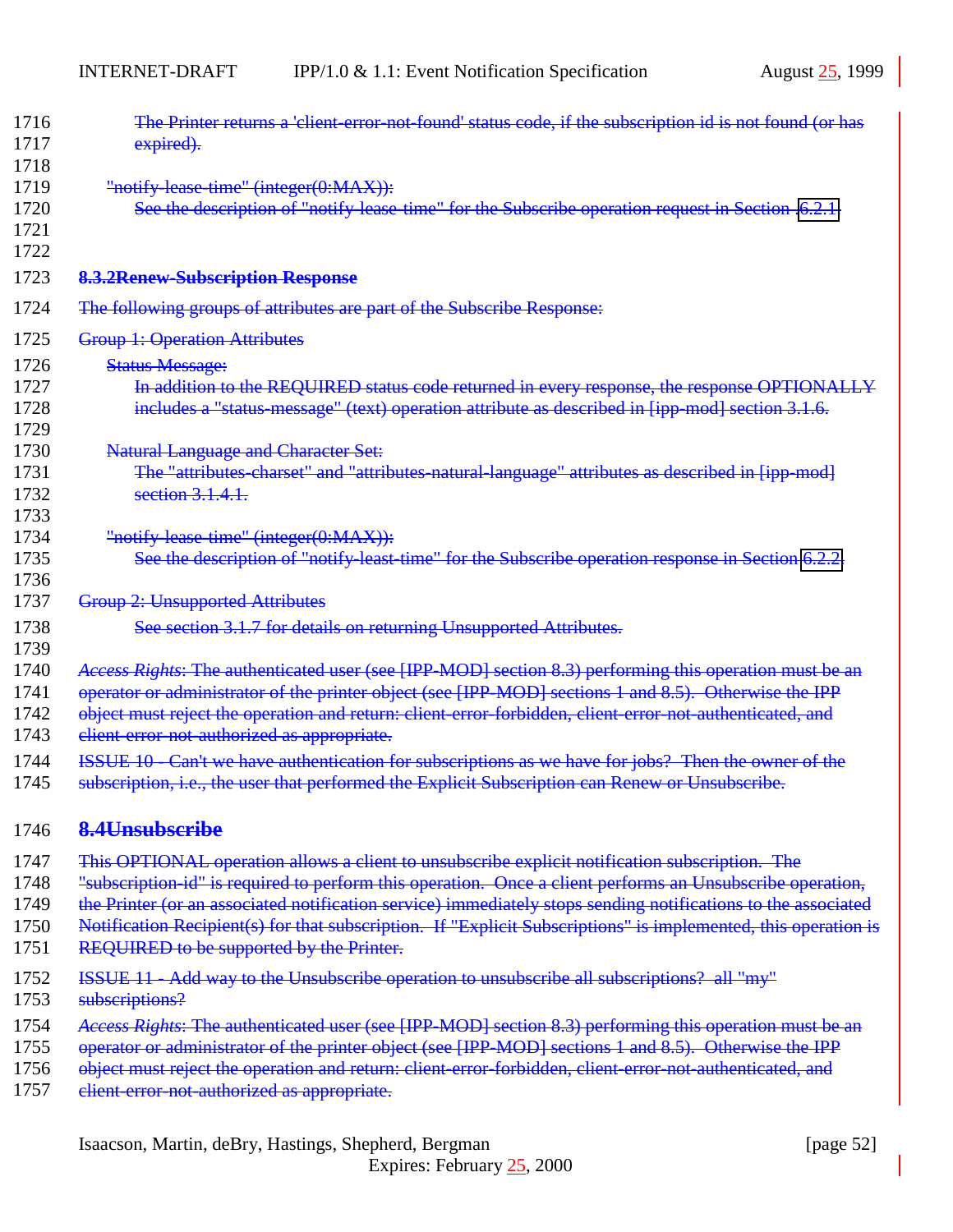The Printer returns a 'client-error-not-found' status code, if the subscription id is not found (or has expired).

"notify-lease-time" (integer(0:MAX)):

See the description of "notify-lease-time" for the Subscribe operation request in Section 6.2.1.

### 8.3.2 Renew-Subscription Response

The following groups of attributes are part of the Subscribe Response:

Group 1: Operation Attributes

Status Message:

In addition to the REQUIRED status code returned in every response, the response OPTIONALLY includes a "status-message" (text) operation attribute as described in [ipp-mod] section 3.1.6.

Natural Language and Character Set:

The "attributes-charset" and "attributes-natural-language" attributes as described in [ipp-mod] section 3.1.4.1.

"notify-lease-time" (integer(0:MAX)):

See the description of "notify-least-time" for the Subscribe operation response in Section 6.2.2.

Group 2: Unsupported Attributes

See section 3.1.7 for details on returning Unsupported Attributes.

*Access Rights*: The authenticated user (see [IPP-MOD] section 8.3) performing this operation must be an operator or administrator of the printer object (see [IPP-MOD] sections 1 and 8.5). Otherwise the IPP object must reject the operation and return: client-error-forbidden, client-error-not-authenticated, and client-error-not-authorized as appropriate.

ISSUE 10 - Can't we have authentication for subscriptions as we have for jobs? Then the owner of the subscription, i.e., the user that performed the Explicit Subscription can Renew or Unsubscribe.

## 8.4 Unsubscribe

This OPTIONAL operation allows a client to unsubscribe explicit notification subscription. The "subscription-id" is required to perform this operation. Once a client performs an Unsubscribe operation, the Printer (or an associated notification service) immediately stops sending notifications to the associated Notification Recipient(s) for that subscription. If "Explicit Subscriptions" is implemented, this operation is REQUIRED to be supported by the Printer.

ISSUE 11 - Add way to the Unsubscribe operation to unsubscribe all subscriptions? all "my" subscriptions?

*Access Rights*: The authenticated user (see [IPP-MOD] section 8.3) performing this operation must be an operator or administrator of the printer object (see [IPP-MOD] sections 1 and 8.5). Otherwise the IPP object must reject the operation and return: client-error-forbidden, client-error-not-authenticated, and client-error-not-authorized as appropriate.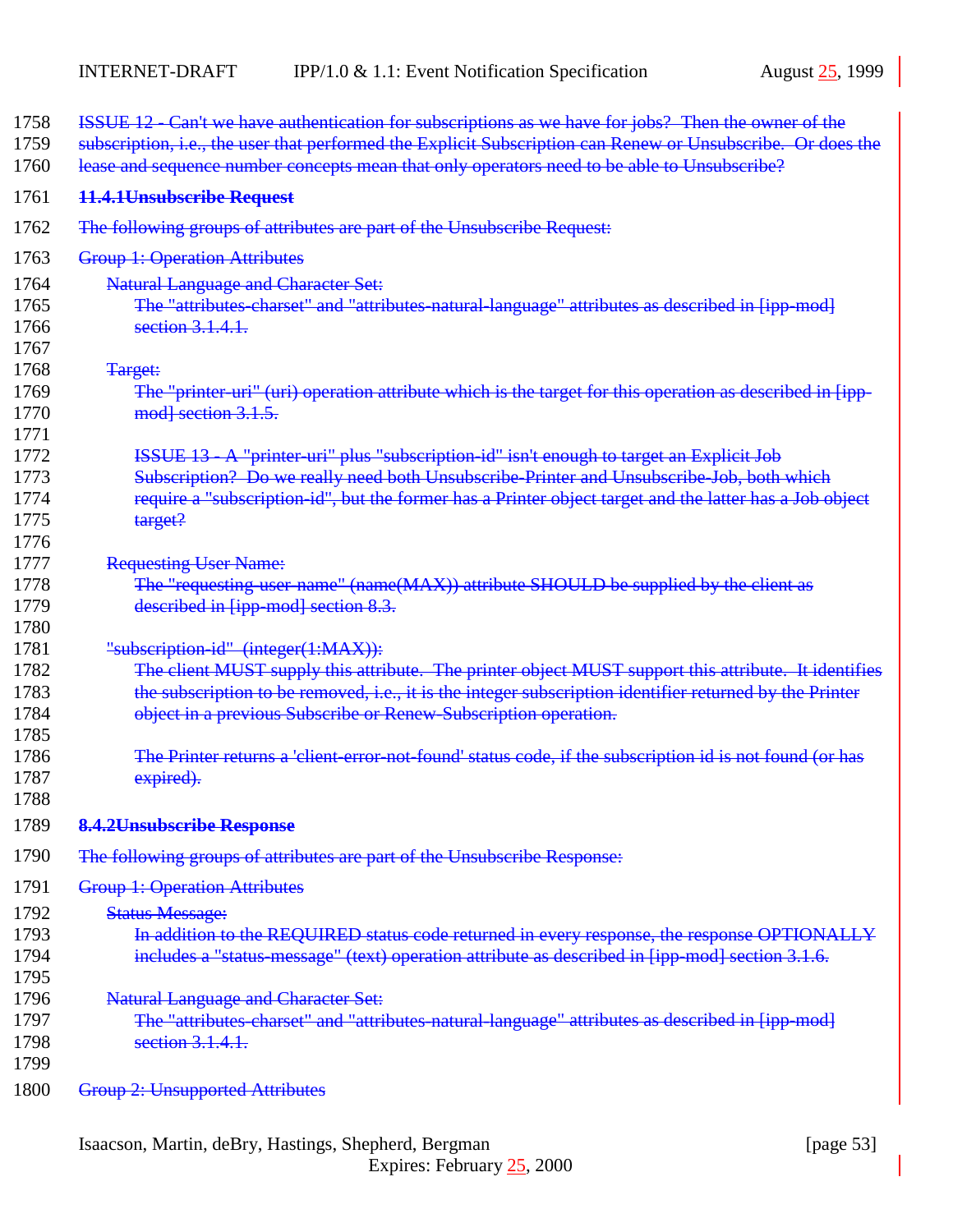ISSUE 12 - Can't we have authentication for subscriptions as we have for jobs? Then the owner of the subscription, i.e., the user that performed the Explicit Subscription can Renew or Unsubscribe. Or does the lease and sequence number concepts mean that only operators need to be able to Unsubscribe?

### 11.4.1 Unsubscribe Request

The following groups of attributes are part of the Unsubscribe Request:

Group 1: Operation Attributes

Natural Language and Character Set:
: The "attributes-charset" and "attributes-natural-language" attributes as described in [ipp-mod] section 3.1.4.1.

Target:
: The "printer-uri" (uri) operation attribute which is the target for this operation as described in [ipp-mod] section 3.1.5.

: ISSUE 13 - A "printer-uri" plus "subscription-id" isn't enough to target an Explicit Job Subscription? Do we really need both Unsubscribe-Printer and Unsubscribe-Job, both which require a "subscription-id", but the former has a Printer object target and the latter has a Job object target?

Requesting User Name:
: The "requesting-user-name" (name(MAX)) attribute SHOULD be supplied by the client as described in [ipp-mod] section 8.3.

"subscription-id" (integer(1:MAX)):
: The client MUST supply this attribute. The printer object MUST support this attribute. It identifies the subscription to be removed, i.e., it is the integer subscription identifier returned by the Printer object in a previous Subscribe or Renew-Subscription operation.

: The Printer returns a 'client-error-not-found' status code, if the subscription id is not found (or has expired).

### 8.4.2 Unsubscribe Response

The following groups of attributes are part of the Unsubscribe Response:

Group 1: Operation Attributes

Status Message:
: In addition to the REQUIRED status code returned in every response, the response OPTIONALLY includes a "status-message" (text) operation attribute as described in [ipp-mod] section 3.1.6.

Natural Language and Character Set:
: The "attributes-charset" and "attributes-natural-language" attributes as described in [ipp-mod] section 3.1.4.1.

Group 2: Unsupported Attributes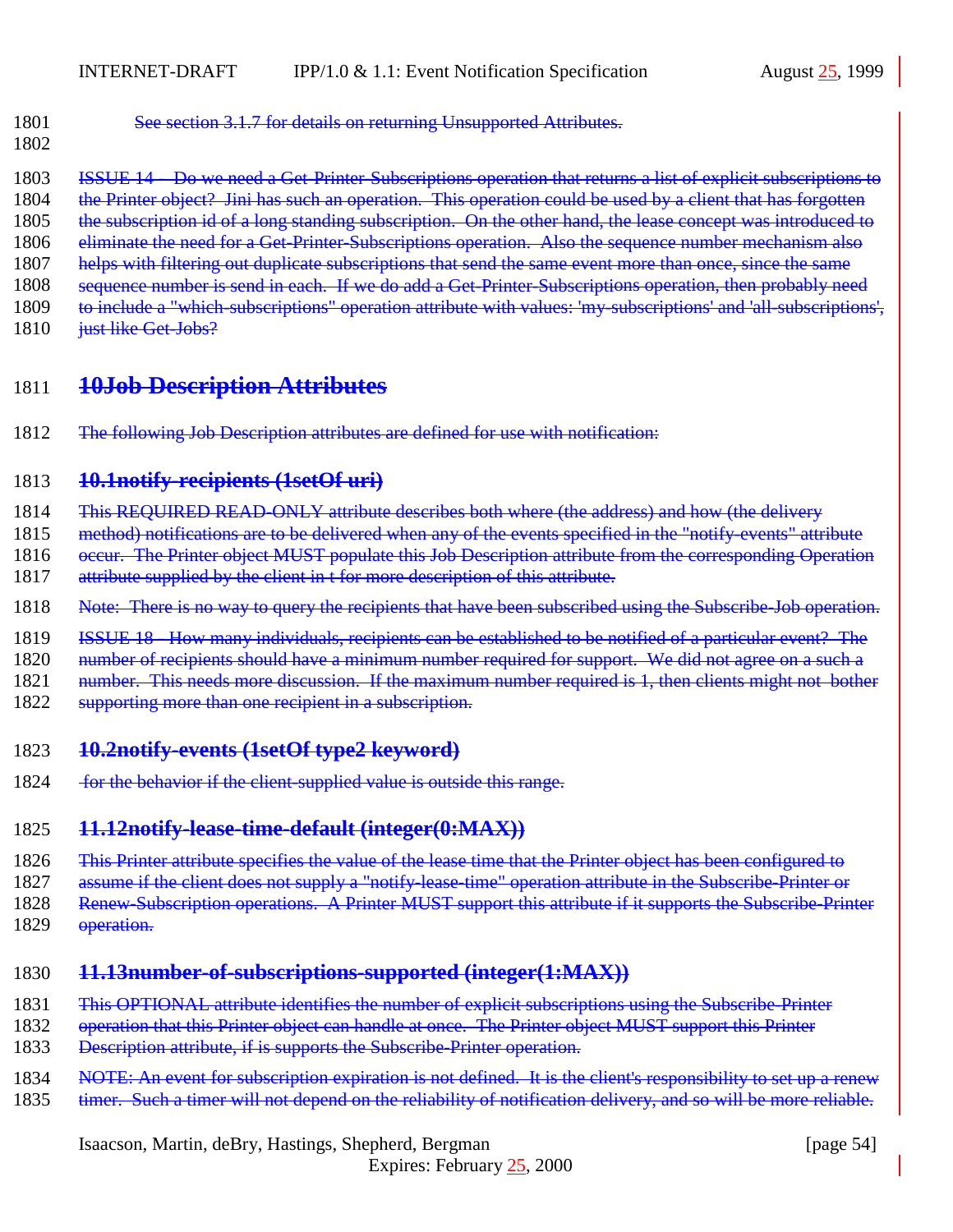See section 3.1.7 for details on returning Unsupported Attributes.

ISSUE 14 - Do we need a Get-Printer-Subscriptions operation that returns a list of explicit subscriptions to the Printer object? Jini has such an operation. This operation could be used by a client that has forgotten the subscription id of a long standing subscription. On the other hand, the lease concept was introduced to eliminate the need for a Get-Printer-Subscriptions operation. Also the sequence number mechanism also helps with filtering out duplicate subscriptions that send the same event more than once, since the same sequence number is send in each. If we do add a Get-Printer-Subscriptions operation, then probably need to include a "which-subscriptions" operation attribute with values: 'my-subscriptions' and 'all-subscriptions', just like Get-Jobs?

# 10 Job Description Attributes

The following Job Description attributes are defined for use with notification:

## 10.1 notify-recipients (1setOf uri)

This REQUIRED READ-ONLY attribute describes both where (the address) and how (the delivery method) notifications are to be delivered when any of the events specified in the "notify-events" attribute occur. The Printer object MUST populate this Job Description attribute from the corresponding Operation attribute supplied by the client in t for more description of this attribute.

Note: There is no way to query the recipients that have been subscribed using the Subscribe-Job operation.

ISSUE 18 - How many individuals, recipients can be established to be notified of a particular event? The number of recipients should have a minimum number required for support. We did not agree on a such a number. This needs more discussion. If the maximum number required is 1, then clients might not bother supporting more than one recipient in a subscription.

## 10.2 notify-events (1setOf type2 keyword)

for the behavior if the client-supplied value is outside this range.

## 11.12 notify-lease-time-default (integer(0:MAX))

This Printer attribute specifies the value of the lease time that the Printer object has been configured to assume if the client does not supply a "notify-lease-time" operation attribute in the Subscribe-Printer or Renew-Subscription operations. A Printer MUST support this attribute if it supports the Subscribe-Printer operation.

## 11.13 number-of-subscriptions-supported (integer(1:MAX))

This OPTIONAL attribute identifies the number of explicit subscriptions using the Subscribe-Printer operation that this Printer object can handle at once. The Printer object MUST support this Printer Description attribute, if is supports the Subscribe-Printer operation.

NOTE: An event for subscription expiration is not defined. It is the client's responsibility to set up a renew timer. Such a timer will not depend on the reliability of notification delivery, and so will be more reliable.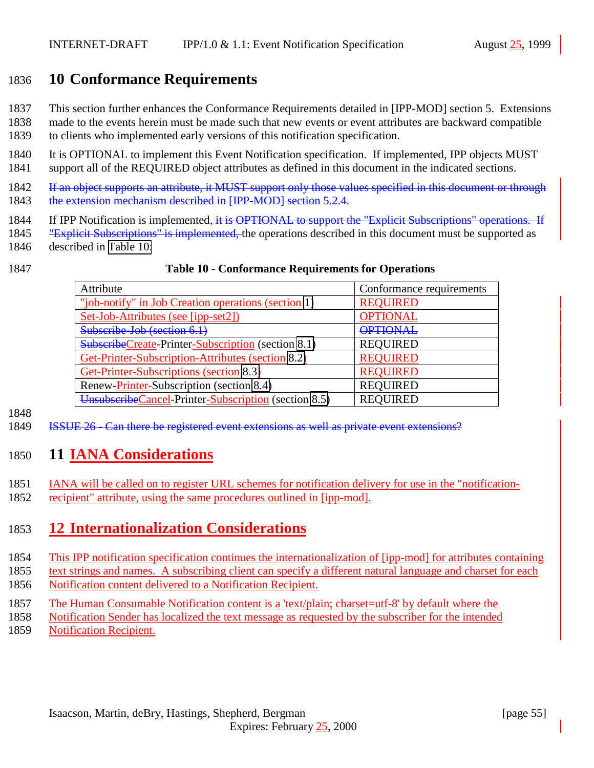# 10 Conformance Requirements

This section further enhances the Conformance Requirements detailed in [IPP-MOD] section 5. Extensions made to the events herein must be made such that new events or event attributes are backward compatible to clients who implemented early versions of this notification specification.

It is OPTIONAL to implement this Event Notification specification. If implemented, IPP objects MUST support all of the REQUIRED object attributes as defined in this document in the indicated sections.

~~If an object supports an attribute, it MUST support only those values specified in this document or through the extension mechanism described in [IPP-MOD] section 5.2.4.~~

If IPP Notification is implemented, ~~it is OPTIONAL to support the "Explicit Subscriptions" operations. If "Explicit Subscriptions" is implemented,~~ the operations described in this document must be supported as described in Table 10:

**Table 10 - Conformance Requirements for Operations**

| Attribute | Conformance requirements |
|---|---|
| "job-notify" in Job Creation operations (section 1) | REQUIRED |
| Set-Job-Attributes (see [ipp-set2]) | OPTIONAL |
| ~~Subscribe-Job (section 6.1)~~ | ~~OPTIONAL~~ |
| ~~Subscribe~~Create-Printer-Subscription (section 8.1) | REQUIRED |
| Get-Printer-Subscription-Attributes (section 8.2) | REQUIRED |
| Get-Printer-Subscriptions (section 8.3) | REQUIRED |
| Renew-Printer-Subscription (section 8.4) | REQUIRED |
| ~~Unsubscribe~~Cancel-Printer-Subscription (section 8.5) | REQUIRED |

~~ISSUE 26 - Can there be registered event extensions as well as private event extensions?~~

# 11 IANA Considerations

IANA will be called on to register URL schemes for notification delivery for use in the "notification-recipient" attribute, using the same procedures outlined in [ipp-mod].

# 12 Internationalization Considerations

This IPP notification specification continues the internationalization of [ipp-mod] for attributes containing text strings and names. A subscribing client can specify a different natural language and charset for each Notification content delivered to a Notification Recipient.

The Human Consumable Notification content is a 'text/plain; charset=utf-8' by default where the Notification Sender has localized the text message as requested by the subscriber for the intended Notification Recipient.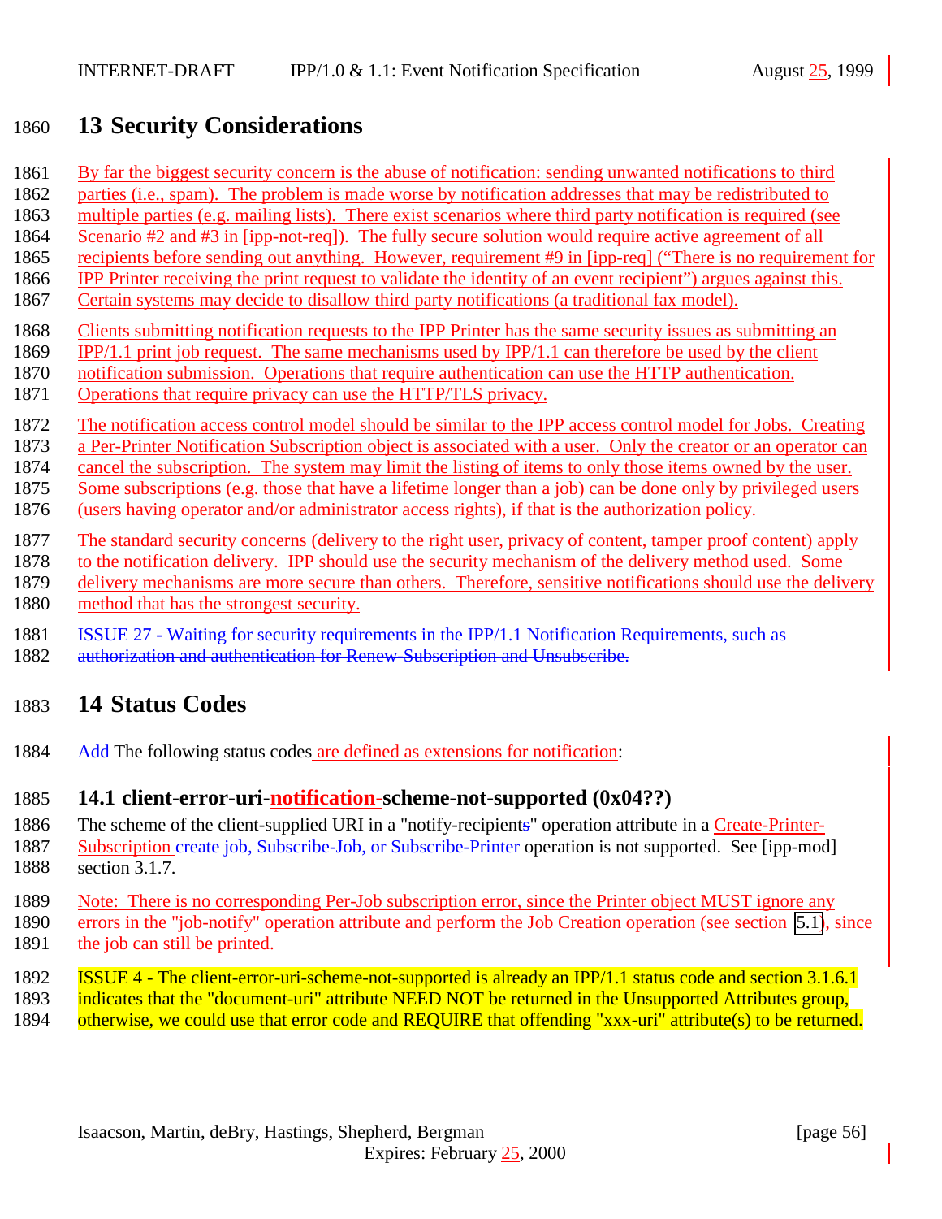# 13 Security Considerations

By far the biggest security concern is the abuse of notification: sending unwanted notifications to third parties (i.e., spam). The problem is made worse by notification addresses that may be redistributed to multiple parties (e.g. mailing lists). There exist scenarios where third party notification is required (see Scenario #2 and #3 in [ipp-not-req]). The fully secure solution would require active agreement of all recipients before sending out anything. However, requirement #9 in [ipp-req] ("There is no requirement for IPP Printer receiving the print request to validate the identity of an event recipient") argues against this. Certain systems may decide to disallow third party notifications (a traditional fax model).

Clients submitting notification requests to the IPP Printer has the same security issues as submitting an IPP/1.1 print job request. The same mechanisms used by IPP/1.1 can therefore be used by the client notification submission. Operations that require authentication can use the HTTP authentication. Operations that require privacy can use the HTTP/TLS privacy.

The notification access control model should be similar to the IPP access control model for Jobs. Creating a Per-Printer Notification Subscription object is associated with a user. Only the creator or an operator can cancel the subscription. The system may limit the listing of items to only those items owned by the user. Some subscriptions (e.g. those that have a lifetime longer than a job) can be done only by privileged users (users having operator and/or administrator access rights), if that is the authorization policy.

The standard security concerns (delivery to the right user, privacy of content, tamper proof content) apply to the notification delivery. IPP should use the security mechanism of the delivery method used. Some delivery mechanisms are more secure than others. Therefore, sensitive notifications should use the delivery method that has the strongest security.

~~ISSUE 27 - Waiting for security requirements in the IPP/1.1 Notification Requirements, such as authorization and authentication for Renew-Subscription and Unsubscribe.~~

# 14 Status Codes

~~Add~~ The following status codes are defined as extensions for notification:

## 14.1 client-error-uri-notification-scheme-not-supported (0x04??)

The scheme of the client-supplied URI in a "notify-recipients" operation attribute in a Create-Printer-Subscription ~~create job, Subscribe-Job, or Subscribe-Printer~~ operation is not supported. See [ipp-mod] section 3.1.7.

Note: There is no corresponding Per-Job subscription error, since the Printer object MUST ignore any errors in the "job-notify" operation attribute and perform the Job Creation operation (see section 5.1), since the job can still be printed.

ISSUE 4 - The client-error-uri-scheme-not-supported is already an IPP/1.1 status code and section 3.1.6.1 indicates that the "document-uri" attribute NEED NOT be returned in the Unsupported Attributes group, otherwise, we could use that error code and REQUIRE that offending "xxx-uri" attribute(s) to be returned.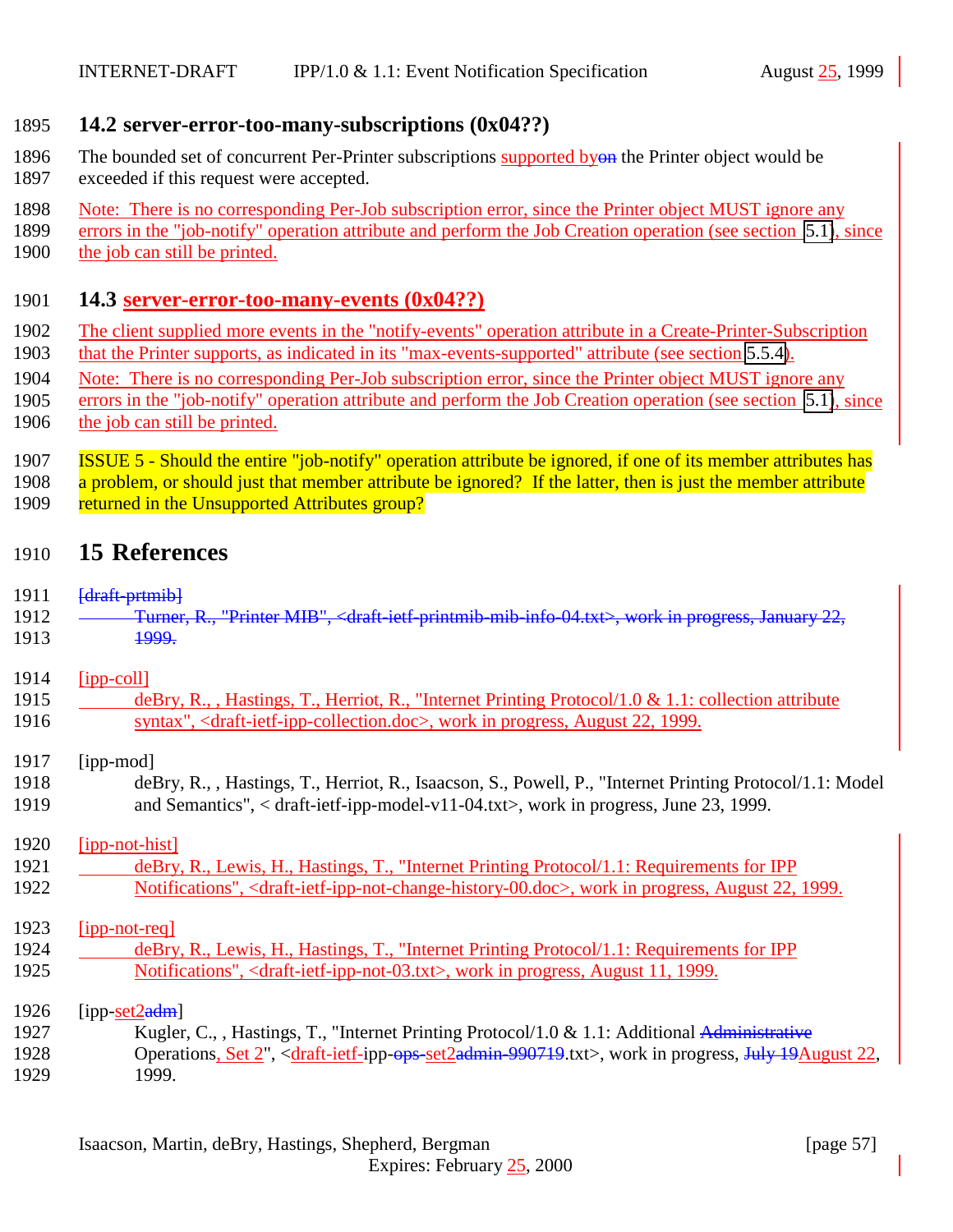## 14.2 server-error-too-many-subscriptions (0x04??)

The bounded set of concurrent Per-Printer subscriptions supported byon the Printer object would be exceeded if this request were accepted.

Note: There is no corresponding Per-Job subscription error, since the Printer object MUST ignore any errors in the "job-notify" operation attribute and perform the Job Creation operation (see section 5.1), since the job can still be printed.

## 14.3 server-error-too-many-events (0x04??)

The client supplied more events in the "notify-events" operation attribute in a Create-Printer-Subscription that the Printer supports, as indicated in its "max-events-supported" attribute (see section 5.5.4).

Note: There is no corresponding Per-Job subscription error, since the Printer object MUST ignore any errors in the "job-notify" operation attribute and perform the Job Creation operation (see section 5.1), since the job can still be printed.

ISSUE 5 - Should the entire "job-notify" operation attribute be ignored, if one of its member attributes has a problem, or should just that member attribute be ignored? If the latter, then is just the member attribute returned in the Unsupported Attributes group?

# 15 References

[draft-prtmib]
Turner, R., "Printer MIB", <draft-ietf-printmib-mib-info-04.txt>, work in progress, January 22, 1999.

[ipp-coll]
deBry, R., , Hastings, T., Herriot, R., "Internet Printing Protocol/1.0 & 1.1: collection attribute syntax", <draft-ietf-ipp-collection.doc>, work in progress, August 22, 1999.

[ipp-mod]
deBry, R., , Hastings, T., Herriot, R., Isaacson, S., Powell, P., "Internet Printing Protocol/1.1: Model and Semantics", < draft-ietf-ipp-model-v11-04.txt>, work in progress, June 23, 1999.

[ipp-not-hist]
deBry, R., Lewis, H., Hastings, T., "Internet Printing Protocol/1.1: Requirements for IPP Notifications", <draft-ietf-ipp-not-change-history-00.doc>, work in progress, August 22, 1999.

[ipp-not-req]
deBry, R., Lewis, H., Hastings, T., "Internet Printing Protocol/1.1: Requirements for IPP Notifications", <draft-ietf-ipp-not-03.txt>, work in progress, August 11, 1999.

[ipp-set2adm]
Kugler, C., , Hastings, T., "Internet Printing Protocol/1.0 & 1.1: Additional Administrative Operations, Set 2", <draft-ietf-ipp-ops-set2admin-990719.txt>, work in progress, July 19August 22, 1999.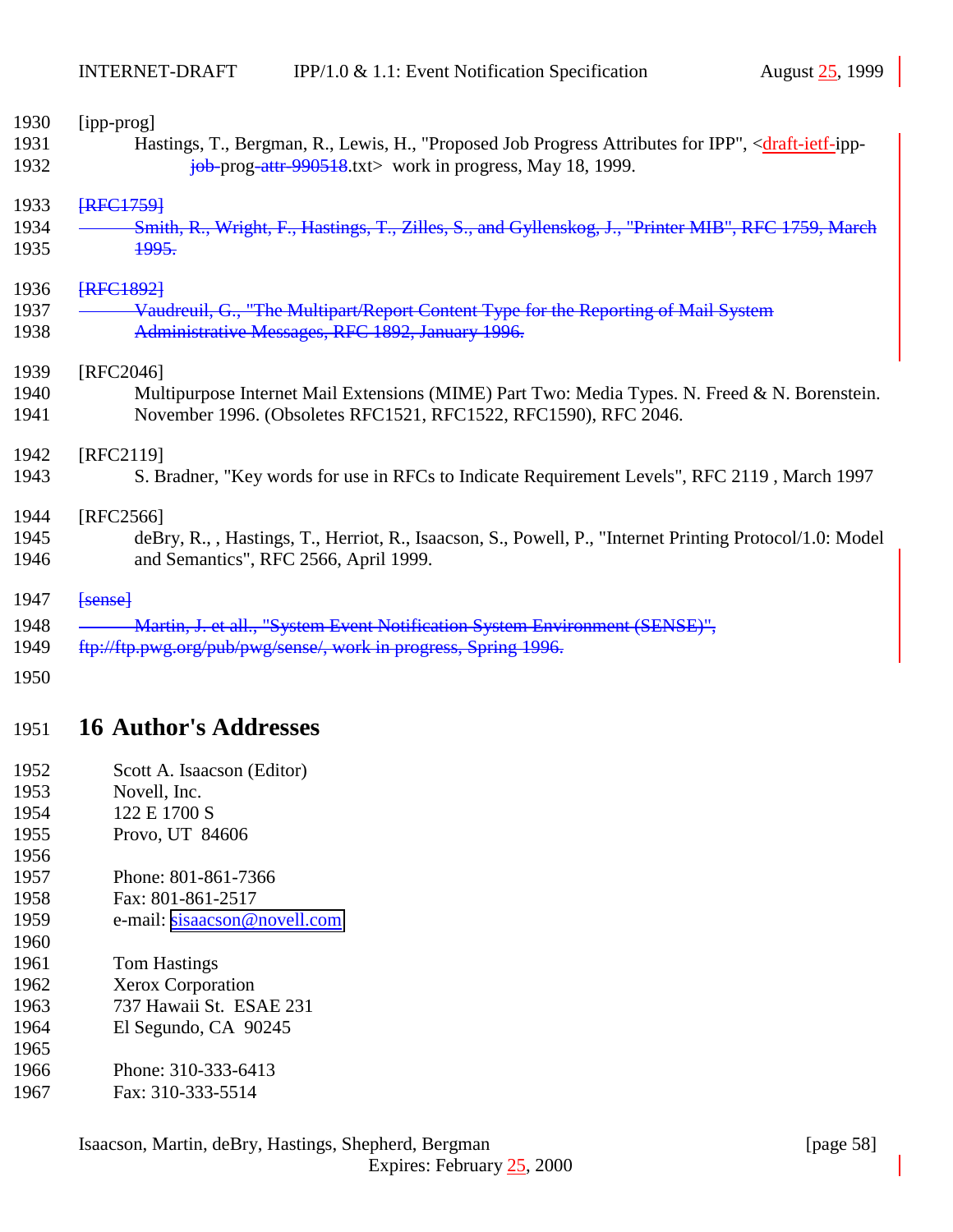[ipp-prog]

Hastings, T., Bergman, R., Lewis, H., "Proposed Job Progress Attributes for IPP", <draft-ietf-ipp-job-prog-attr-990518.txt> work in progress, May 18, 1999.

~~[RFC1759]~~

~~Smith, R., Wright, F., Hastings, T., Zilles, S., and Gyllenskog, J., "Printer MIB", RFC 1759, March 1995.~~

~~[RFC1892]~~

~~Vaudreuil, G., "The Multipart/Report Content Type for the Reporting of Mail System Administrative Messages, RFC 1892, January 1996.~~

[RFC2046]

Multipurpose Internet Mail Extensions (MIME) Part Two: Media Types. N. Freed & N. Borenstein. November 1996. (Obsoletes RFC1521, RFC1522, RFC1590), RFC 2046.

[RFC2119]

S. Bradner, "Key words for use in RFCs to Indicate Requirement Levels", RFC 2119 , March 1997

[RFC2566]

deBry, R., , Hastings, T., Herriot, R., Isaacson, S., Powell, P., "Internet Printing Protocol/1.0: Model and Semantics", RFC 2566, April 1999.

~~[sense]~~

~~Martin, J. et all., "System Event Notification System Environment (SENSE)", ftp://ftp.pwg.org/pub/pwg/sense/, work in progress, Spring 1996.~~

# 16 Author's Addresses

Scott A. Isaacson (Editor)
Novell, Inc.
122 E 1700 S
Provo, UT 84606

Phone: 801-861-7366
Fax: 801-861-2517
e-mail: sisaacson@novell.com

Tom Hastings
Xerox Corporation
737 Hawaii St. ESAE 231
El Segundo, CA 90245

Phone: 310-333-6413
Fax: 310-333-5514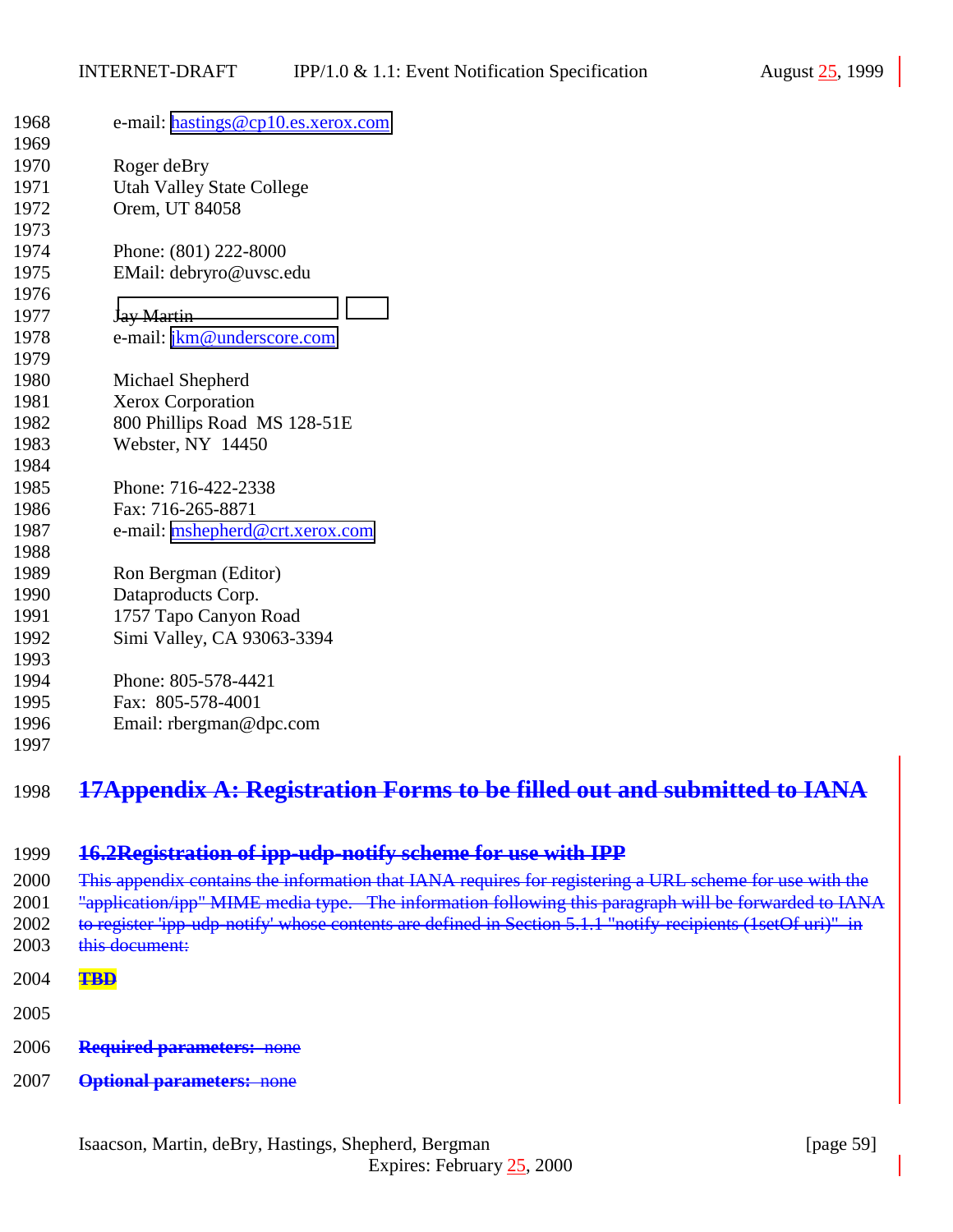e-mail: hastings@cp10.es.xerox.com

Roger deBry
Utah Valley State College
Orem, UT 84058

Phone: (801) 222-8000
EMail: debryro@uvsc.edu

~~Jay Martin~~
e-mail: jkm@underscore.com

Michael Shepherd
Xerox Corporation
800 Phillips Road MS 128-51E
Webster, NY 14450

Phone: 716-422-2338
Fax: 716-265-8871
e-mail: mshepherd@crt.xerox.com

Ron Bergman (Editor)
Dataproducts Corp.
1757 Tapo Canyon Road
Simi Valley, CA 93063-3394

Phone: 805-578-4421
Fax: 805-578-4001
Email: rbergman@dpc.com

# ~~17 Appendix A: Registration Forms to be filled out and submitted to IANA~~

## ~~16.2 Registration of ipp-udp-notify scheme for use with IPP~~

~~This appendix contains the information that IANA requires for registering a URL scheme for use with the "application/ipp" MIME media type. The information following this paragraph will be forwarded to IANA to register 'ipp-udp-notify' whose contents are defined in Section 5.1.1 "notify-recipients (1setOf uri)" in this document:~~

~~**TBD**~~

~~**Required parameters:** none~~

~~**Optional parameters:** none~~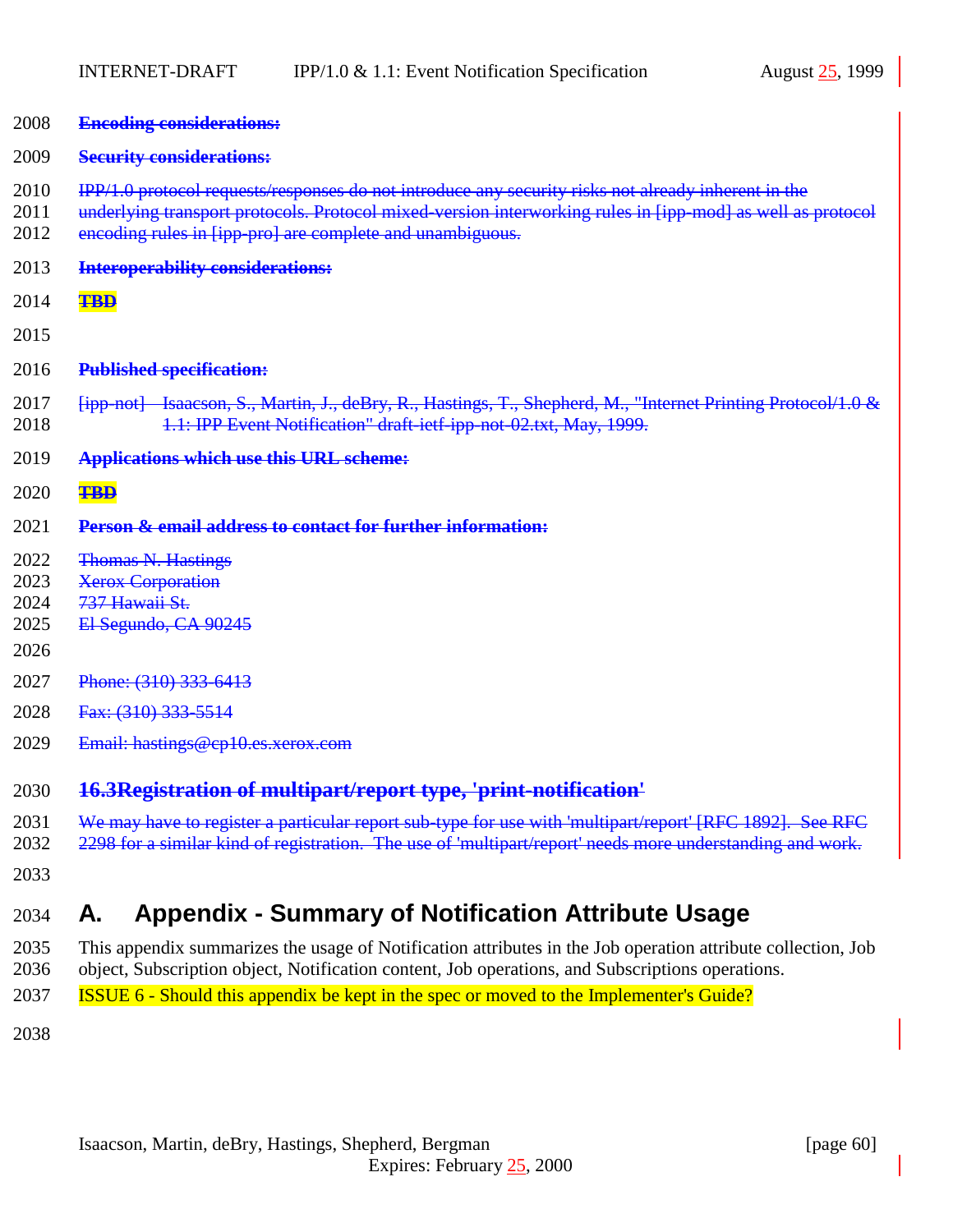**Encoding considerations:**

**Security considerations:**

IPP/1.0 protocol requests/responses do not introduce any security risks not already inherent in the underlying transport protocols. Protocol mixed-version interworking rules in [ipp-mod] as well as protocol encoding rules in [ipp-pro] are complete and unambiguous.

**Interoperability considerations:**

**TBD**

**Published specification:**

[ipp-not] Isaacson, S., Martin, J., deBry, R., Hastings, T., Shepherd, M., "Internet Printing Protocol/1.0 & 1.1: IPP Event Notification" draft-ietf-ipp-not-02.txt, May, 1999.

**Applications which use this URL scheme:**

**TBD**

**Person & email address to contact for further information:**

Thomas N. Hastings
Xerox Corporation
737 Hawaii St.
El Segundo, CA 90245

Phone: (310) 333-6413

Fax: (310) 333-5514

Email: hastings@cp10.es.xerox.com

### 16.3 Registration of multipart/report type, 'print-notification'

We may have to register a particular report sub-type for use with 'multipart/report' [RFC 1892]. See RFC 2298 for a similar kind of registration. The use of 'multipart/report' needs more understanding and work.

# A. Appendix - Summary of Notification Attribute Usage

This appendix summarizes the usage of Notification attributes in the Job operation attribute collection, Job object, Subscription object, Notification content, Job operations, and Subscriptions operations.

ISSUE 6 - Should this appendix be kept in the spec or moved to the Implementer's Guide?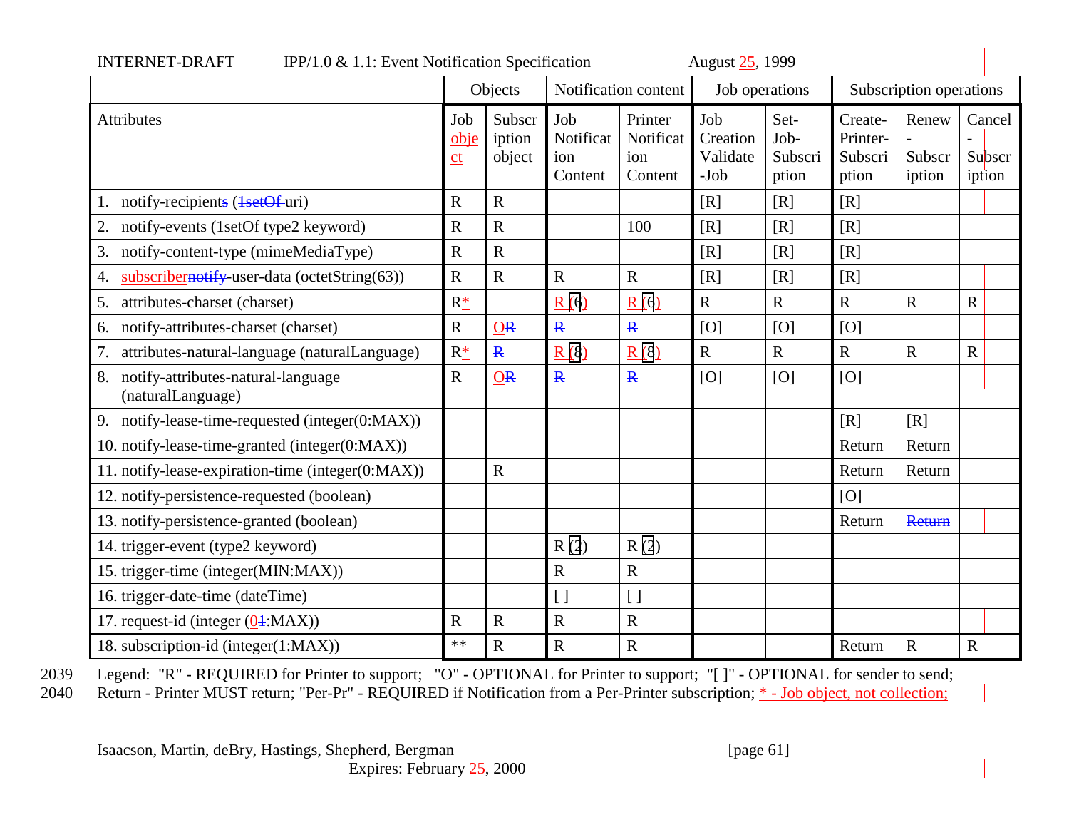| | Objects | | Notification content | | Job operations | | Subscription operations | | |
|---|---|---|---|---|---|---|---|---|---|
| Attributes | Job object | Subscription object | Job Notification Content | Printer Notification Content | Job Creation Validate-Job | Set-Job-Subscription | Create-Printer-Subscription | Renew-Subscription | Cancel-Subscription |
| 1. notify-recipients (1setOf uri) | R | R | | | [R] | [R] | [R] | | |
| 2. notify-events (1setOf type2 keyword) | R | R | | 100 | [R] | [R] | [R] | | |
| 3. notify-content-type (mimeMediaType) | R | R | | | [R] | [R] | [R] | | |
| 4. subscribernotify-user-data (octetString(63)) | R | R | R | R | [R] | [R] | [R] | | |
| 5. attributes-charset (charset) | R* | | R (6) | R (6) | R | R | R | R | R |
| 6. notify-attributes-charset (charset) | R | OR | R | R | [O] | [O] | [O] | | |
| 7. attributes-natural-language (naturalLanguage) | R* | R | R (8) | R (8) | R | R | R | R | R |
| 8. notify-attributes-natural-language (naturalLanguage) | R | OR | R | R | [O] | [O] | [O] | | |
| 9. notify-lease-time-requested (integer(0:MAX)) | | | | | | | [R] | [R] | |
| 10. notify-lease-time-granted (integer(0:MAX)) | | | | | | | Return | Return | |
| 11. notify-lease-expiration-time (integer(0:MAX)) | | R | | | | | Return | Return | |
| 12. notify-persistence-requested (boolean) | | | | | | | [O] | | |
| 13. notify-persistence-granted (boolean) | | | | | | | Return | Return | |
| 14. trigger-event (type2 keyword) | | | R (2) | R (2) | | | | | |
| 15. trigger-time (integer(MIN:MAX)) | | | R | R | | | | | |
| 16. trigger-date-time (dateTime) | | | [ ] | [ ] | | | | | |
| 17. request-id (integer (01:MAX)) | R | R | R | R | | | | | |
| 18. subscription-id (integer(1:MAX)) | ** | R | R | R | | | Return | R | R |

Legend: "R" - REQUIRED for Printer to support; "O" - OPTIONAL for Printer to support; "[ ]" - OPTIONAL for sender to send; Return - Printer MUST return; "Per-Pr" - REQUIRED if Notification from a Per-Printer subscription; * - Job object, not collection;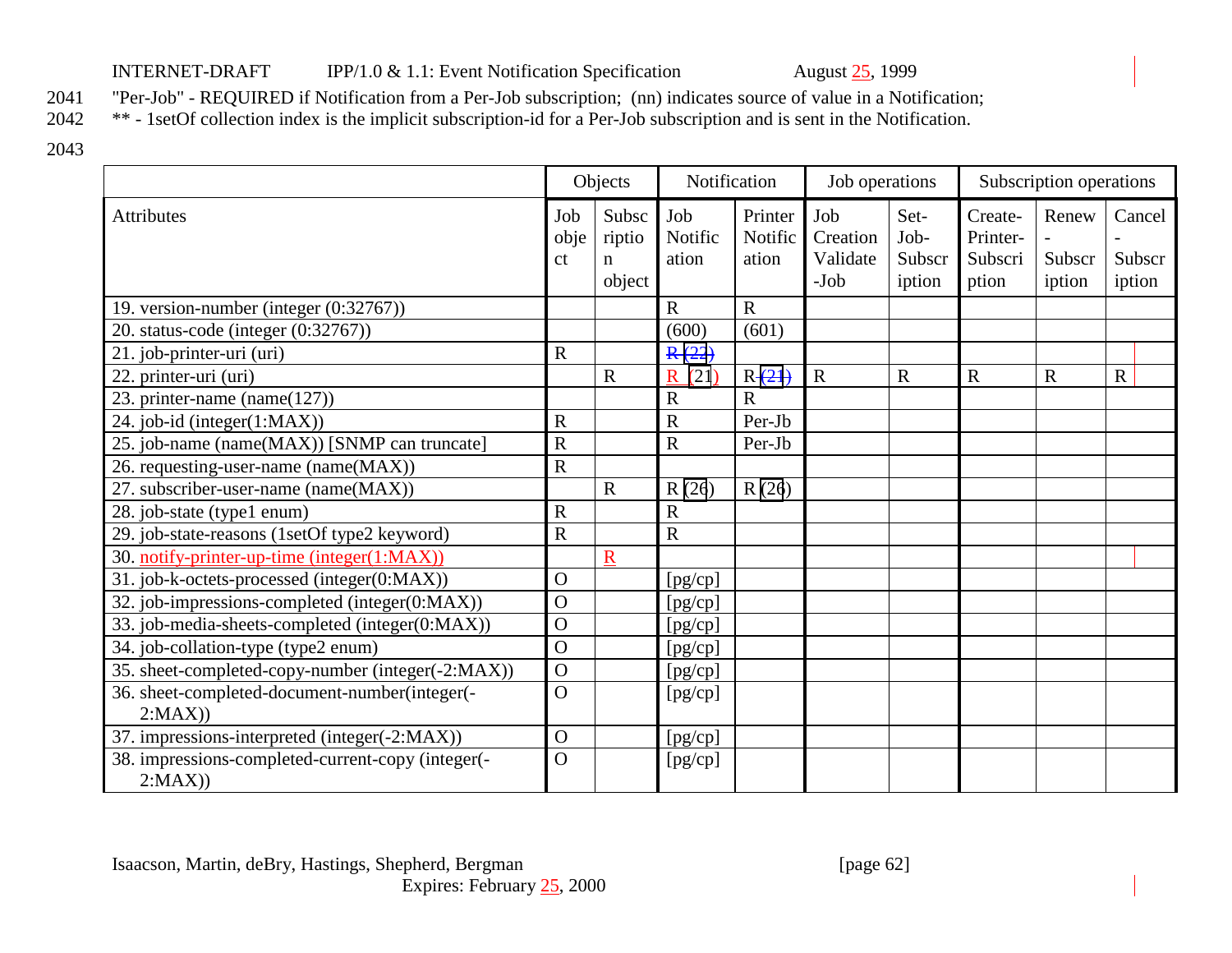"Per-Job" - REQUIRED if Notification from a Per-Job subscription; (nn) indicates source of value in a Notification;
** - 1setOf collection index is the implicit subscription-id for a Per-Job subscription and is sent in the Notification.

| | Objects | | Notification | | Job operations | | Subscription operations | | |
|---|---|---|---|---|---|---|---|---|---|
| Attributes | Job object | Subscription object | Job Notification | Printer Notification | Job Creation Validate-Job | Set-Job-Subscription | Create-Printer-Subscription | Renew-Subscription | Cancel-Subscription |
| 19. version-number (integer (0:32767)) | | | R | R | | | | | |
| 20. status-code (integer (0:32767)) | | | (600) | (601) | | | | | |
| 21. job-printer-uri (uri) | R | | ~~R (22)~~ | | | | | | |
| 22. printer-uri (uri) | | R | R (21) | R ~~(21)~~ | R | R | R | R | R |
| 23. printer-name (name(127)) | | | R | R | | | | | |
| 24. job-id (integer(1:MAX)) | R | | R | Per-Jb | | | | | |
| 25. job-name (name(MAX)) [SNMP can truncate] | R | | R | Per-Jb | | | | | |
| 26. requesting-user-name (name(MAX)) | R | | | | | | | | |
| 27. subscriber-user-name (name(MAX)) | | R | R (26) | R (26) | | | | | |
| 28. job-state (type1 enum) | R | | R | | | | | | |
| 29. job-state-reasons (1setOf type2 keyword) | R | | R | | | | | | |
| 30. notify-printer-up-time (integer(1:MAX)) | | R | | | | | | | |
| 31. job-k-octets-processed (integer(0:MAX)) | O | | [pg/cp] | | | | | | |
| 32. job-impressions-completed (integer(0:MAX)) | O | | [pg/cp] | | | | | | |
| 33. job-media-sheets-completed (integer(0:MAX)) | O | | [pg/cp] | | | | | | |
| 34. job-collation-type (type2 enum) | O | | [pg/cp] | | | | | | |
| 35. sheet-completed-copy-number (integer(-2:MAX)) | O | | [pg/cp] | | | | | | |
| 36. sheet-completed-document-number(integer(-2:MAX)) | O | | [pg/cp] | | | | | | |
| 37. impressions-interpreted (integer(-2:MAX)) | O | | [pg/cp] | | | | | | |
| 38. impressions-completed-current-copy (integer(-2:MAX)) | O | | [pg/cp] | | | | | | |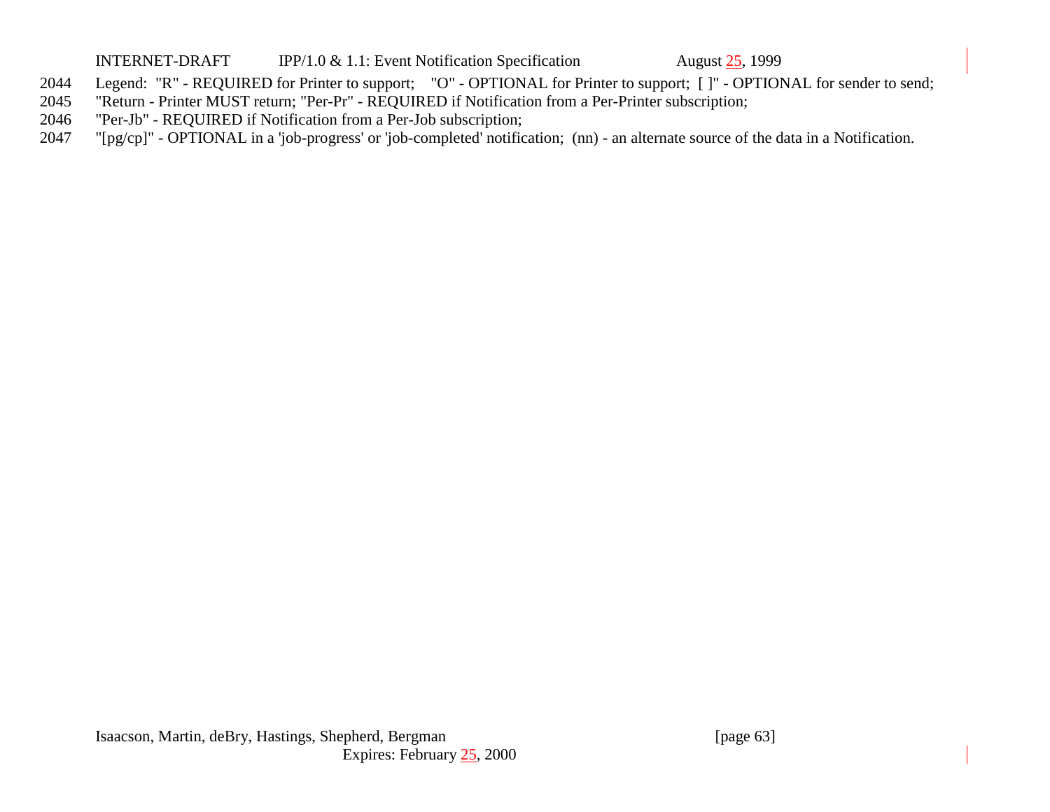2044 Legend: "R" - REQUIRED for Printer to support; "O" - OPTIONAL for Printer to support; [ ]" - OPTIONAL for sender to send;
2045 "Return - Printer MUST return; "Per-Pr" - REQUIRED if Notification from a Per-Printer subscription;
2046 "Per-Jb" - REQUIRED if Notification from a Per-Job subscription;
2047 "[pg/cp]" - OPTIONAL in a 'job-progress' or 'job-completed' notification; (nn) - an alternate source of the data in a Notification.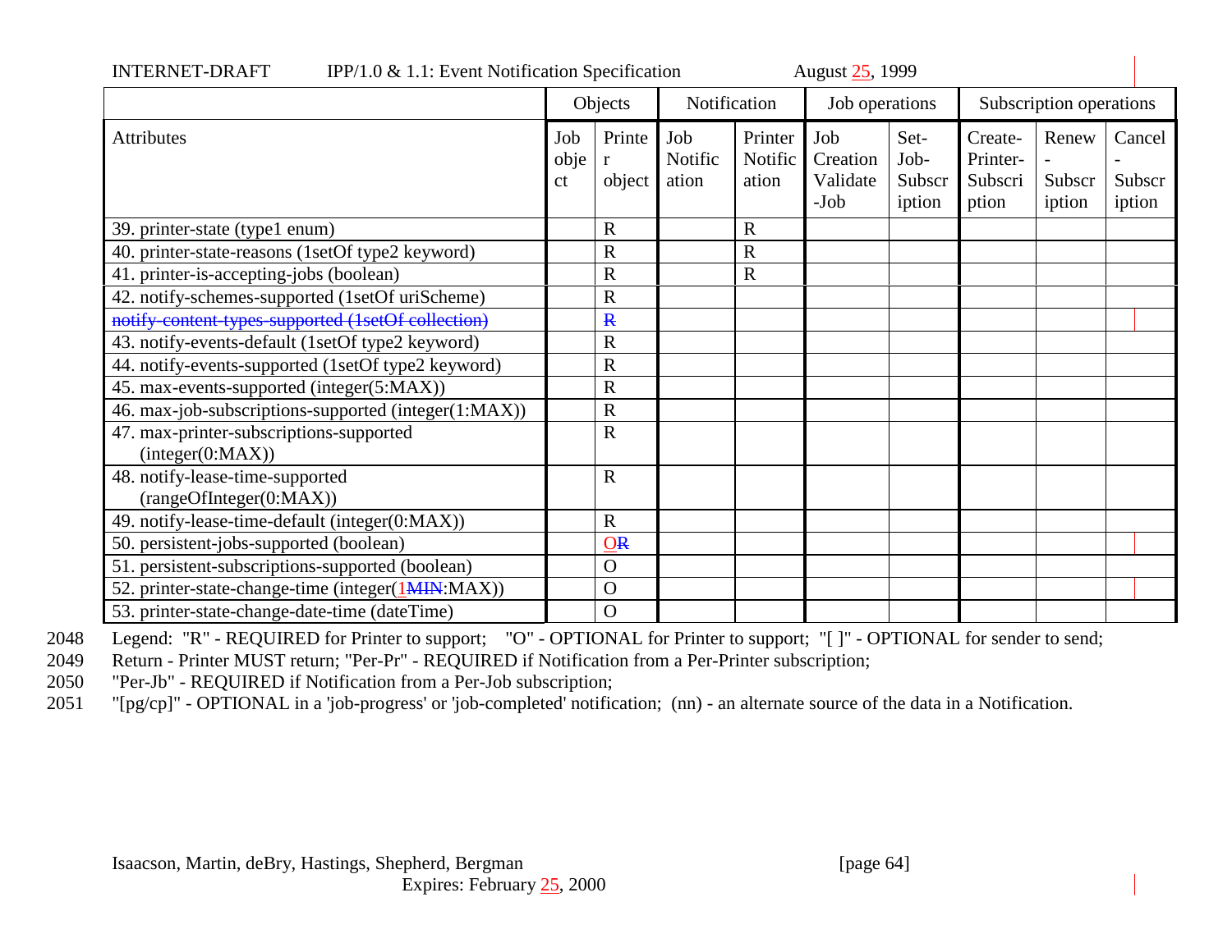| | Objects | | Notification | | Job operations | | Subscription operations | | |
|---|---|---|---|---|---|---|---|---|---|
| Attributes | Job object | Printer object | Job Notification | Printer Notification | Job Creation Validate-Job | Set-Job-Subscription | Create-Printer-Subscription | Renew-Subscription | Cancel-Subscription |
| 39. printer-state (type1 enum) | | R | | R | | | | | |
| 40. printer-state-reasons (1setOf type2 keyword) | | R | | R | | | | | |
| 41. printer-is-accepting-jobs (boolean) | | R | | R | | | | | |
| 42. notify-schemes-supported (1setOf uriScheme) | | R | | | | | | | |
| ~~notify-content-types-supported (1setOf collection)~~ | | ~~R~~ | | | | | | | |
| 43. notify-events-default (1setOf type2 keyword) | | R | | | | | | | |
| 44. notify-events-supported (1setOf type2 keyword) | | R | | | | | | | |
| 45. max-events-supported (integer(5:MAX)) | | R | | | | | | | |
| 46. max-job-subscriptions-supported (integer(1:MAX)) | | R | | | | | | | |
| 47. max-printer-subscriptions-supported (integer(0:MAX)) | | R | | | | | | | |
| 48. notify-lease-time-supported (rangeOfInteger(0:MAX)) | | R | | | | | | | |
| 49. notify-lease-time-default (integer(0:MAX)) | | R | | | | | | | |
| 50. persistent-jobs-supported (boolean) | | O~~R~~ | | | | | | | |
| 51. persistent-subscriptions-supported (boolean) | | O | | | | | | | |
| 52. printer-state-change-time (integer(1~~MIN~~:MAX)) | | O | | | | | | | |
| 53. printer-state-change-date-time (dateTime) | | O | | | | | | | |

Legend: "R" - REQUIRED for Printer to support; "O" - OPTIONAL for Printer to support; "[ ]" - OPTIONAL for sender to send;
Return - Printer MUST return; "Per-Pr" - REQUIRED if Notification from a Per-Printer subscription;
"Per-Jb" - REQUIRED if Notification from a Per-Job subscription;
"[pg/cp]" - OPTIONAL in a 'job-progress' or 'job-completed' notification; (nn) - an alternate source of the data in a Notification.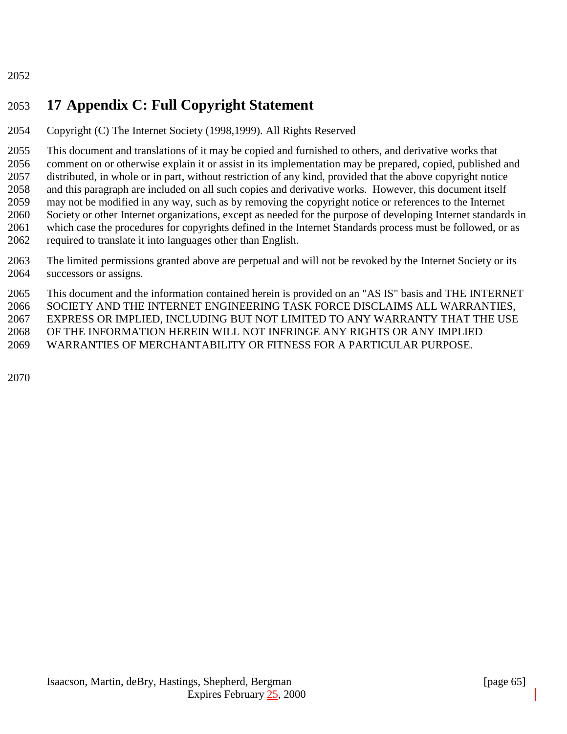# 17 Appendix C: Full Copyright Statement

Copyright (C) The Internet Society (1998,1999). All Rights Reserved

This document and translations of it may be copied and furnished to others, and derivative works that comment on or otherwise explain it or assist in its implementation may be prepared, copied, published and distributed, in whole or in part, without restriction of any kind, provided that the above copyright notice and this paragraph are included on all such copies and derivative works. However, this document itself may not be modified in any way, such as by removing the copyright notice or references to the Internet Society or other Internet organizations, except as needed for the purpose of developing Internet standards in which case the procedures for copyrights defined in the Internet Standards process must be followed, or as required to translate it into languages other than English.

The limited permissions granted above are perpetual and will not be revoked by the Internet Society or its successors or assigns.

This document and the information contained herein is provided on an "AS IS" basis and THE INTERNET SOCIETY AND THE INTERNET ENGINEERING TASK FORCE DISCLAIMS ALL WARRANTIES, EXPRESS OR IMPLIED, INCLUDING BUT NOT LIMITED TO ANY WARRANTY THAT THE USE OF THE INFORMATION HEREIN WILL NOT INFRINGE ANY RIGHTS OR ANY IMPLIED WARRANTIES OF MERCHANTABILITY OR FITNESS FOR A PARTICULAR PURPOSE.